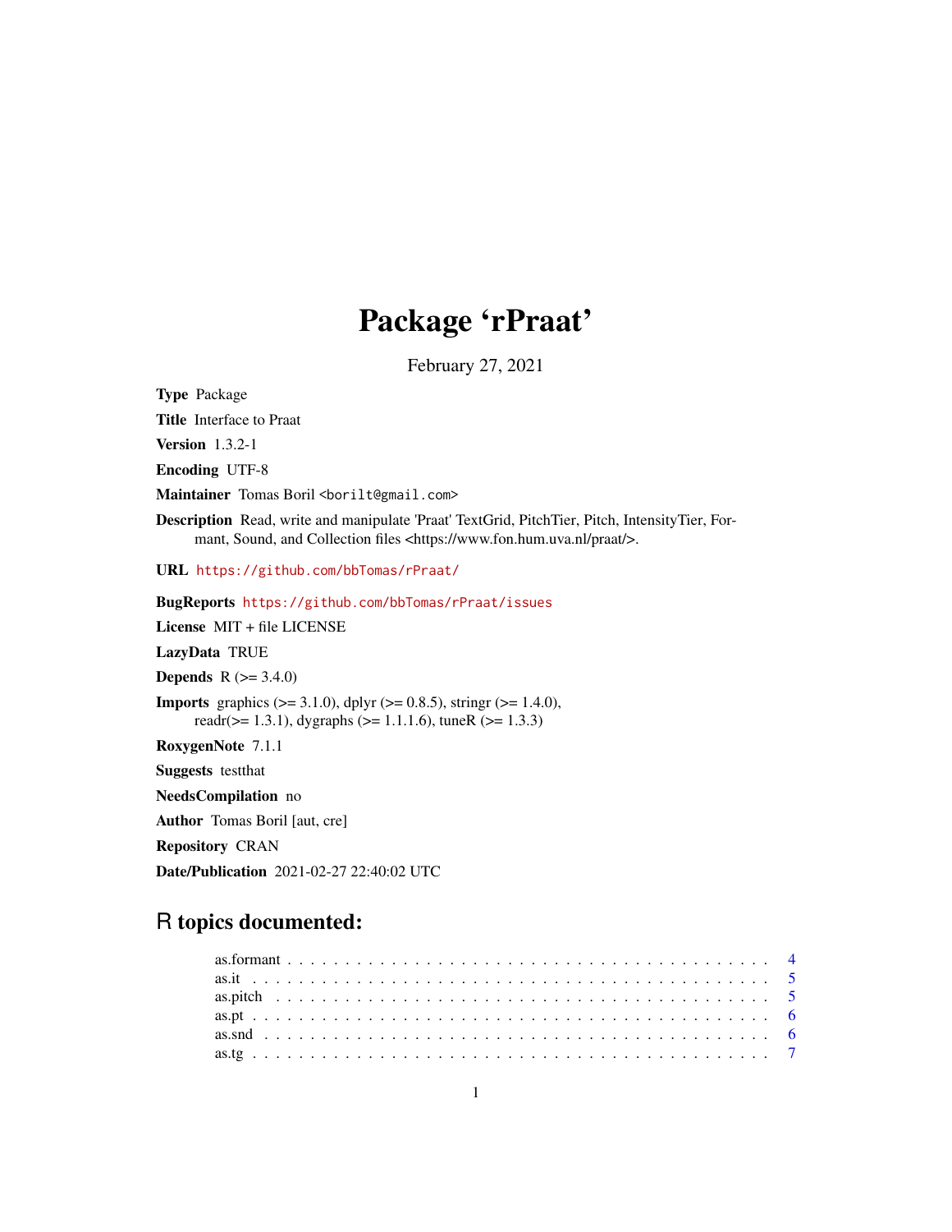# Package 'rPraat'

February 27, 2021

**Type** Package

**Title** Interface to Praat

**Version** 1.3.2-1

**Encoding** UTF-8

**Maintainer** Tomas Boril <borilt@gmail.com>

**Description** Read, write and manipulate 'Praat' TextGrid, PitchTier, Pitch, IntensityTier, Formant, Sound, and Collection files <https://www.fon.hum.uva.nl/praat/>.

**URL** https://github.com/bbTomas/rPraat/

**BugReports** https://github.com/bbTomas/rPraat/issues

**License** MIT + file LICENSE

**LazyData** TRUE

**Depends** R (>= 3.4.0)

**Imports** graphics (>= 3.1.0), dplyr (>= 0.8.5), stringr (>= 1.4.0), readr(>= 1.3.1), dygraphs (>= 1.1.1.6), tuneR (>= 1.3.3)

**RoxygenNote** 7.1.1

**Suggests** testthat

**NeedsCompilation** no

**Author** Tomas Boril [aut, cre]

**Repository** CRAN

**Date/Publication** 2021-02-27 22:40:02 UTC

## R topics documented:

as.formant . . . . . . . . . . . . . . . . . . . . . . . . . . . . . . . . . . . . . . . . . 4
as.it . . . . . . . . . . . . . . . . . . . . . . . . . . . . . . . . . . . . . . . . . . . . 5
as.pitch . . . . . . . . . . . . . . . . . . . . . . . . . . . . . . . . . . . . . . . . . . 5
as.pt . . . . . . . . . . . . . . . . . . . . . . . . . . . . . . . . . . . . . . . . . . . . 6
as.snd . . . . . . . . . . . . . . . . . . . . . . . . . . . . . . . . . . . . . . . . . . . 6
as.tg . . . . . . . . . . . . . . . . . . . . . . . . . . . . . . . . . . . . . . . . . . . . 7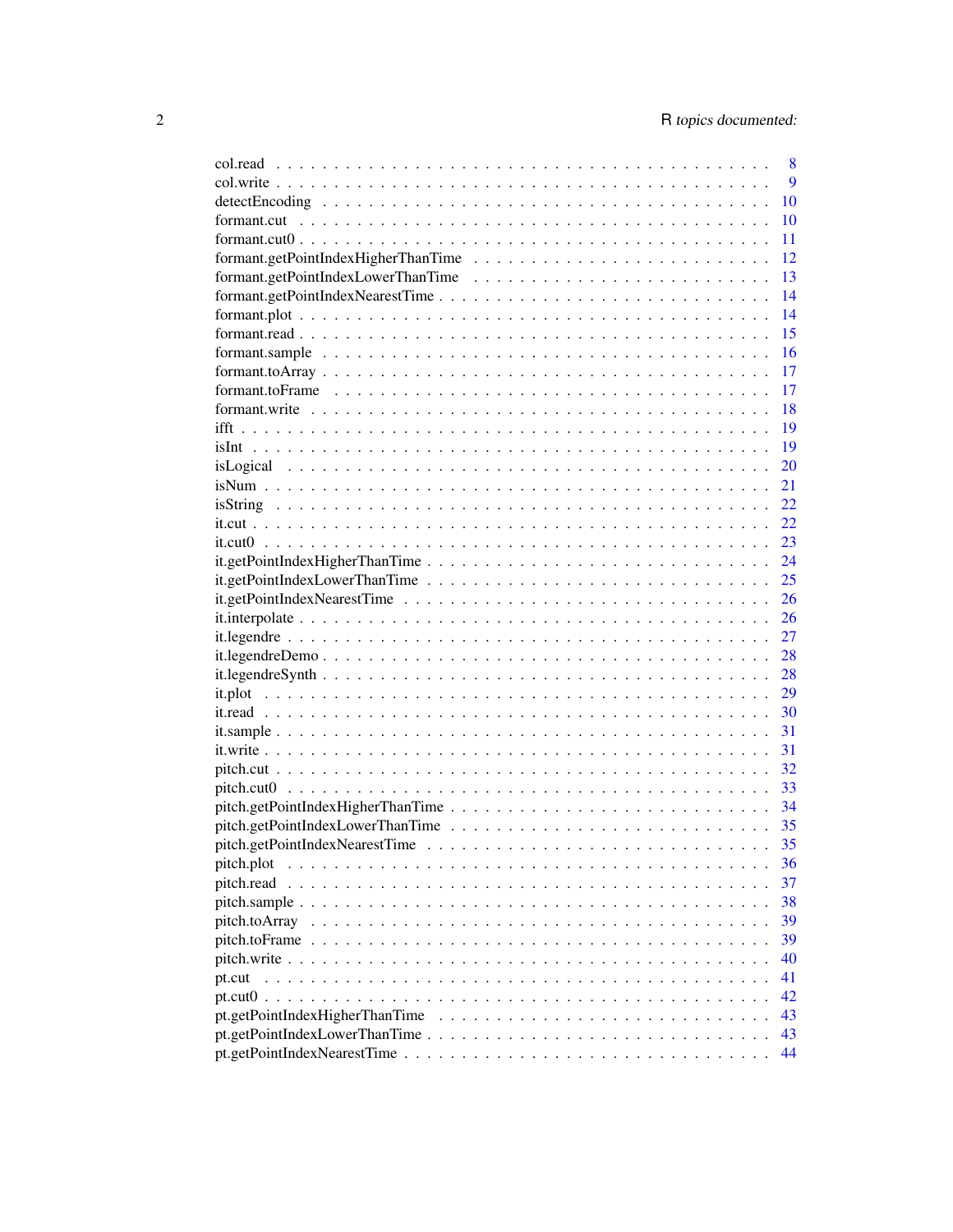col.read . . . . . . . . . . . . . . . . . . . . . . . . . . . . . . . . . . . . . . . . 8
col.write . . . . . . . . . . . . . . . . . . . . . . . . . . . . . . . . . . . . . . . . 9
detectEncoding . . . . . . . . . . . . . . . . . . . . . . . . . . . . . . . . . . . . . 10
formant.cut . . . . . . . . . . . . . . . . . . . . . . . . . . . . . . . . . . . . . . . 10
formant.cut0 . . . . . . . . . . . . . . . . . . . . . . . . . . . . . . . . . . . . . . 11
formant.getPointIndexHigherThanTime . . . . . . . . . . . . . . . . . . . . . . . . . 12
formant.getPointIndexLowerThanTime . . . . . . . . . . . . . . . . . . . . . . . . . 13
formant.getPointIndexNearestTime . . . . . . . . . . . . . . . . . . . . . . . . . . . 14
formant.plot . . . . . . . . . . . . . . . . . . . . . . . . . . . . . . . . . . . . . . 14
formant.read . . . . . . . . . . . . . . . . . . . . . . . . . . . . . . . . . . . . . . 15
formant.sample . . . . . . . . . . . . . . . . . . . . . . . . . . . . . . . . . . . . . 16
formant.toArray . . . . . . . . . . . . . . . . . . . . . . . . . . . . . . . . . . . . . 17
formant.toFrame . . . . . . . . . . . . . . . . . . . . . . . . . . . . . . . . . . . . . 17
formant.write . . . . . . . . . . . . . . . . . . . . . . . . . . . . . . . . . . . . . . 18
ifft . . . . . . . . . . . . . . . . . . . . . . . . . . . . . . . . . . . . . . . . . . . 19
isInt . . . . . . . . . . . . . . . . . . . . . . . . . . . . . . . . . . . . . . . . . . 19
isLogical . . . . . . . . . . . . . . . . . . . . . . . . . . . . . . . . . . . . . . . . 20
isNum . . . . . . . . . . . . . . . . . . . . . . . . . . . . . . . . . . . . . . . . . . 21
isString . . . . . . . . . . . . . . . . . . . . . . . . . . . . . . . . . . . . . . . . . 22
it.cut . . . . . . . . . . . . . . . . . . . . . . . . . . . . . . . . . . . . . . . . . . 22
it.cut0 . . . . . . . . . . . . . . . . . . . . . . . . . . . . . . . . . . . . . . . . . 23
it.getPointIndexHigherThanTime . . . . . . . . . . . . . . . . . . . . . . . . . . . . 24
it.getPointIndexLowerThanTime . . . . . . . . . . . . . . . . . . . . . . . . . . . . 25
it.getPointIndexNearestTime . . . . . . . . . . . . . . . . . . . . . . . . . . . . . . 26
it.interpolate . . . . . . . . . . . . . . . . . . . . . . . . . . . . . . . . . . . . . . 26
it.legendre . . . . . . . . . . . . . . . . . . . . . . . . . . . . . . . . . . . . . . . 27
it.legendreDemo . . . . . . . . . . . . . . . . . . . . . . . . . . . . . . . . . . . . . 28
it.legendreSynth . . . . . . . . . . . . . . . . . . . . . . . . . . . . . . . . . . . . . 28
it.plot . . . . . . . . . . . . . . . . . . . . . . . . . . . . . . . . . . . . . . . . . . 29
it.read . . . . . . . . . . . . . . . . . . . . . . . . . . . . . . . . . . . . . . . . . . 30
it.sample . . . . . . . . . . . . . . . . . . . . . . . . . . . . . . . . . . . . . . . . 31
it.write . . . . . . . . . . . . . . . . . . . . . . . . . . . . . . . . . . . . . . . . . 31
pitch.cut . . . . . . . . . . . . . . . . . . . . . . . . . . . . . . . . . . . . . . . . 32
pitch.cut0 . . . . . . . . . . . . . . . . . . . . . . . . . . . . . . . . . . . . . . . . 33
pitch.getPointIndexHigherThanTime . . . . . . . . . . . . . . . . . . . . . . . . . . 34
pitch.getPointIndexLowerThanTime . . . . . . . . . . . . . . . . . . . . . . . . . . . 35
pitch.getPointIndexNearestTime . . . . . . . . . . . . . . . . . . . . . . . . . . . . 35
pitch.plot . . . . . . . . . . . . . . . . . . . . . . . . . . . . . . . . . . . . . . . . 36
pitch.read . . . . . . . . . . . . . . . . . . . . . . . . . . . . . . . . . . . . . . . . 37
pitch.sample . . . . . . . . . . . . . . . . . . . . . . . . . . . . . . . . . . . . . . . 38
pitch.toArray . . . . . . . . . . . . . . . . . . . . . . . . . . . . . . . . . . . . . . 39
pitch.toFrame . . . . . . . . . . . . . . . . . . . . . . . . . . . . . . . . . . . . . . 39
pitch.write . . . . . . . . . . . . . . . . . . . . . . . . . . . . . . . . . . . . . . . . 40
pt.cut . . . . . . . . . . . . . . . . . . . . . . . . . . . . . . . . . . . . . . . . . . 41
pt.cut0 . . . . . . . . . . . . . . . . . . . . . . . . . . . . . . . . . . . . . . . . . . 42
pt.getPointIndexHigherThanTime . . . . . . . . . . . . . . . . . . . . . . . . . . . . 43
pt.getPointIndexLowerThanTime . . . . . . . . . . . . . . . . . . . . . . . . . . . . 43
pt.getPointIndexNearestTime . . . . . . . . . . . . . . . . . . . . . . . . . . . . . . 44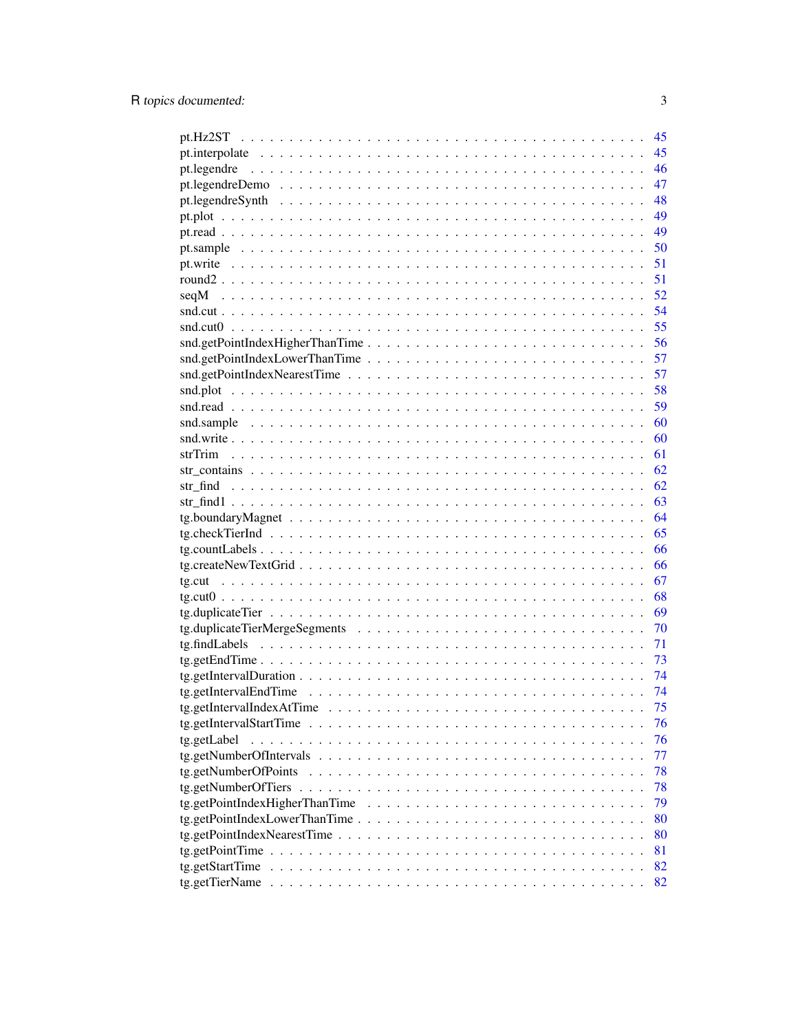pt.Hz2ST . . . . . . . . . . . . . . . . . . . . . . . . . . . . . . . . . . . . . . . . 45
pt.interpolate . . . . . . . . . . . . . . . . . . . . . . . . . . . . . . . . . . . . . . 45
pt.legendre . . . . . . . . . . . . . . . . . . . . . . . . . . . . . . . . . . . . . . . 46
pt.legendreDemo . . . . . . . . . . . . . . . . . . . . . . . . . . . . . . . . . . . . 47
pt.legendreSynth . . . . . . . . . . . . . . . . . . . . . . . . . . . . . . . . . . . . 48
pt.plot . . . . . . . . . . . . . . . . . . . . . . . . . . . . . . . . . . . . . . . . . 49
pt.read . . . . . . . . . . . . . . . . . . . . . . . . . . . . . . . . . . . . . . . . . 49
pt.sample . . . . . . . . . . . . . . . . . . . . . . . . . . . . . . . . . . . . . . . . 50
pt.write . . . . . . . . . . . . . . . . . . . . . . . . . . . . . . . . . . . . . . . . . 51
round2 . . . . . . . . . . . . . . . . . . . . . . . . . . . . . . . . . . . . . . . . . . 51
seqM . . . . . . . . . . . . . . . . . . . . . . . . . . . . . . . . . . . . . . . . . . . 52
snd.cut . . . . . . . . . . . . . . . . . . . . . . . . . . . . . . . . . . . . . . . . . . 54
snd.cut0 . . . . . . . . . . . . . . . . . . . . . . . . . . . . . . . . . . . . . . . . . 55
snd.getPointIndexHigherThanTime . . . . . . . . . . . . . . . . . . . . . . . . . . . 56
snd.getPointIndexLowerThanTime . . . . . . . . . . . . . . . . . . . . . . . . . . . . 57
snd.getPointIndexNearestTime . . . . . . . . . . . . . . . . . . . . . . . . . . . . . 57
snd.plot . . . . . . . . . . . . . . . . . . . . . . . . . . . . . . . . . . . . . . . . . 58
snd.read . . . . . . . . . . . . . . . . . . . . . . . . . . . . . . . . . . . . . . . . . 59
snd.sample . . . . . . . . . . . . . . . . . . . . . . . . . . . . . . . . . . . . . . . . 60
snd.write . . . . . . . . . . . . . . . . . . . . . . . . . . . . . . . . . . . . . . . . . 60
strTrim . . . . . . . . . . . . . . . . . . . . . . . . . . . . . . . . . . . . . . . . . . 61
str_contains . . . . . . . . . . . . . . . . . . . . . . . . . . . . . . . . . . . . . . . 62
str_find . . . . . . . . . . . . . . . . . . . . . . . . . . . . . . . . . . . . . . . . . 62
str_find1 . . . . . . . . . . . . . . . . . . . . . . . . . . . . . . . . . . . . . . . . . 63
tg.boundaryMagnet . . . . . . . . . . . . . . . . . . . . . . . . . . . . . . . . . . . . 64
tg.checkTierInd . . . . . . . . . . . . . . . . . . . . . . . . . . . . . . . . . . . . . 65
tg.countLabels . . . . . . . . . . . . . . . . . . . . . . . . . . . . . . . . . . . . . . 66
tg.createNewTextGrid . . . . . . . . . . . . . . . . . . . . . . . . . . . . . . . . . . 66
tg.cut . . . . . . . . . . . . . . . . . . . . . . . . . . . . . . . . . . . . . . . . . . 67
tg.cut0 . . . . . . . . . . . . . . . . . . . . . . . . . . . . . . . . . . . . . . . . . . 68
tg.duplicateTier . . . . . . . . . . . . . . . . . . . . . . . . . . . . . . . . . . . . . 69
tg.duplicateTierMergeSegments . . . . . . . . . . . . . . . . . . . . . . . . . . . . . 70
tg.findLabels . . . . . . . . . . . . . . . . . . . . . . . . . . . . . . . . . . . . . . . 71
tg.getEndTime . . . . . . . . . . . . . . . . . . . . . . . . . . . . . . . . . . . . . . 73
tg.getIntervalDuration . . . . . . . . . . . . . . . . . . . . . . . . . . . . . . . . . . 74
tg.getIntervalEndTime . . . . . . . . . . . . . . . . . . . . . . . . . . . . . . . . . . 74
tg.getIntervalIndexAtTime . . . . . . . . . . . . . . . . . . . . . . . . . . . . . . . . 75
tg.getIntervalStartTime . . . . . . . . . . . . . . . . . . . . . . . . . . . . . . . . . 76
tg.getLabel . . . . . . . . . . . . . . . . . . . . . . . . . . . . . . . . . . . . . . . . 76
tg.getNumberOfIntervals . . . . . . . . . . . . . . . . . . . . . . . . . . . . . . . . . 77
tg.getNumberOfPoints . . . . . . . . . . . . . . . . . . . . . . . . . . . . . . . . . . . 78
tg.getNumberOfTiers . . . . . . . . . . . . . . . . . . . . . . . . . . . . . . . . . . . 78
tg.getPointIndexHigherThanTime . . . . . . . . . . . . . . . . . . . . . . . . . . . . . 79
tg.getPointIndexLowerThanTime . . . . . . . . . . . . . . . . . . . . . . . . . . . . . 80
tg.getPointIndexNearestTime . . . . . . . . . . . . . . . . . . . . . . . . . . . . . . . 80
tg.getPointTime . . . . . . . . . . . . . . . . . . . . . . . . . . . . . . . . . . . . . 81
tg.getStartTime . . . . . . . . . . . . . . . . . . . . . . . . . . . . . . . . . . . . . . 82
tg.getTierName . . . . . . . . . . . . . . . . . . . . . . . . . . . . . . . . . . . . . . 82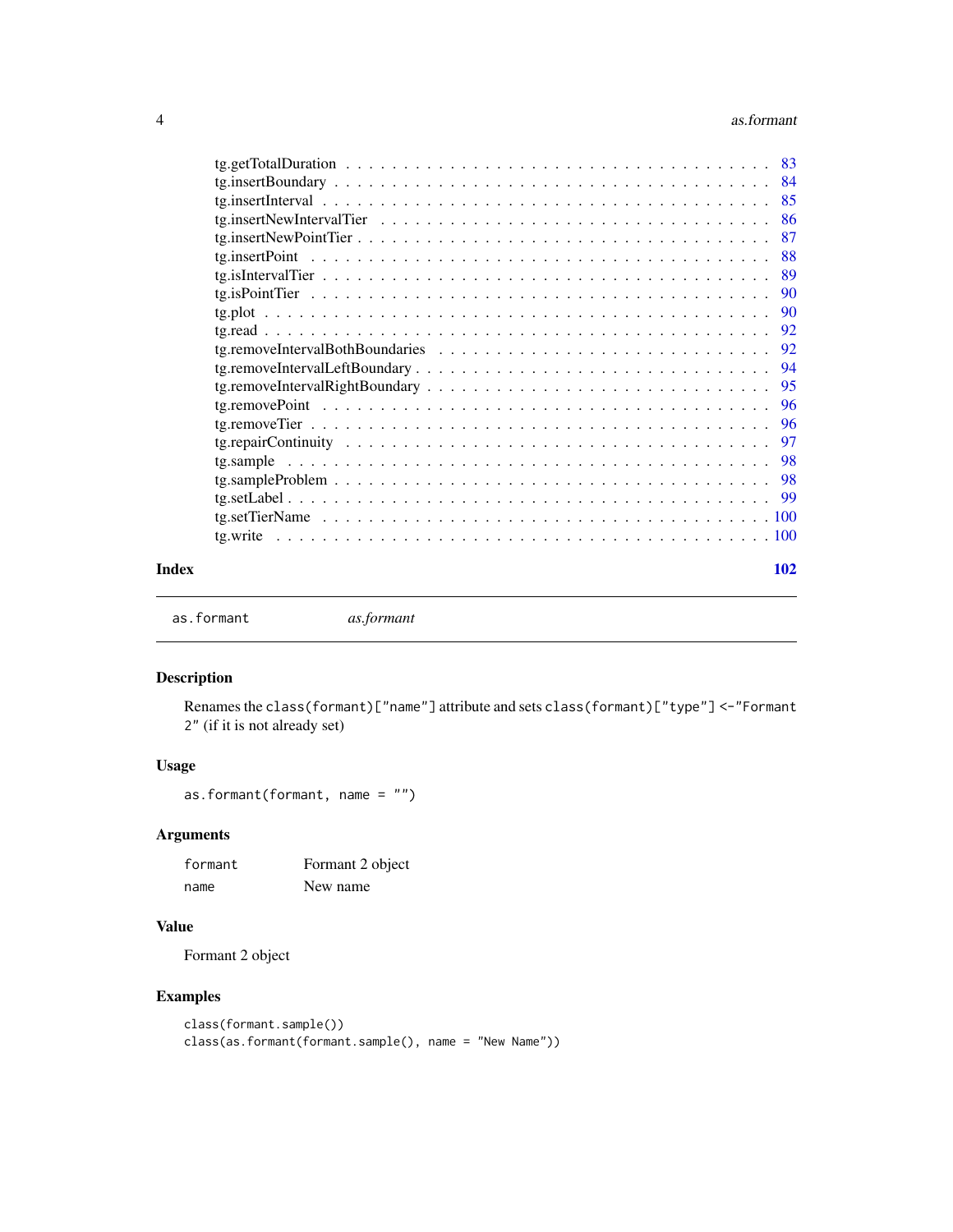tg.getTotalDuration . . . . . . . . . . . . . . . . . . . . . . . . . . . . . . . . . . 83
tg.insertBoundary . . . . . . . . . . . . . . . . . . . . . . . . . . . . . . . . . . . 84
tg.insertInterval . . . . . . . . . . . . . . . . . . . . . . . . . . . . . . . . . . . 85
tg.insertNewIntervalTier . . . . . . . . . . . . . . . . . . . . . . . . . . . . . . . 86
tg.insertNewPointTier . . . . . . . . . . . . . . . . . . . . . . . . . . . . . . . . 87
tg.insertPoint . . . . . . . . . . . . . . . . . . . . . . . . . . . . . . . . . . . . 88
tg.isIntervalTier . . . . . . . . . . . . . . . . . . . . . . . . . . . . . . . . . . . 89
tg.isPointTier . . . . . . . . . . . . . . . . . . . . . . . . . . . . . . . . . . . . 90
tg.plot . . . . . . . . . . . . . . . . . . . . . . . . . . . . . . . . . . . . . . . . 90
tg.read . . . . . . . . . . . . . . . . . . . . . . . . . . . . . . . . . . . . . . . . 92
tg.removeIntervalBothBoundaries . . . . . . . . . . . . . . . . . . . . . . . . . . 92
tg.removeIntervalLeftBoundary . . . . . . . . . . . . . . . . . . . . . . . . . . . 94
tg.removeIntervalRightBoundary . . . . . . . . . . . . . . . . . . . . . . . . . . 95
tg.removePoint . . . . . . . . . . . . . . . . . . . . . . . . . . . . . . . . . . . . 96
tg.removeTier . . . . . . . . . . . . . . . . . . . . . . . . . . . . . . . . . . . . 96
tg.repairContinuity . . . . . . . . . . . . . . . . . . . . . . . . . . . . . . . . . 97
tg.sample . . . . . . . . . . . . . . . . . . . . . . . . . . . . . . . . . . . . . . . 98
tg.sampleProblem . . . . . . . . . . . . . . . . . . . . . . . . . . . . . . . . . . . 98
tg.setLabel . . . . . . . . . . . . . . . . . . . . . . . . . . . . . . . . . . . . . . 99
tg.setTierName . . . . . . . . . . . . . . . . . . . . . . . . . . . . . . . . . . . . 100
tg.write . . . . . . . . . . . . . . . . . . . . . . . . . . . . . . . . . . . . . . . . 100

**Index** **102**

---

`as.formant` *as.formant*

---

## Description

Renames the `class(formant)["name"]` attribute and sets `class(formant)["type"] <-"Formant 2"` (if it is not already set)

## Usage

```
as.formant(formant, name = "")
```

## Arguments

| | |
|---|---|
| `formant` | Formant 2 object |
| `name` | New name |

## Value

Formant 2 object

## Examples

```
class(formant.sample())
class(as.formant(formant.sample(), name = "New Name"))
```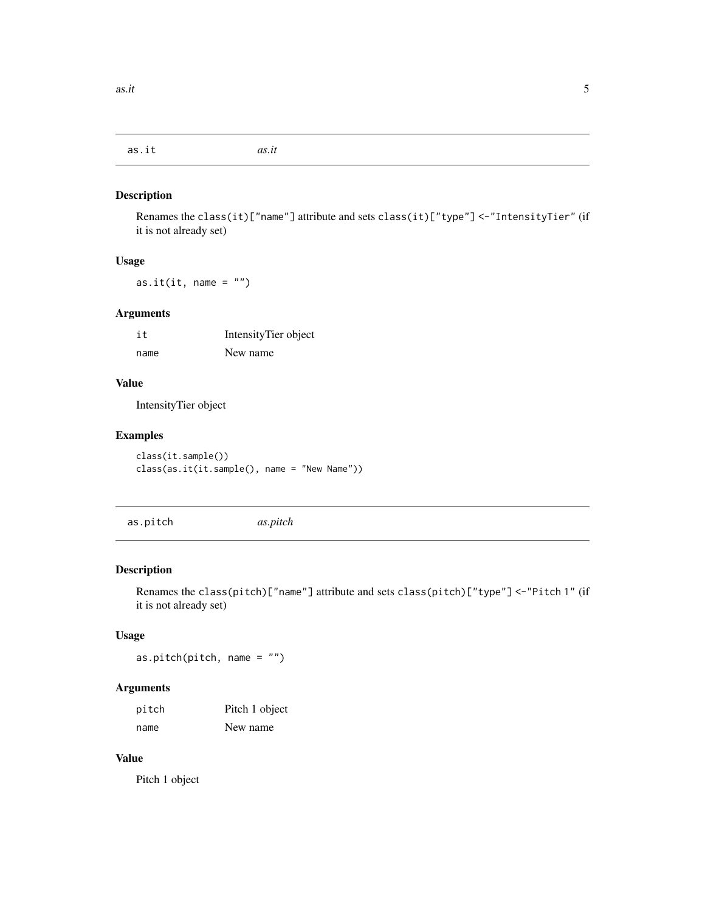## as.it — *as.it*

### Description

Renames the `class(it)["name"]` attribute and sets `class(it)["type"] <-"IntensityTier"` (if it is not already set)

### Usage

```
as.it(it, name = "")
```

### Arguments

| | |
|---|---|
| `it` | IntensityTier object |
| `name` | New name |

### Value

IntensityTier object

### Examples

```
class(it.sample())
class(as.it(it.sample(), name = "New Name"))
```

## as.pitch — *as.pitch*

### Description

Renames the `class(pitch)["name"]` attribute and sets `class(pitch)["type"] <-"Pitch 1"` (if it is not already set)

### Usage

```
as.pitch(pitch, name = "")
```

### Arguments

| | |
|---|---|
| `pitch` | Pitch 1 object |
| `name` | New name |

### Value

Pitch 1 object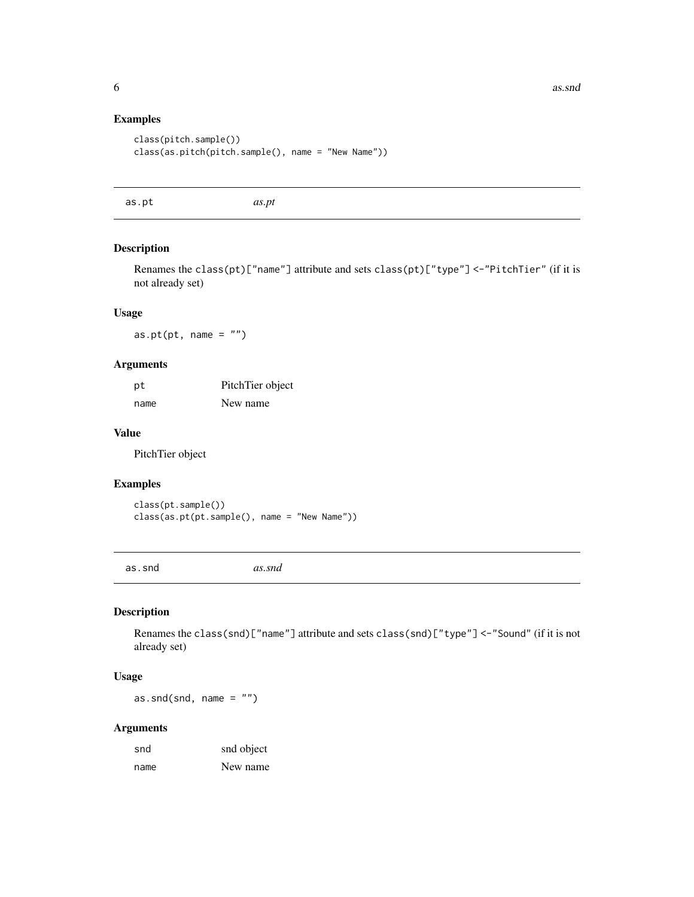### Examples

```
class(pitch.sample())
class(as.pitch(pitch.sample(), name = "New Name"))
```

## as.pt *as.pt*

### Description

Renames the `class(pt)["name"]` attribute and sets `class(pt)["type"] <-"PitchTier"` (if it is not already set)

### Usage

```
as.pt(pt, name = "")
```

### Arguments

| | |
|---|---|
| `pt` | PitchTier object |
| `name` | New name |

### Value

PitchTier object

### Examples

```
class(pt.sample())
class(as.pt(pt.sample(), name = "New Name"))
```

## as.snd *as.snd*

### Description

Renames the `class(snd)["name"]` attribute and sets `class(snd)["type"] <-"Sound"` (if it is not already set)

### Usage

```
as.snd(snd, name = "")
```

### Arguments

| | |
|---|---|
| `snd` | snd object |
| `name` | New name |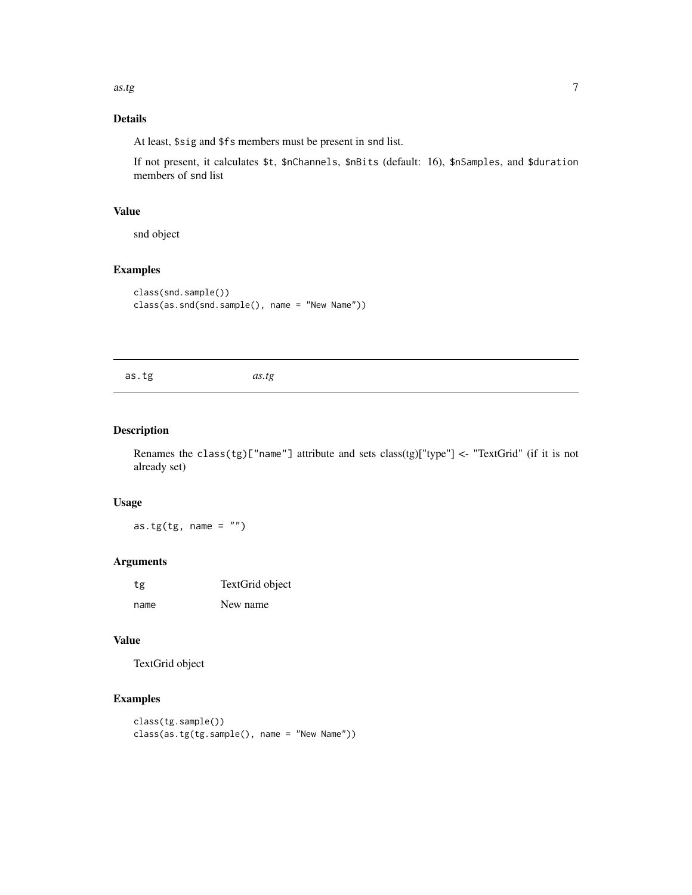### Details

At least, `$sig` and `$fs` members must be present in `snd` list.

If not present, it calculates `$t`, `$nChannels`, `$nBits` (default: 16), `$nSamples`, and `$duration` members of `snd` list

### Value

snd object

### Examples

```
class(snd.sample())
class(as.snd(snd.sample(), name = "New Name"))
```

---

## as.tg *as.tg*

---

### Description

Renames the `class(tg)["name"]` attribute and sets class(tg)["type"] <- "TextGrid" (if it is not already set)

### Usage

```
as.tg(tg, name = "")
```

### Arguments

| | |
|---|---|
| tg | TextGrid object |
| name | New name |

### Value

TextGrid object

### Examples

```
class(tg.sample())
class(as.tg(tg.sample(), name = "New Name"))
```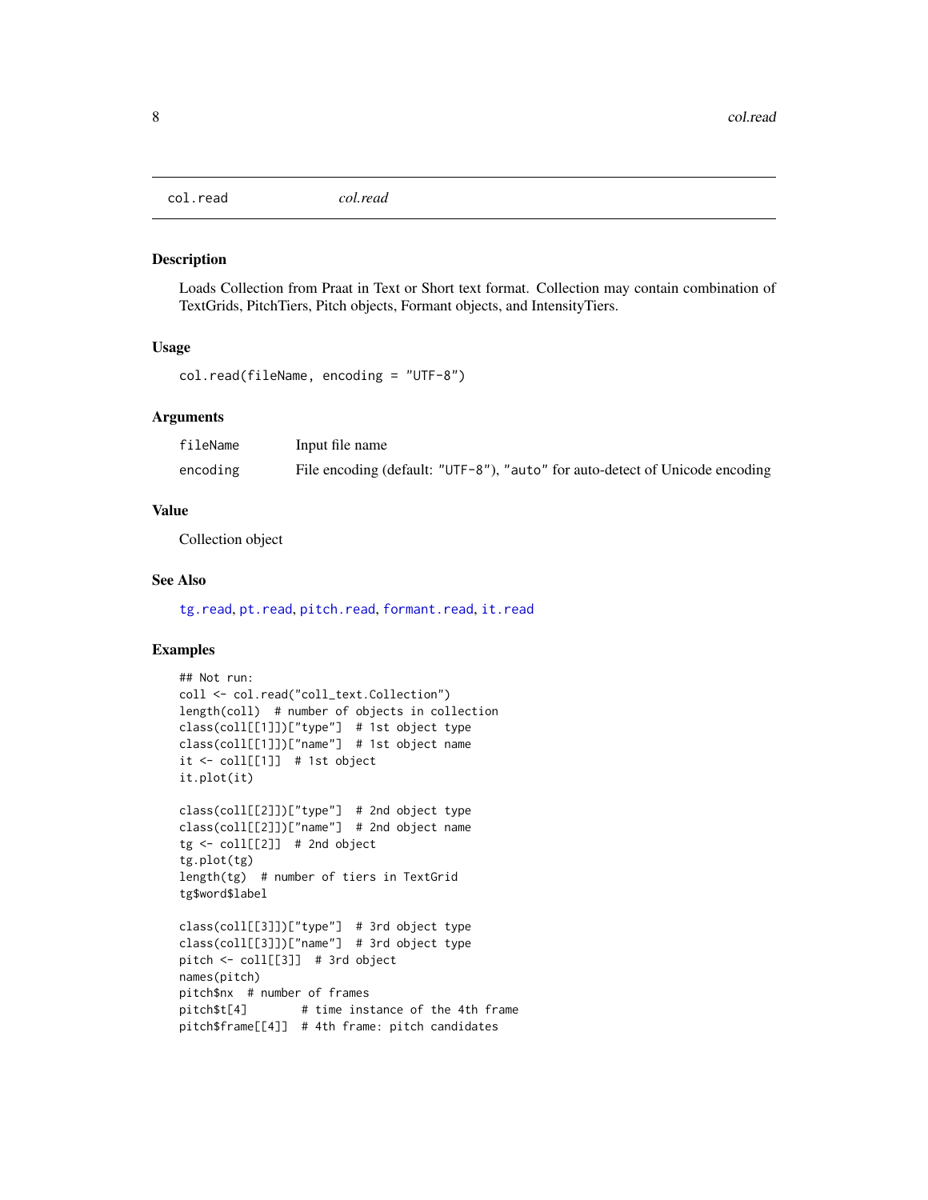## col.read

*col.read*

### Description

Loads Collection from Praat in Text or Short text format. Collection may contain combination of TextGrids, PitchTiers, Pitch objects, Formant objects, and IntensityTiers.

### Usage

```
col.read(fileName, encoding = "UTF-8")
```

### Arguments

| | |
|---|---|
| fileName | Input file name |
| encoding | File encoding (default: "UTF-8"), "auto" for auto-detect of Unicode encoding |

### Value

Collection object

### See Also

tg.read, pt.read, pitch.read, formant.read, it.read

### Examples

```
## Not run:
coll <- col.read("coll_text.Collection")
length(coll)  # number of objects in collection
class(coll[[1]])["type"]  # 1st object type
class(coll[[1]])["name"]  # 1st object name
it <- coll[[1]]  # 1st object
it.plot(it)

class(coll[[2]])["type"]  # 2nd object type
class(coll[[2]])["name"]  # 2nd object name
tg <- coll[[2]]  # 2nd object
tg.plot(tg)
length(tg)  # number of tiers in TextGrid
tg$word$label

class(coll[[3]])["type"]  # 3rd object type
class(coll[[3]])["name"]  # 3rd object type
pitch <- coll[[3]]  # 3rd object
names(pitch)
pitch$nx  # number of frames
pitch$t[4]        # time instance of the 4th frame
pitch$frame[[4]]  # 4th frame: pitch candidates
```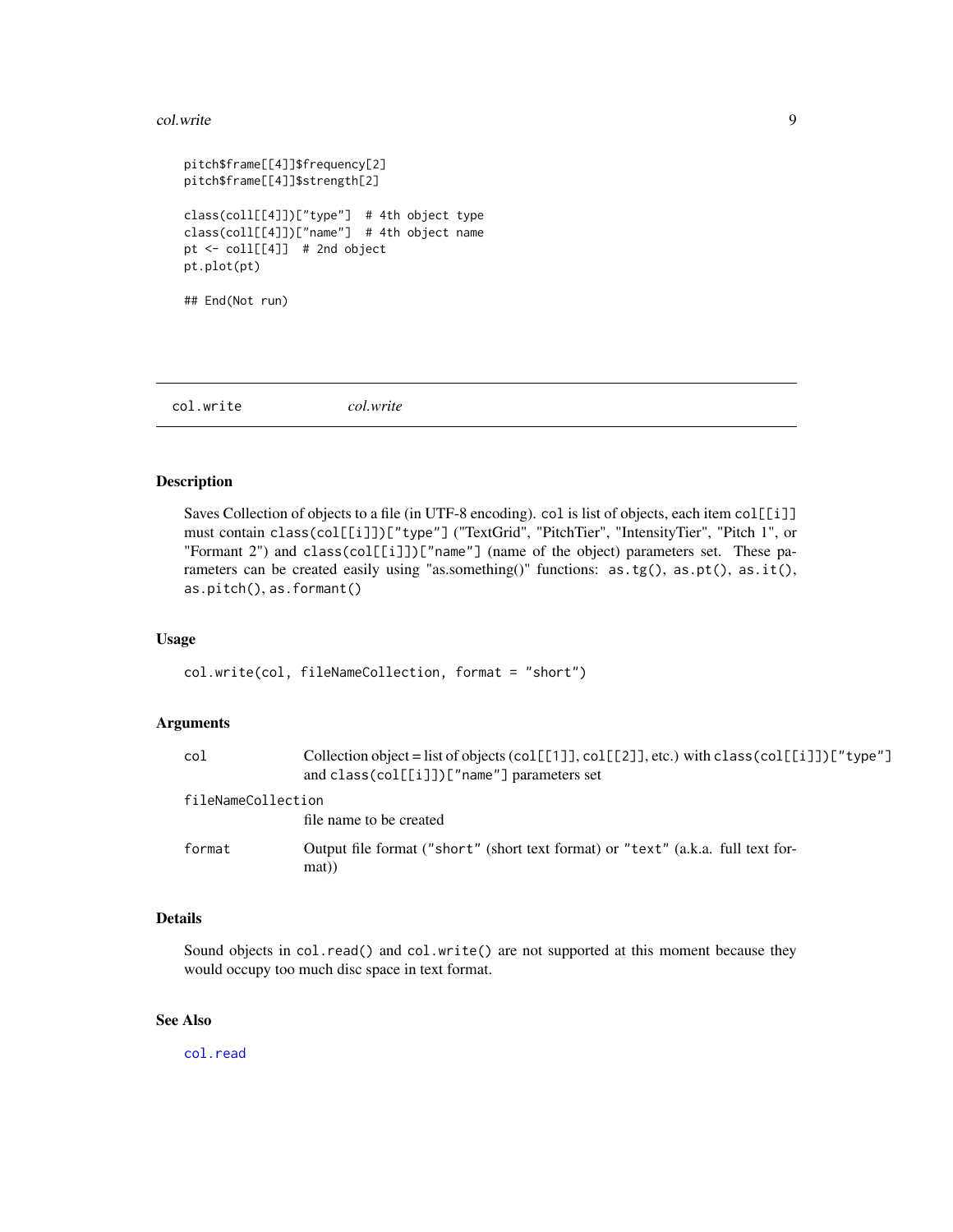```
pitch$frame[[4]]$frequency[2]
pitch$frame[[4]]$strength[2]

class(coll[[4]])["type"]  # 4th object type
class(coll[[4]])["name"]  # 4th object name
pt <- coll[[4]]  # 2nd object
pt.plot(pt)

## End(Not run)
```

---

# col.write — *col.write*

## Description

Saves Collection of objects to a file (in UTF-8 encoding). `col` is list of objects, each item `col[[i]]` must contain `class(col[[i]])["type"]` ("TextGrid", "PitchTier", "IntensityTier", "Pitch 1", or "Formant 2") and `class(col[[i]])["name"]` (name of the object) parameters set. These parameters can be created easily using "as.something()" functions: `as.tg()`, `as.pt()`, `as.it()`, `as.pitch()`, `as.formant()`

## Usage

```
col.write(col, fileNameCollection, format = "short")
```

## Arguments

| | |
|---|---|
| `col` | Collection object = list of objects (`col[[1]]`, `col[[2]]`, etc.) with `class(col[[i]])["type"]` and `class(col[[i]])["name"]` parameters set |
| `fileNameCollection` | file name to be created |
| `format` | Output file format (`"short"` (short text format) or `"text"` (a.k.a. full text format)) |

## Details

Sound objects in `col.read()` and `col.write()` are not supported at this moment because they would occupy too much disc space in text format.

## See Also

`col.read`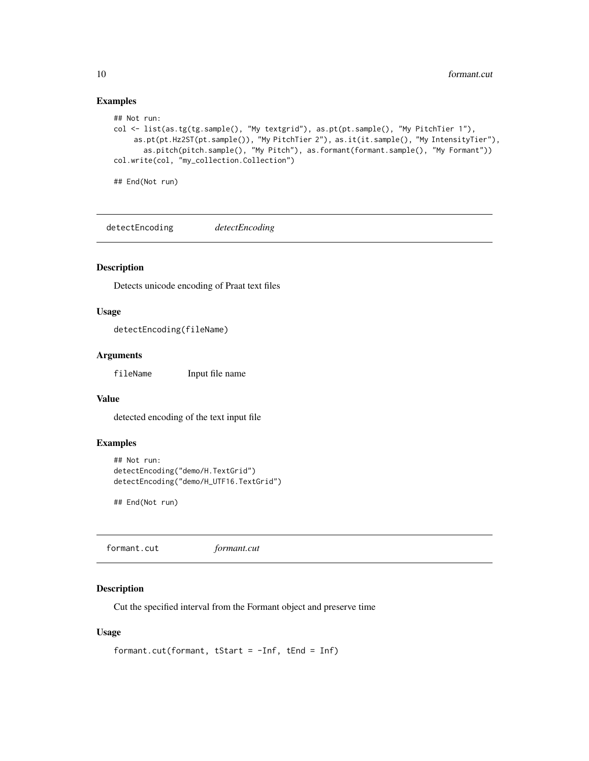### Examples

```
## Not run:
col <- list(as.tg(tg.sample(), "My textgrid"), as.pt(pt.sample(), "My PitchTier 1"),
     as.pt(pt.Hz2ST(pt.sample()), "My PitchTier 2"), as.it(it.sample(), "My IntensityTier"),
        as.pitch(pitch.sample(), "My Pitch"), as.formant(formant.sample(), "My Formant"))
col.write(col, "my_collection.Collection")

## End(Not run)
```

---

## detectEncoding *detectEncoding*

### Description

Detects unicode encoding of Praat text files

### Usage

```
detectEncoding(fileName)
```

### Arguments

| | |
|---|---|
| fileName | Input file name |

### Value

detected encoding of the text input file

### Examples

```
## Not run:
detectEncoding("demo/H.TextGrid")
detectEncoding("demo/H_UTF16.TextGrid")

## End(Not run)
```

---

## formant.cut *formant.cut*

### Description

Cut the specified interval from the Formant object and preserve time

### Usage

```
formant.cut(formant, tStart = -Inf, tEnd = Inf)
```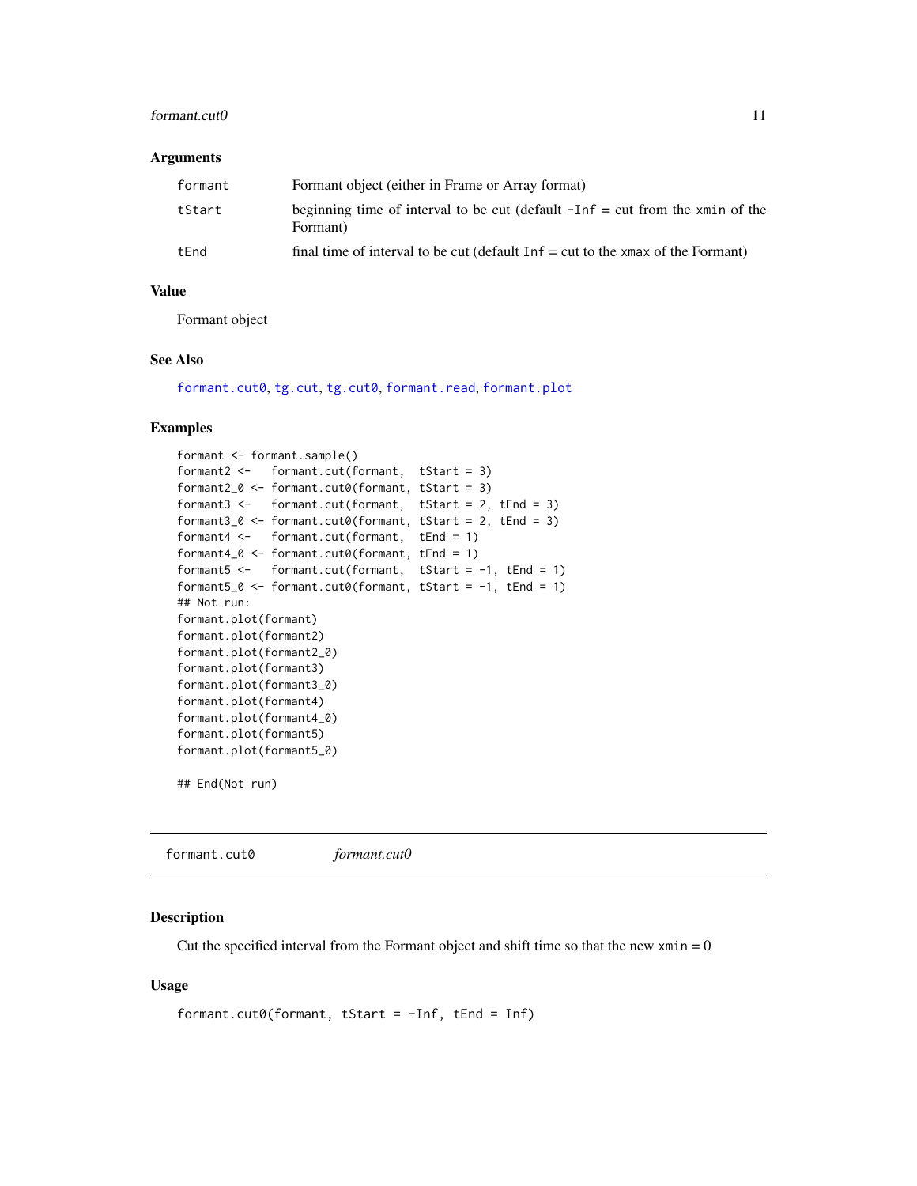### Arguments

| | |
|---|---|
| formant | Formant object (either in Frame or Array format) |
| tStart | beginning time of interval to be cut (default `-Inf` = cut from the `xmin` of the Formant) |
| tEnd | final time of interval to be cut (default `Inf` = cut to the `xmax` of the Formant) |

### Value

Formant object

### See Also

formant.cut0, tg.cut, tg.cut0, formant.read, formant.plot

### Examples

```
formant <- formant.sample()
formant2 <-   formant.cut(formant,  tStart = 3)
formant2_0 <- formant.cut0(formant, tStart = 3)
formant3 <-   formant.cut(formant,  tStart = 2, tEnd = 3)
formant3_0 <- formant.cut0(formant, tStart = 2, tEnd = 3)
formant4 <-   formant.cut(formant,  tEnd = 1)
formant4_0 <- formant.cut0(formant, tEnd = 1)
formant5 <-   formant.cut(formant,  tStart = -1, tEnd = 1)
formant5_0 <- formant.cut0(formant, tStart = -1, tEnd = 1)
## Not run:
formant.plot(formant)
formant.plot(formant2)
formant.plot(formant2_0)
formant.plot(formant3)
formant.plot(formant3_0)
formant.plot(formant4)
formant.plot(formant4_0)
formant.plot(formant5)
formant.plot(formant5_0)

## End(Not run)
```

---

## formant.cut0 *formant.cut0*

### Description

Cut the specified interval from the Formant object and shift time so that the new `xmin` = 0

### Usage

```
formant.cut0(formant, tStart = -Inf, tEnd = Inf)
```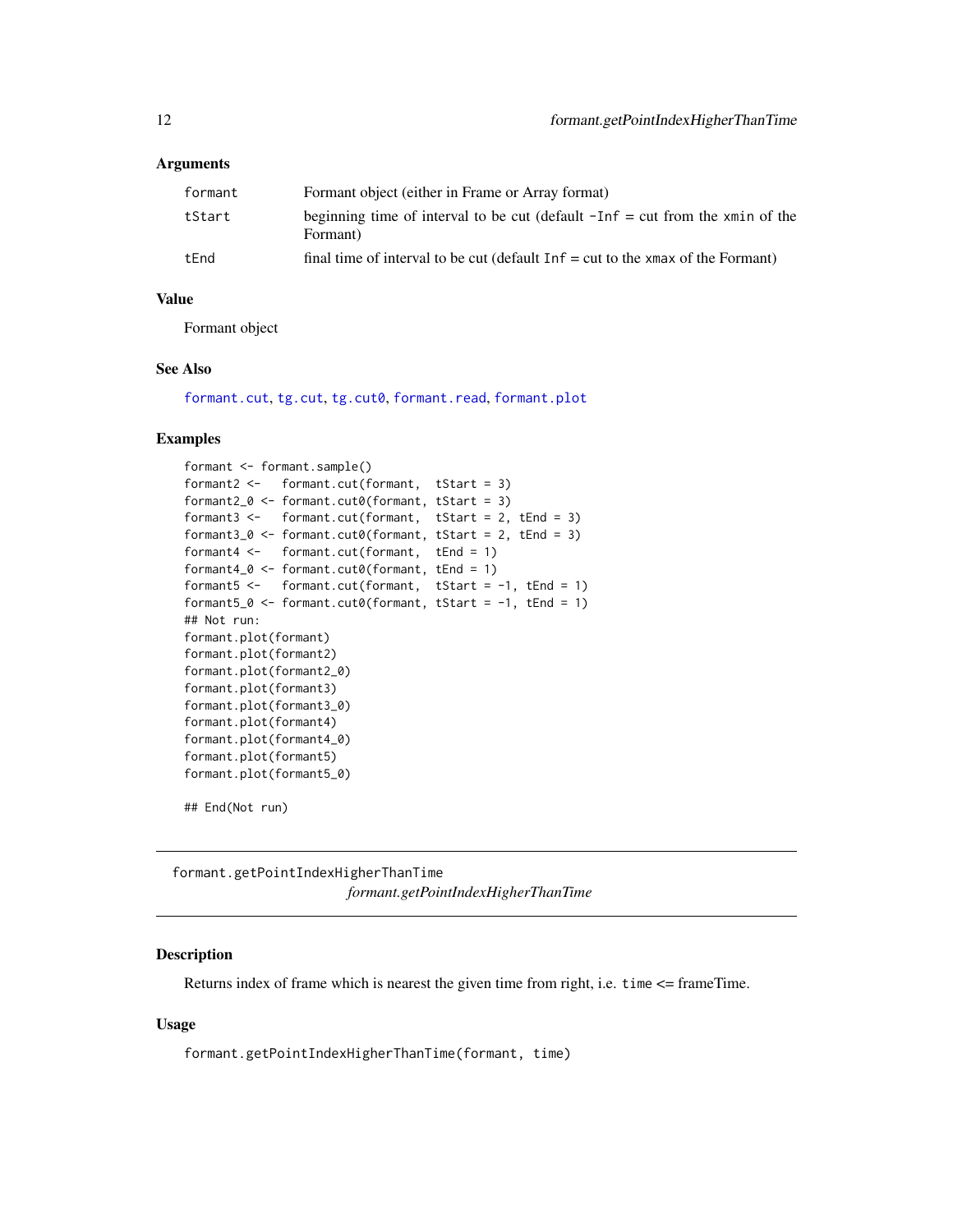## Arguments

| | |
|---|---|
| `formant` | Formant object (either in Frame or Array format) |
| `tStart` | beginning time of interval to be cut (default `-Inf` = cut from the `xmin` of the Formant) |
| `tEnd` | final time of interval to be cut (default `Inf` = cut to the `xmax` of the Formant) |

## Value

Formant object

## See Also

`formant.cut`, `tg.cut`, `tg.cut0`, `formant.read`, `formant.plot`

## Examples

```
formant <- formant.sample()
formant2 <-   formant.cut(formant,  tStart = 3)
formant2_0 <- formant.cut0(formant, tStart = 3)
formant3 <-   formant.cut(formant,  tStart = 2, tEnd = 3)
formant3_0 <- formant.cut0(formant, tStart = 2, tEnd = 3)
formant4 <-   formant.cut(formant,  tEnd = 1)
formant4_0 <- formant.cut0(formant, tEnd = 1)
formant5 <-   formant.cut(formant,  tStart = -1, tEnd = 1)
formant5_0 <- formant.cut0(formant, tStart = -1, tEnd = 1)
## Not run:
formant.plot(formant)
formant.plot(formant2)
formant.plot(formant2_0)
formant.plot(formant3)
formant.plot(formant3_0)
formant.plot(formant4)
formant.plot(formant4_0)
formant.plot(formant5)
formant.plot(formant5_0)

## End(Not run)
```

---

# formant.getPointIndexHigherThanTime

*formant.getPointIndexHigherThanTime*

## Description

Returns index of frame which is nearest the given time from right, i.e. `time` <= frameTime.

## Usage

```
formant.getPointIndexHigherThanTime(formant, time)
```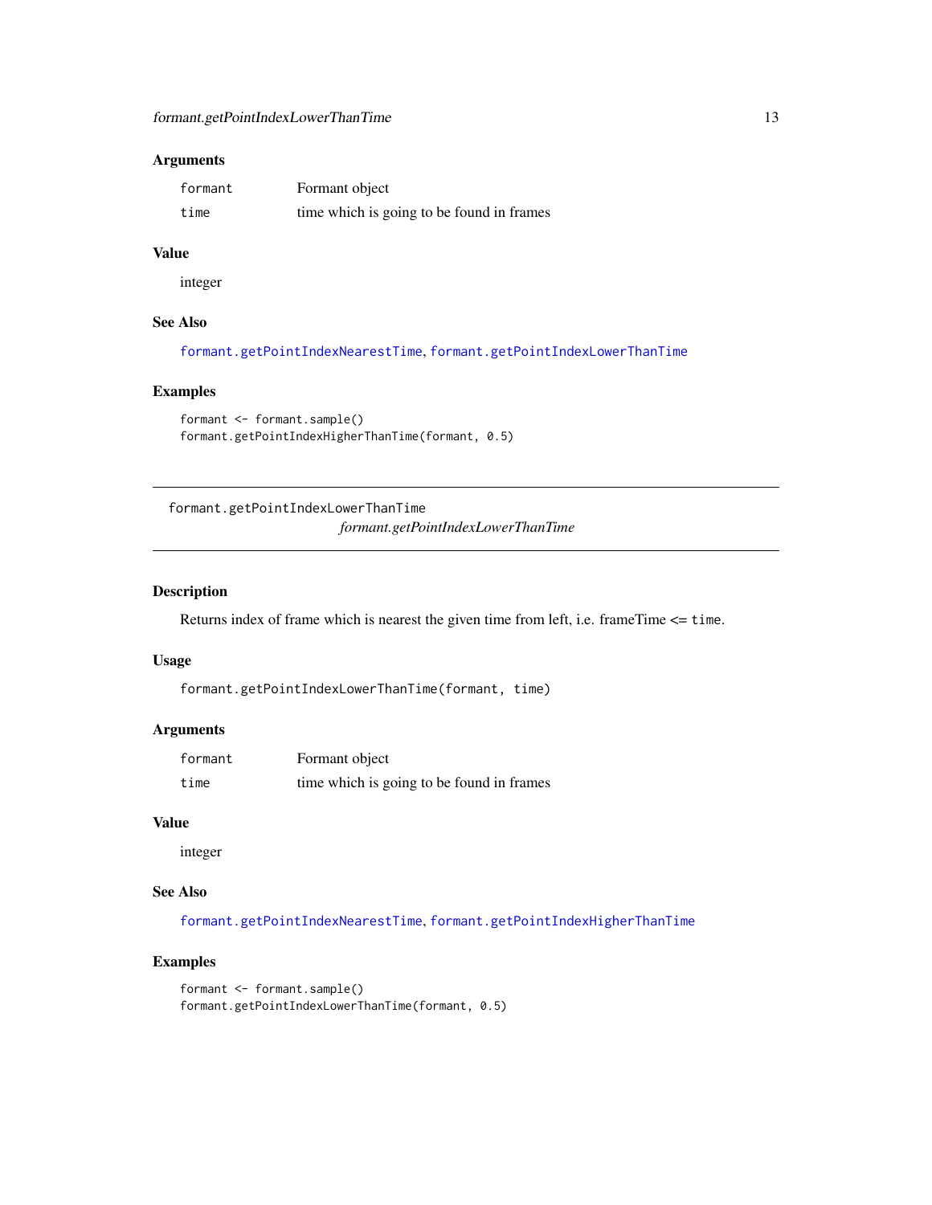## Arguments

| | |
|---|---|
| formant | Formant object |
| time | time which is going to be found in frames |

## Value

integer

## See Also

formant.getPointIndexNearestTime, formant.getPointIndexLowerThanTime

## Examples

```
formant <- formant.sample()
formant.getPointIndexHigherThanTime(formant, 0.5)
```

---

# formant.getPointIndexLowerThanTime

*formant.getPointIndexLowerThanTime*

---

## Description

Returns index of frame which is nearest the given time from left, i.e. frameTime <= time.

## Usage

```
formant.getPointIndexLowerThanTime(formant, time)
```

## Arguments

| | |
|---|---|
| formant | Formant object |
| time | time which is going to be found in frames |

## Value

integer

## See Also

formant.getPointIndexNearestTime, formant.getPointIndexHigherThanTime

## Examples

```
formant <- formant.sample()
formant.getPointIndexLowerThanTime(formant, 0.5)
```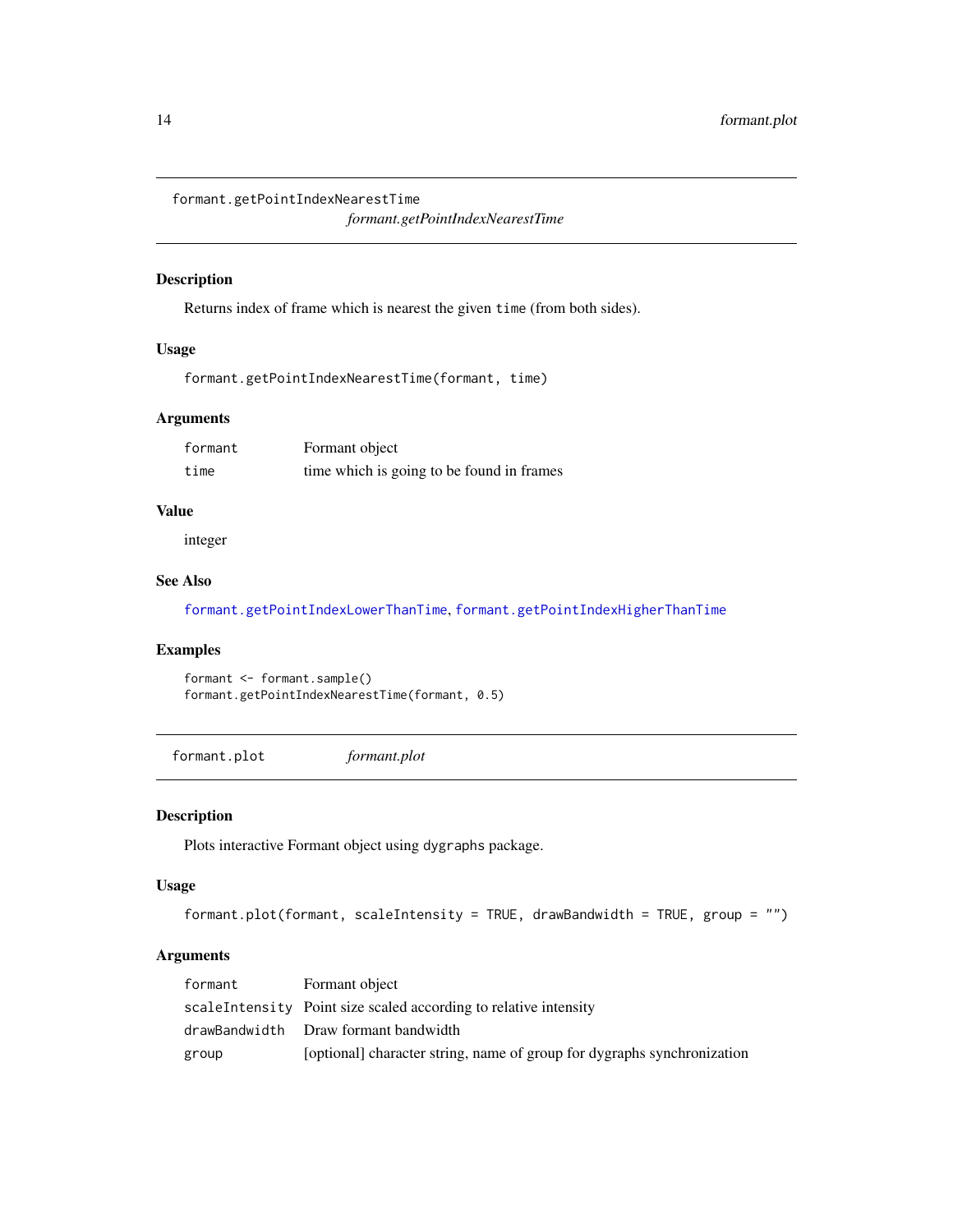## formant.getPointIndexNearestTime

*formant.getPointIndexNearestTime*

### Description

Returns index of frame which is nearest the given `time` (from both sides).

### Usage

```
formant.getPointIndexNearestTime(formant, time)
```

### Arguments

| | |
|---|---|
| `formant` | Formant object |
| `time` | time which is going to be found in frames |

### Value

integer

### See Also

`formant.getPointIndexLowerThanTime`, `formant.getPointIndexHigherThanTime`

### Examples

```
formant <- formant.sample()
formant.getPointIndexNearestTime(formant, 0.5)
```

## formant.plot

*formant.plot*

### Description

Plots interactive Formant object using `dygraphs` package.

### Usage

```
formant.plot(formant, scaleIntensity = TRUE, drawBandwidth = TRUE, group = "")
```

### Arguments

| | |
|---|---|
| `formant` | Formant object |
| `scaleIntensity` | Point size scaled according to relative intensity |
| `drawBandwidth` | Draw formant bandwidth |
| `group` | [optional] character string, name of group for dygraphs synchronization |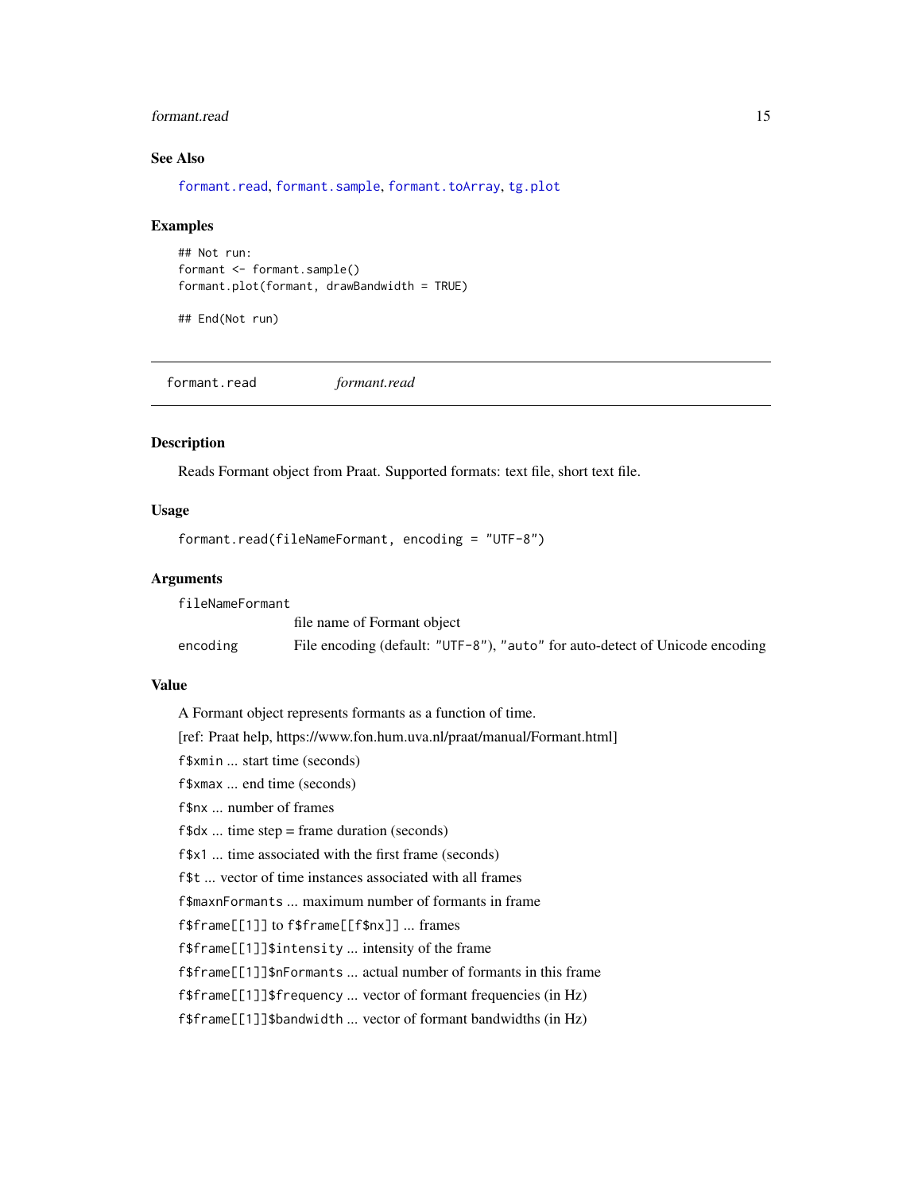## See Also

formant.read, formant.sample, formant.toArray, tg.plot

## Examples

```
## Not run:
formant <- formant.sample()
formant.plot(formant, drawBandwidth = TRUE)

## End(Not run)
```

---

# formant.read *formant.read*

---

## Description

Reads Formant object from Praat. Supported formats: text file, short text file.

## Usage

```
formant.read(fileNameFormant, encoding = "UTF-8")
```

## Arguments

| | |
|---|---|
| fileNameFormant | file name of Formant object |
| encoding | File encoding (default: "UTF-8"), "auto" for auto-detect of Unicode encoding |

## Value

A Formant object represents formants as a function of time.

[ref: Praat help, https://www.fon.hum.uva.nl/praat/manual/Formant.html]

`f$xmin` ... start time (seconds)

`f$xmax` ... end time (seconds)

`f$nx` ... number of frames

`f$dx` ... time step = frame duration (seconds)

`f$x1` ... time associated with the first frame (seconds)

`f$t` ... vector of time instances associated with all frames

`f$maxnFormants` ... maximum number of formants in frame

`f$frame[[1]]` to `f$frame[[f$nx]]` ... frames

`f$frame[[1]]$intensity` ... intensity of the frame

`f$frame[[1]]$nFormants` ... actual number of formants in this frame

`f$frame[[1]]$frequency` ... vector of formant frequencies (in Hz)

`f$frame[[1]]$bandwidth` ... vector of formant bandwidths (in Hz)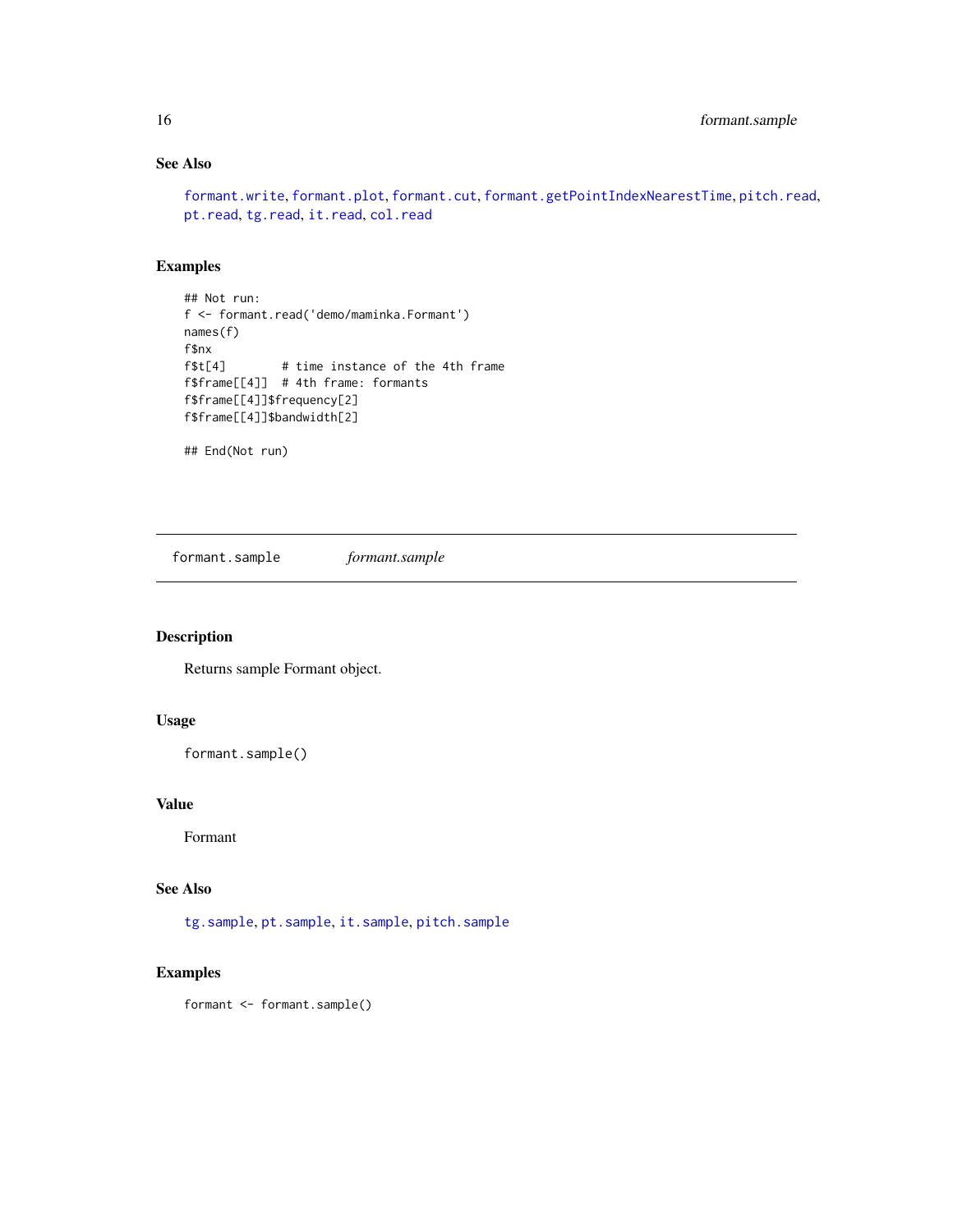### See Also

formant.write, formant.plot, formant.cut, formant.getPointIndexNearestTime, pitch.read, pt.read, tg.read, it.read, col.read

### Examples

```
## Not run:
f <- formant.read('demo/maminka.Formant')
names(f)
f$nx
f$t[4]        # time instance of the 4th frame
f$frame[[4]]  # 4th frame: formants
f$frame[[4]]$frequency[2]
f$frame[[4]]$bandwidth[2]

## End(Not run)
```

---

## formant.sample &emsp; *formant.sample*

---

### Description

Returns sample Formant object.

### Usage

```
formant.sample()
```

### Value

Formant

### See Also

tg.sample, pt.sample, it.sample, pitch.sample

### Examples

```
formant <- formant.sample()
```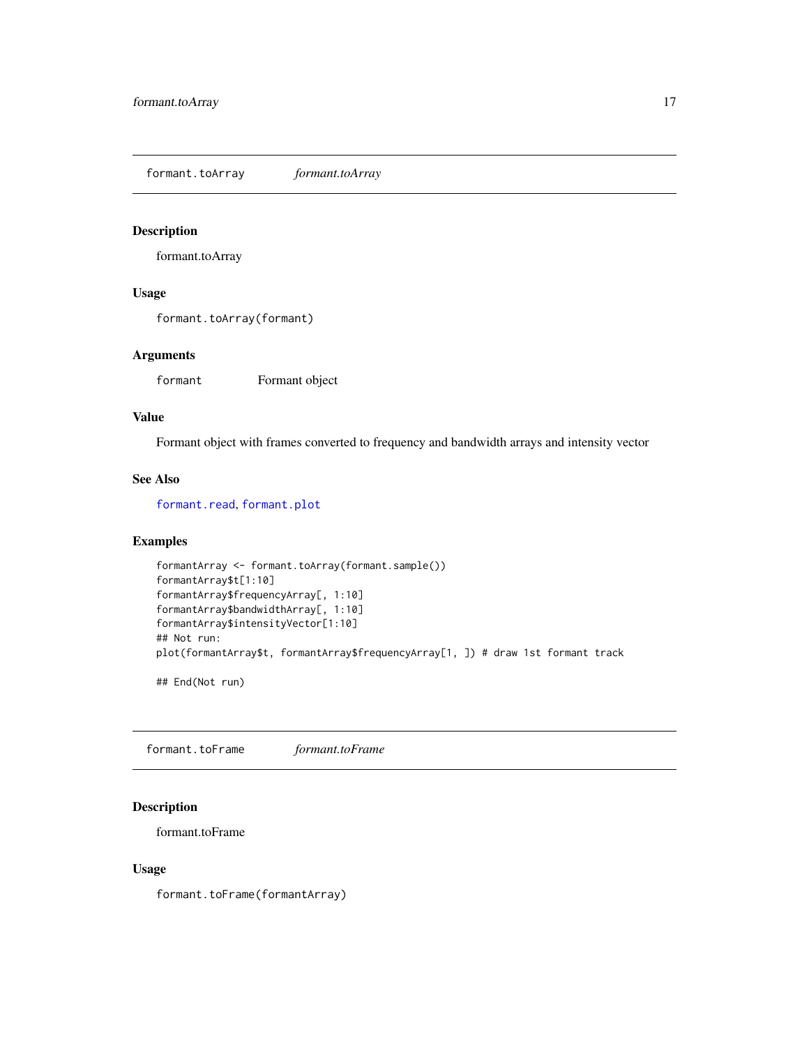## formant.toArray *formant.toArray*

### Description

formant.toArray

### Usage

```
formant.toArray(formant)
```

### Arguments

| | |
|---|---|
| formant | Formant object |

### Value

Formant object with frames converted to frequency and bandwidth arrays and intensity vector

### See Also

formant.read, formant.plot

### Examples

```
formantArray <- formant.toArray(formant.sample())
formantArray$t[1:10]
formantArray$frequencyArray[, 1:10]
formantArray$bandwidthArray[, 1:10]
formantArray$intensityVector[1:10]
## Not run:
plot(formantArray$t, formantArray$frequencyArray[1, ]) # draw 1st formant track

## End(Not run)
```

## formant.toFrame *formant.toFrame*

### Description

formant.toFrame

### Usage

```
formant.toFrame(formantArray)
```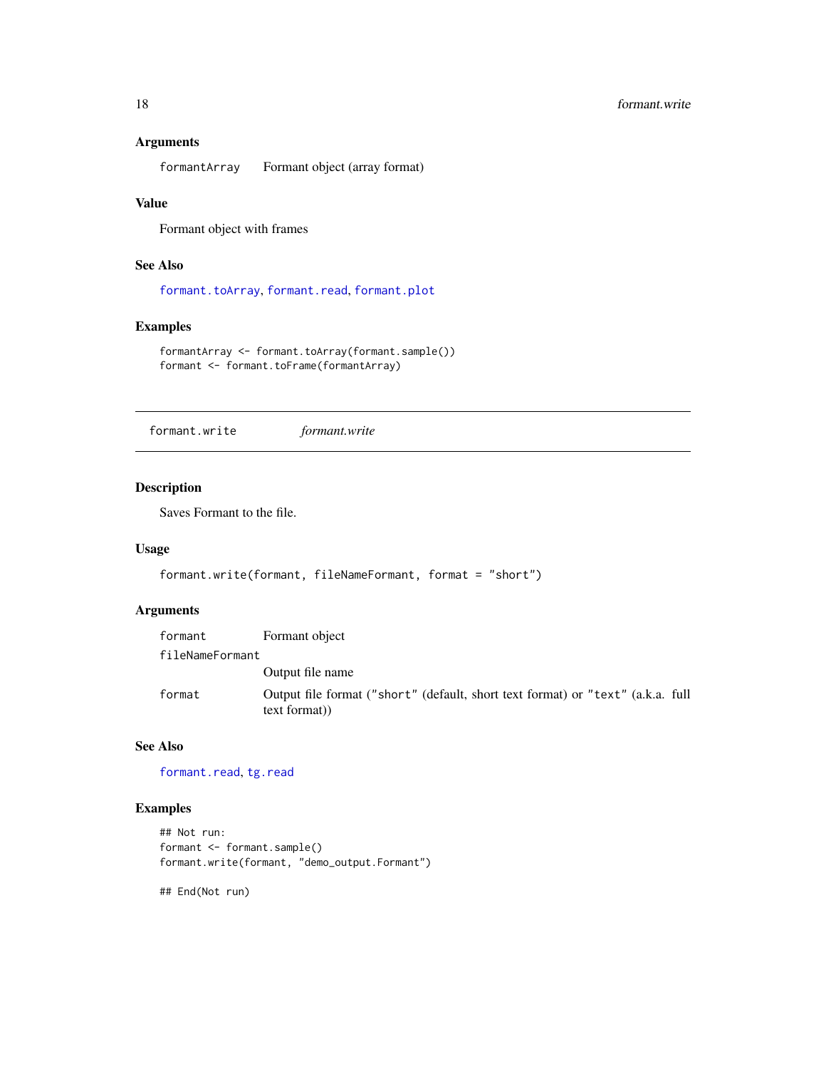### Arguments

| | |
|---|---|
| `formantArray` | Formant object (array format) |

### Value

Formant object with frames

### See Also

`formant.toArray`, `formant.read`, `formant.plot`

### Examples

```
formantArray <- formant.toArray(formant.sample())
formant <- formant.toFrame(formantArray)
```

---

## formant.write &emsp; *formant.write*

---

### Description

Saves Formant to the file.

### Usage

```
formant.write(formant, fileNameFormant, format = "short")
```

### Arguments

| | |
|---|---|
| `formant` | Formant object |
| `fileNameFormant` | Output file name |
| `format` | Output file format (`"short"` (default, short text format) or `"text"` (a.k.a. full text format)) |

### See Also

`formant.read`, `tg.read`

### Examples

```
## Not run:
formant <- formant.sample()
formant.write(formant, "demo_output.Formant")

## End(Not run)
```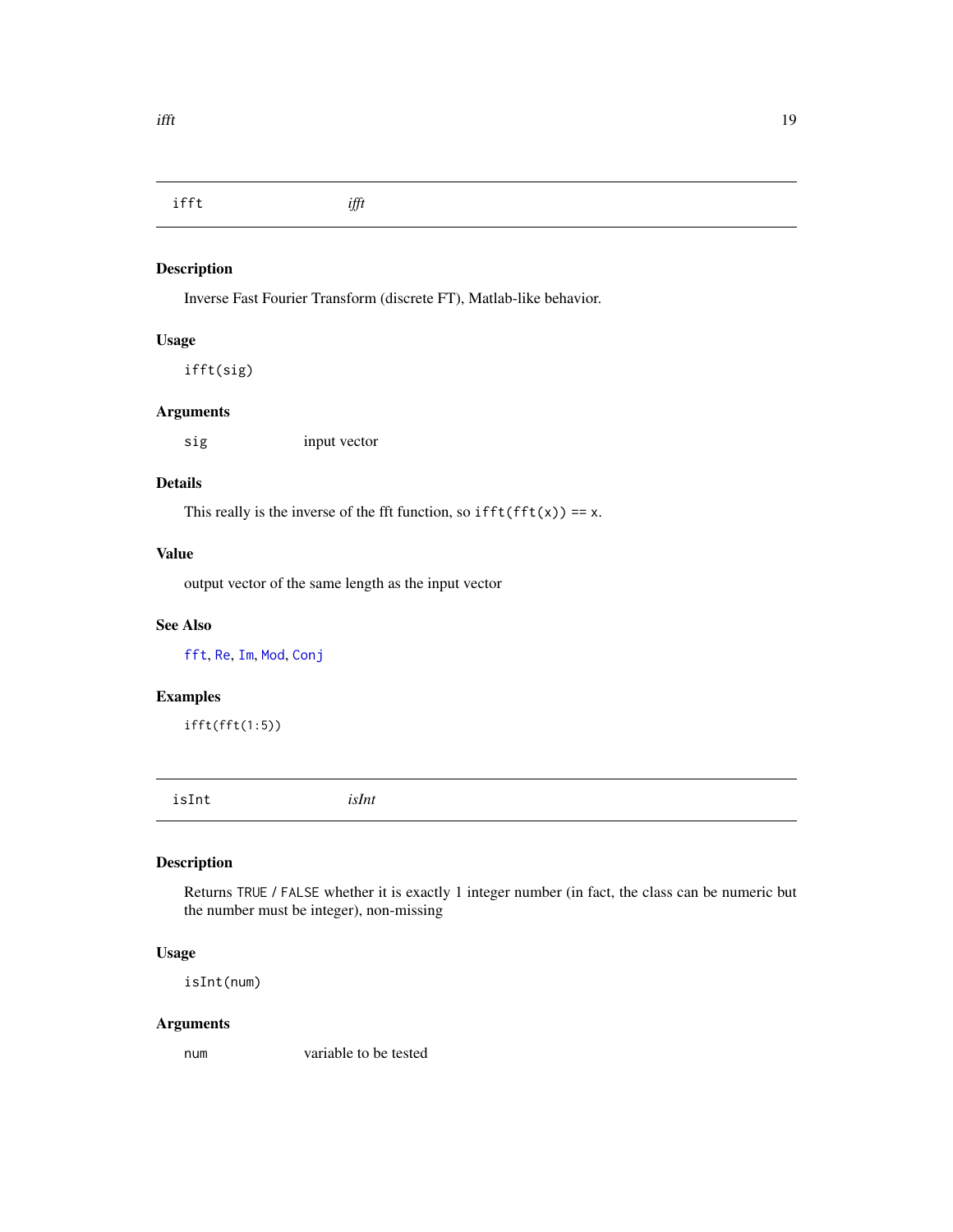## ifft *ifft*

### Description

Inverse Fast Fourier Transform (discrete FT), Matlab-like behavior.

### Usage

```
ifft(sig)
```

### Arguments

| | |
|---|---|
| sig | input vector |

### Details

This really is the inverse of the fft function, so `ifft(fft(x)) == x`.

### Value

output vector of the same length as the input vector

### See Also

`fft`, `Re`, `Im`, `Mod`, `Conj`

### Examples

```
ifft(fft(1:5))
```

## isInt *isInt*

### Description

Returns `TRUE` / `FALSE` whether it is exactly 1 integer number (in fact, the class can be numeric but the number must be integer), non-missing

### Usage

```
isInt(num)
```

### Arguments

| | |
|---|---|
| num | variable to be tested |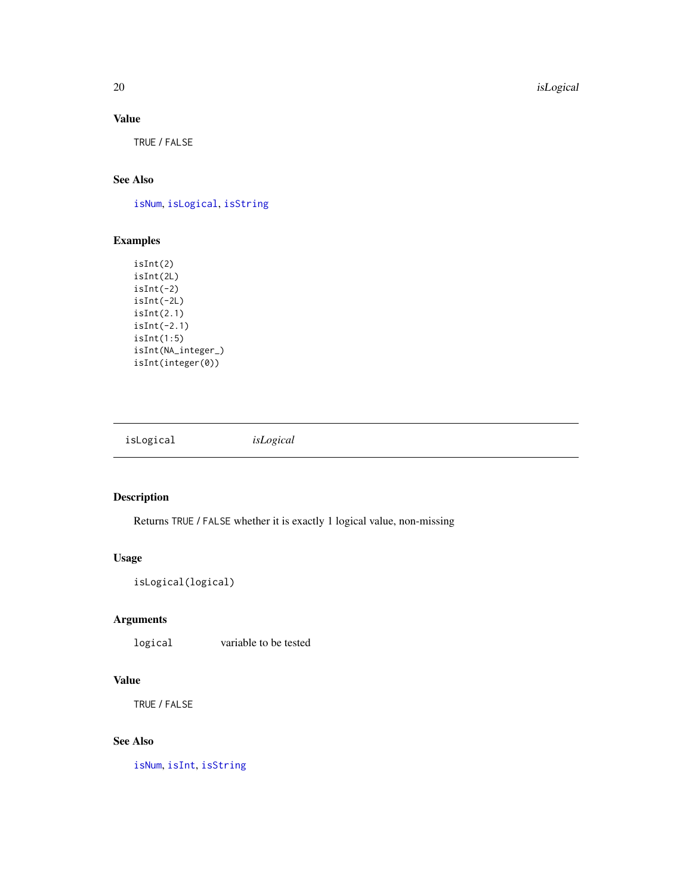### Value

TRUE / FALSE

### See Also

isNum, isLogical, isString

### Examples

```
isInt(2)
isInt(2L)
isInt(-2)
isInt(-2L)
isInt(2.1)
isInt(-2.1)
isInt(1:5)
isInt(NA_integer_)
isInt(integer(0))
```

## isLogical — *isLogical*

### Description

Returns TRUE / FALSE whether it is exactly 1 logical value, non-missing

### Usage

```
isLogical(logical)
```

### Arguments

| | |
|---|---|
| logical | variable to be tested |

### Value

TRUE / FALSE

### See Also

isNum, isInt, isString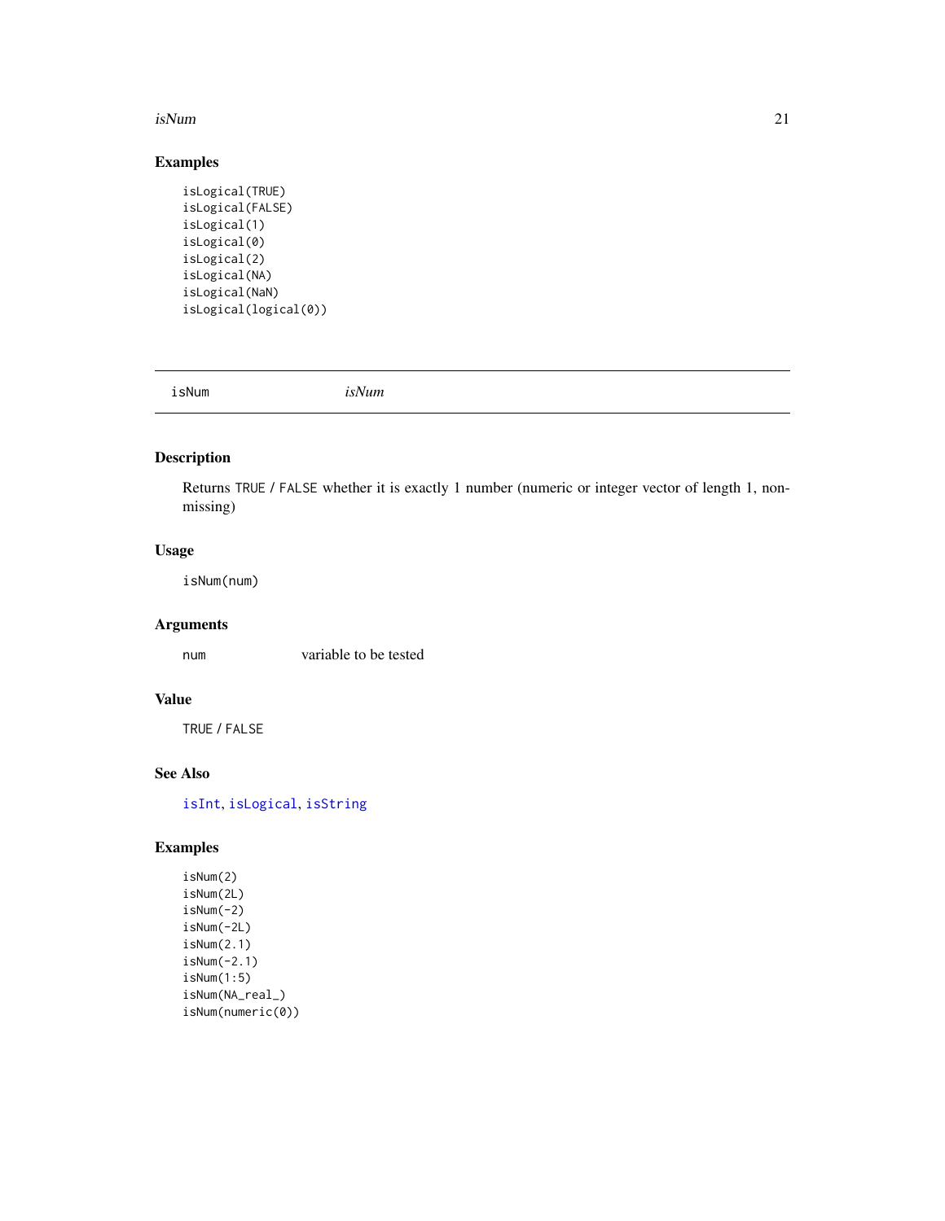## Examples

```
isLogical(TRUE)
isLogical(FALSE)
isLogical(1)
isLogical(0)
isLogical(2)
isLogical(NA)
isLogical(NaN)
isLogical(logical(0))
```

---

# isNum *isNum*

---

## Description

Returns TRUE / FALSE whether it is exactly 1 number (numeric or integer vector of length 1, non-missing)

## Usage

```
isNum(num)
```

## Arguments

num variable to be tested

## Value

TRUE / FALSE

## See Also

isInt, isLogical, isString

## Examples

```
isNum(2)
isNum(2L)
isNum(-2)
isNum(-2L)
isNum(2.1)
isNum(-2.1)
isNum(1:5)
isNum(NA_real_)
isNum(numeric(0))
```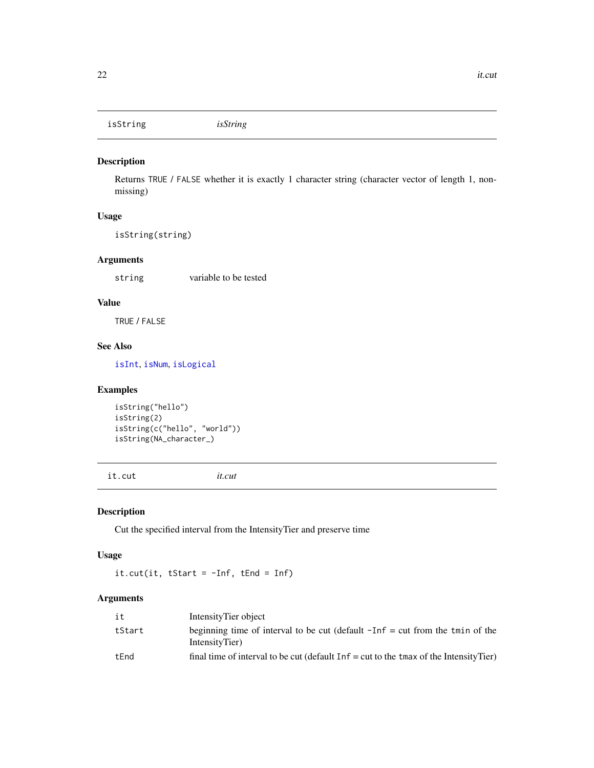## isString *isString*

### Description

Returns TRUE / FALSE whether it is exactly 1 character string (character vector of length 1, non-missing)

### Usage

```
isString(string)
```

### Arguments

| | |
|---|---|
| string | variable to be tested |

### Value

TRUE / FALSE

### See Also

isInt, isNum, isLogical

### Examples

```
isString("hello")
isString(2)
isString(c("hello", "world"))
isString(NA_character_)
```

## it.cut *it.cut*

### Description

Cut the specified interval from the IntensityTier and preserve time

### Usage

```
it.cut(it, tStart = -Inf, tEnd = Inf)
```

### Arguments

| | |
|---|---|
| it | IntensityTier object |
| tStart | beginning time of interval to be cut (default -Inf = cut from the tmin of the IntensityTier) |
| tEnd | final time of interval to be cut (default Inf = cut to the tmax of the IntensityTier) |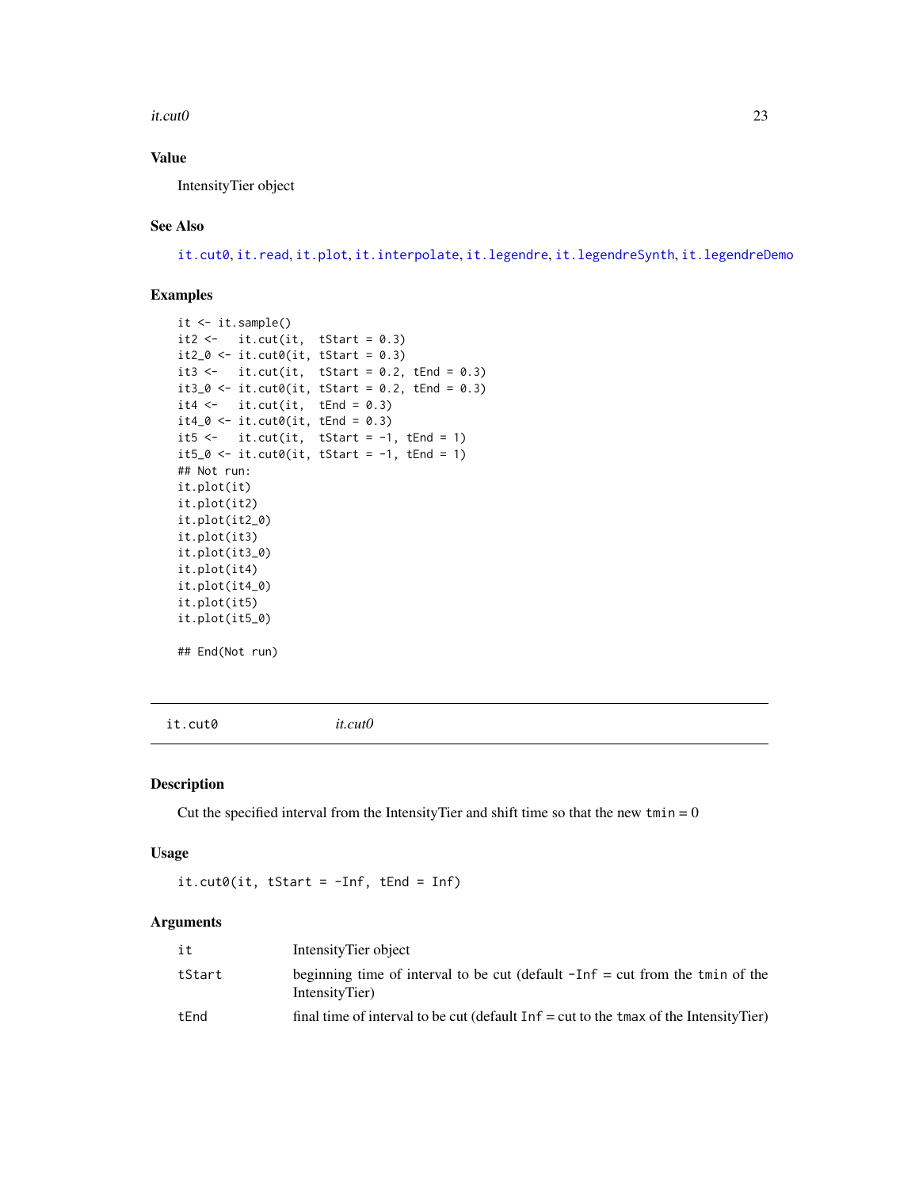### Value

IntensityTier object

### See Also

it.cut0, it.read, it.plot, it.interpolate, it.legendre, it.legendreSynth, it.legendreDemo

### Examples

```
it <- it.sample()
it2 <-   it.cut(it,  tStart = 0.3)
it2_0 <- it.cut0(it, tStart = 0.3)
it3 <-   it.cut(it,  tStart = 0.2, tEnd = 0.3)
it3_0 <- it.cut0(it, tStart = 0.2, tEnd = 0.3)
it4 <-   it.cut(it,  tEnd = 0.3)
it4_0 <- it.cut0(it, tEnd = 0.3)
it5 <-   it.cut(it,  tStart = -1, tEnd = 1)
it5_0 <- it.cut0(it, tStart = -1, tEnd = 1)
## Not run:
it.plot(it)
it.plot(it2)
it.plot(it2_0)
it.plot(it3)
it.plot(it3_0)
it.plot(it4)
it.plot(it4_0)
it.plot(it5)
it.plot(it5_0)

## End(Not run)
```

---

## it.cut0 — *it.cut0*

### Description

Cut the specified interval from the IntensityTier and shift time so that the new `tmin` = 0

### Usage

```
it.cut0(it, tStart = -Inf, tEnd = Inf)
```

### Arguments

| | |
|---|---|
| `it` | IntensityTier object |
| `tStart` | beginning time of interval to be cut (default `-Inf` = cut from the `tmin` of the IntensityTier) |
| `tEnd` | final time of interval to be cut (default `Inf` = cut to the `tmax` of the IntensityTier) |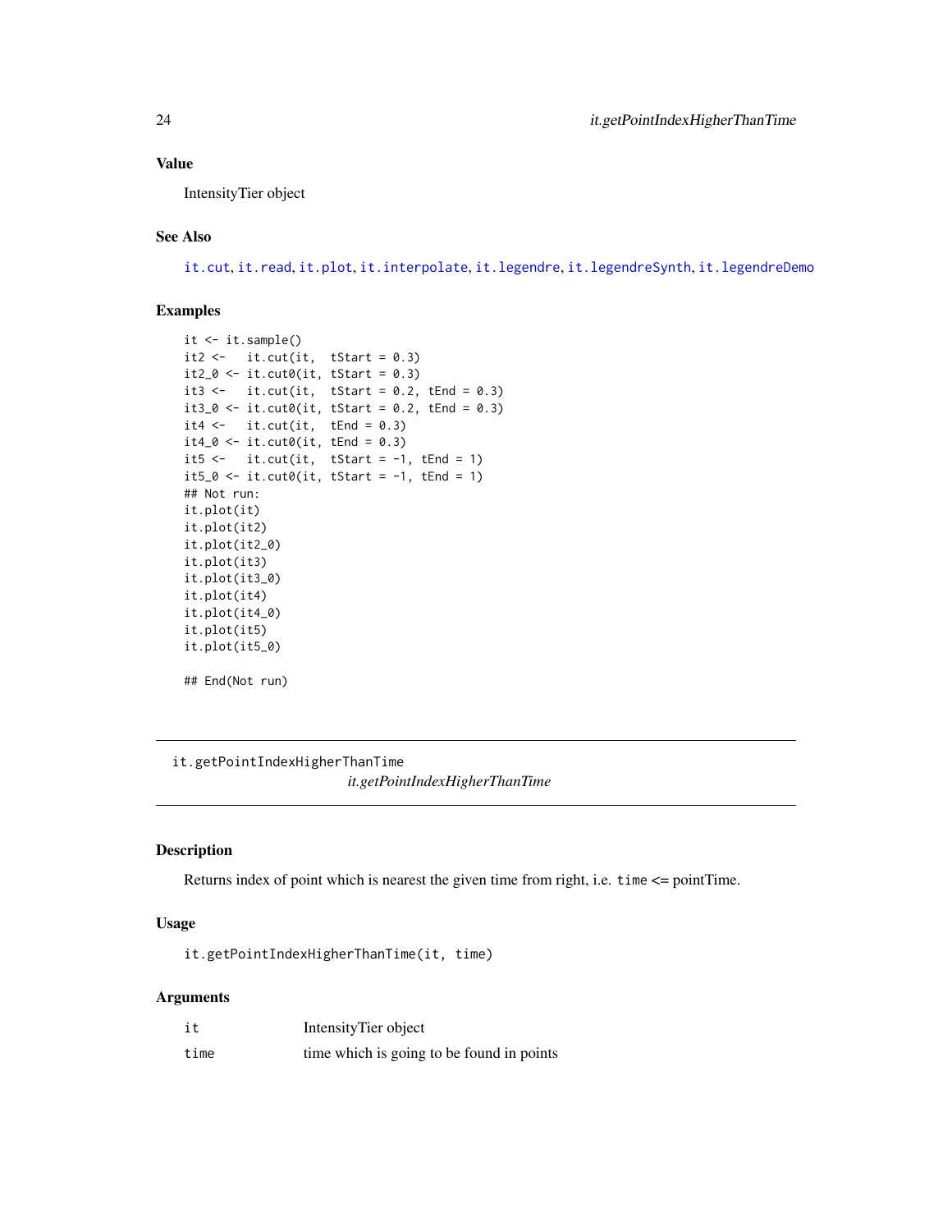### Value

IntensityTier object

### See Also

it.cut, it.read, it.plot, it.interpolate, it.legendre, it.legendreSynth, it.legendreDemo

### Examples

```
it <- it.sample()
it2 <-   it.cut(it,  tStart = 0.3)
it2_0 <- it.cut0(it, tStart = 0.3)
it3 <-   it.cut(it,  tStart = 0.2, tEnd = 0.3)
it3_0 <- it.cut0(it, tStart = 0.2, tEnd = 0.3)
it4 <-   it.cut(it,  tEnd = 0.3)
it4_0 <- it.cut0(it, tEnd = 0.3)
it5 <-   it.cut(it,  tStart = -1, tEnd = 1)
it5_0 <- it.cut0(it, tStart = -1, tEnd = 1)
## Not run:
it.plot(it)
it.plot(it2)
it.plot(it2_0)
it.plot(it3)
it.plot(it3_0)
it.plot(it4)
it.plot(it4_0)
it.plot(it5)
it.plot(it5_0)

## End(Not run)
```

---

## it.getPointIndexHigherThanTime

*it.getPointIndexHigherThanTime*

---

### Description

Returns index of point which is nearest the given time from right, i.e. `time` <= pointTime.

### Usage

```
it.getPointIndexHigherThanTime(it, time)
```

### Arguments

| | |
|---|---|
| it | IntensityTier object |
| time | time which is going to be found in points |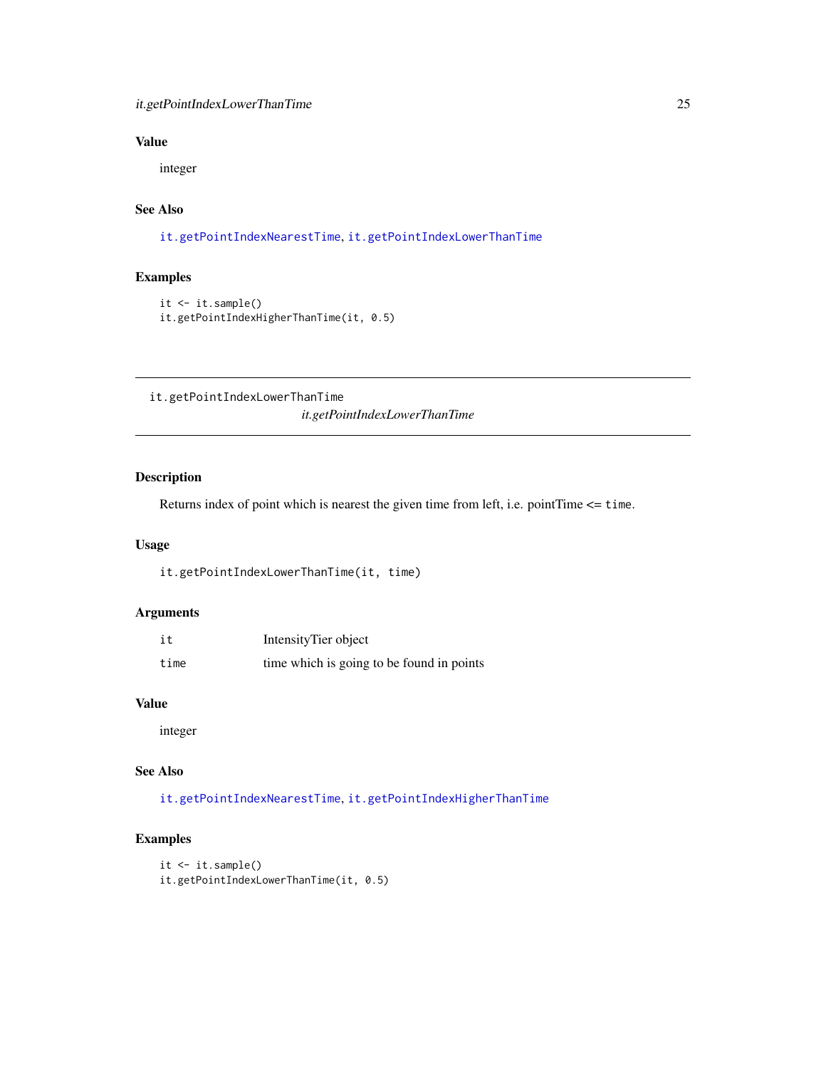### Value

integer

### See Also

it.getPointIndexNearestTime, it.getPointIndexLowerThanTime

### Examples

```
it <- it.sample()
it.getPointIndexHigherThanTime(it, 0.5)
```

---

## it.getPointIndexLowerThanTime

*it.getPointIndexLowerThanTime*

### Description

Returns index of point which is nearest the given time from left, i.e. pointTime <= `time`.

### Usage

```
it.getPointIndexLowerThanTime(it, time)
```

### Arguments

| | |
|---|---|
| `it` | IntensityTier object |
| `time` | time which is going to be found in points |

### Value

integer

### See Also

it.getPointIndexNearestTime, it.getPointIndexHigherThanTime

### Examples

```
it <- it.sample()
it.getPointIndexLowerThanTime(it, 0.5)
```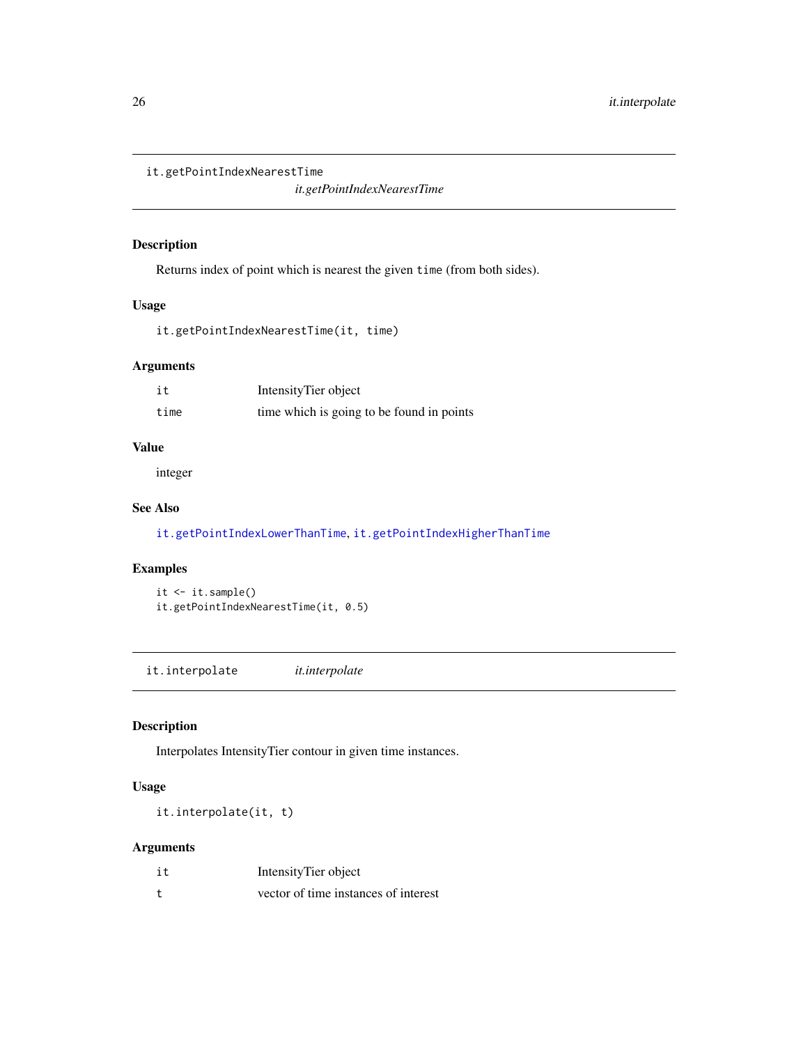## it.getPointIndexNearestTime

*it.getPointIndexNearestTime*

### Description

Returns index of point which is nearest the given `time` (from both sides).

### Usage

```
it.getPointIndexNearestTime(it, time)
```

### Arguments

| | |
|---|---|
| it | IntensityTier object |
| time | time which is going to be found in points |

### Value

integer

### See Also

`it.getPointIndexLowerThanTime`, `it.getPointIndexHigherThanTime`

### Examples

```
it <- it.sample()
it.getPointIndexNearestTime(it, 0.5)
```

## it.interpolate

*it.interpolate*

### Description

Interpolates IntensityTier contour in given time instances.

### Usage

```
it.interpolate(it, t)
```

### Arguments

| | |
|---|---|
| it | IntensityTier object |
| t | vector of time instances of interest |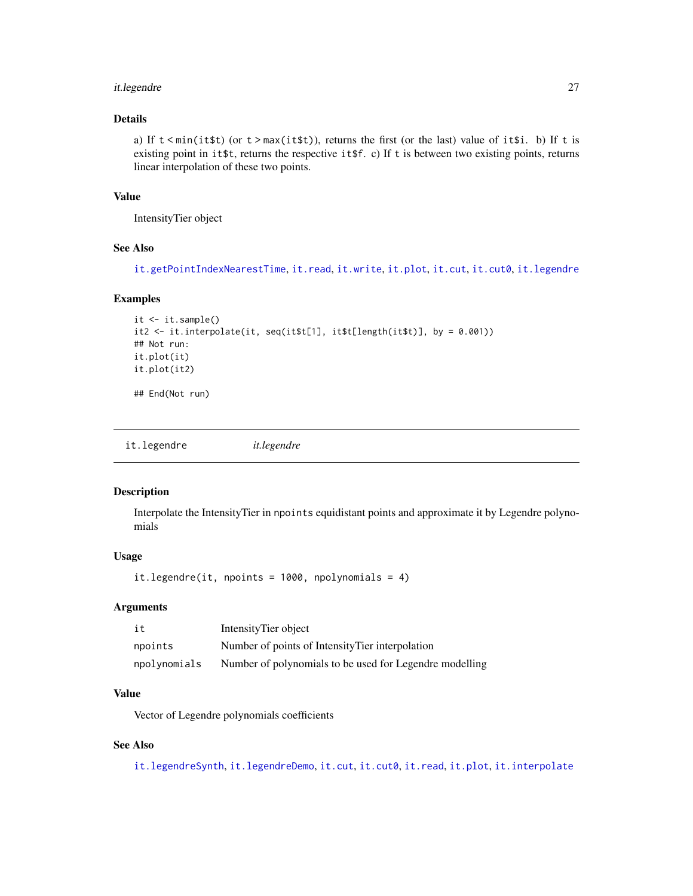### Details

a) If `t < min(it$t)` (or `t > max(it$t)`), returns the first (or the last) value of `it$i`. b) If `t` is existing point in `it$t`, returns the respective `it$f`. c) If `t` is between two existing points, returns linear interpolation of these two points.

### Value

IntensityTier object

### See Also

`it.getPointIndexNearestTime`, `it.read`, `it.write`, `it.plot`, `it.cut`, `it.cut0`, `it.legendre`

### Examples

```
it <- it.sample()
it2 <- it.interpolate(it, seq(it$t[1], it$t[length(it$t)], by = 0.001))
## Not run:
it.plot(it)
it.plot(it2)

## End(Not run)
```

---

## it.legendre *it.legendre*

---

### Description

Interpolate the IntensityTier in `npoints` equidistant points and approximate it by Legendre polynomials

### Usage

```
it.legendre(it, npoints = 1000, npolynomials = 4)
```

### Arguments

| | |
|---|---|
| `it` | IntensityTier object |
| `npoints` | Number of points of IntensityTier interpolation |
| `npolynomials` | Number of polynomials to be used for Legendre modelling |

### Value

Vector of Legendre polynomials coefficients

### See Also

`it.legendreSynth`, `it.legendreDemo`, `it.cut`, `it.cut0`, `it.read`, `it.plot`, `it.interpolate`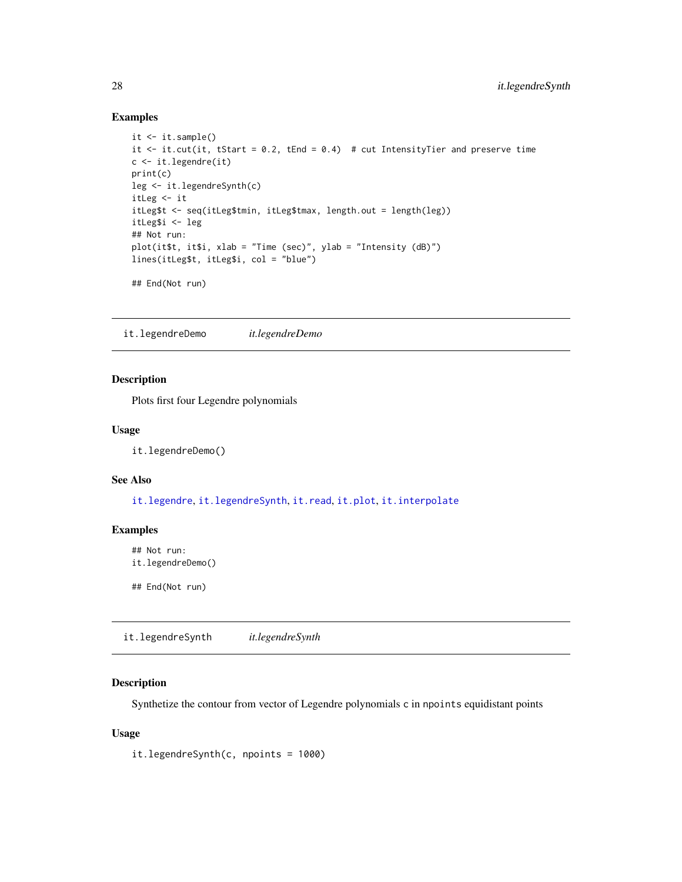### Examples

```
it <- it.sample()
it <- it.cut(it, tStart = 0.2, tEnd = 0.4)  # cut IntensityTier and preserve time
c <- it.legendre(it)
print(c)
leg <- it.legendreSynth(c)
itLeg <- it
itLeg$t <- seq(itLeg$tmin, itLeg$tmax, length.out = length(leg))
itLeg$i <- leg
## Not run:
plot(it$t, it$i, xlab = "Time (sec)", ylab = "Intensity (dB)")
lines(itLeg$t, itLeg$i, col = "blue")

## End(Not run)
```

---

## it.legendreDemo    *it.legendreDemo*

---

### Description

Plots first four Legendre polynomials

### Usage

```
it.legendreDemo()
```

### See Also

it.legendre, it.legendreSynth, it.read, it.plot, it.interpolate

### Examples

```
## Not run:
it.legendreDemo()

## End(Not run)
```

---

## it.legendreSynth    *it.legendreSynth*

---

### Description

Synthetize the contour from vector of Legendre polynomials `c` in `npoints` equidistant points

### Usage

```
it.legendreSynth(c, npoints = 1000)
```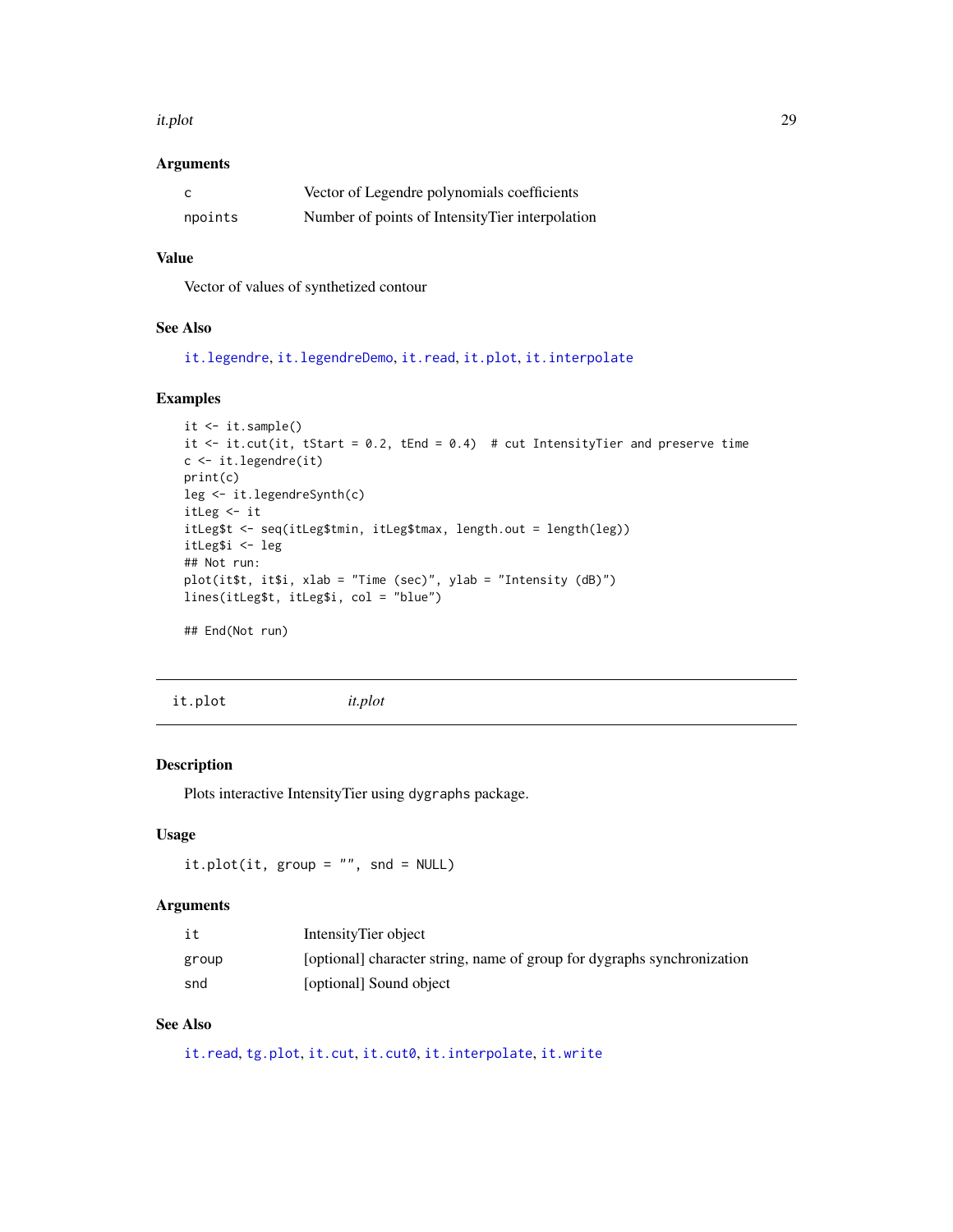### Arguments

| | |
|---|---|
| `c` | Vector of Legendre polynomials coefficients |
| `npoints` | Number of points of IntensityTier interpolation |

### Value

Vector of values of synthetized contour

### See Also

`it.legendre`, `it.legendreDemo`, `it.read`, `it.plot`, `it.interpolate`

### Examples

```
it <- it.sample()
it <- it.cut(it, tStart = 0.2, tEnd = 0.4)  # cut IntensityTier and preserve time
c <- it.legendre(it)
print(c)
leg <- it.legendreSynth(c)
itLeg <- it
itLeg$t <- seq(itLeg$tmin, itLeg$tmax, length.out = length(leg))
itLeg$i <- leg
## Not run:
plot(it$t, it$i, xlab = "Time (sec)", ylab = "Intensity (dB)")
lines(itLeg$t, itLeg$i, col = "blue")

## End(Not run)
```

---

## it.plot *it.plot*

### Description

Plots interactive IntensityTier using dygraphs package.

### Usage

```
it.plot(it, group = "", snd = NULL)
```

### Arguments

| | |
|---|---|
| `it` | IntensityTier object |
| `group` | [optional] character string, name of group for dygraphs synchronization |
| `snd` | [optional] Sound object |

### See Also

`it.read`, `tg.plot`, `it.cut`, `it.cut0`, `it.interpolate`, `it.write`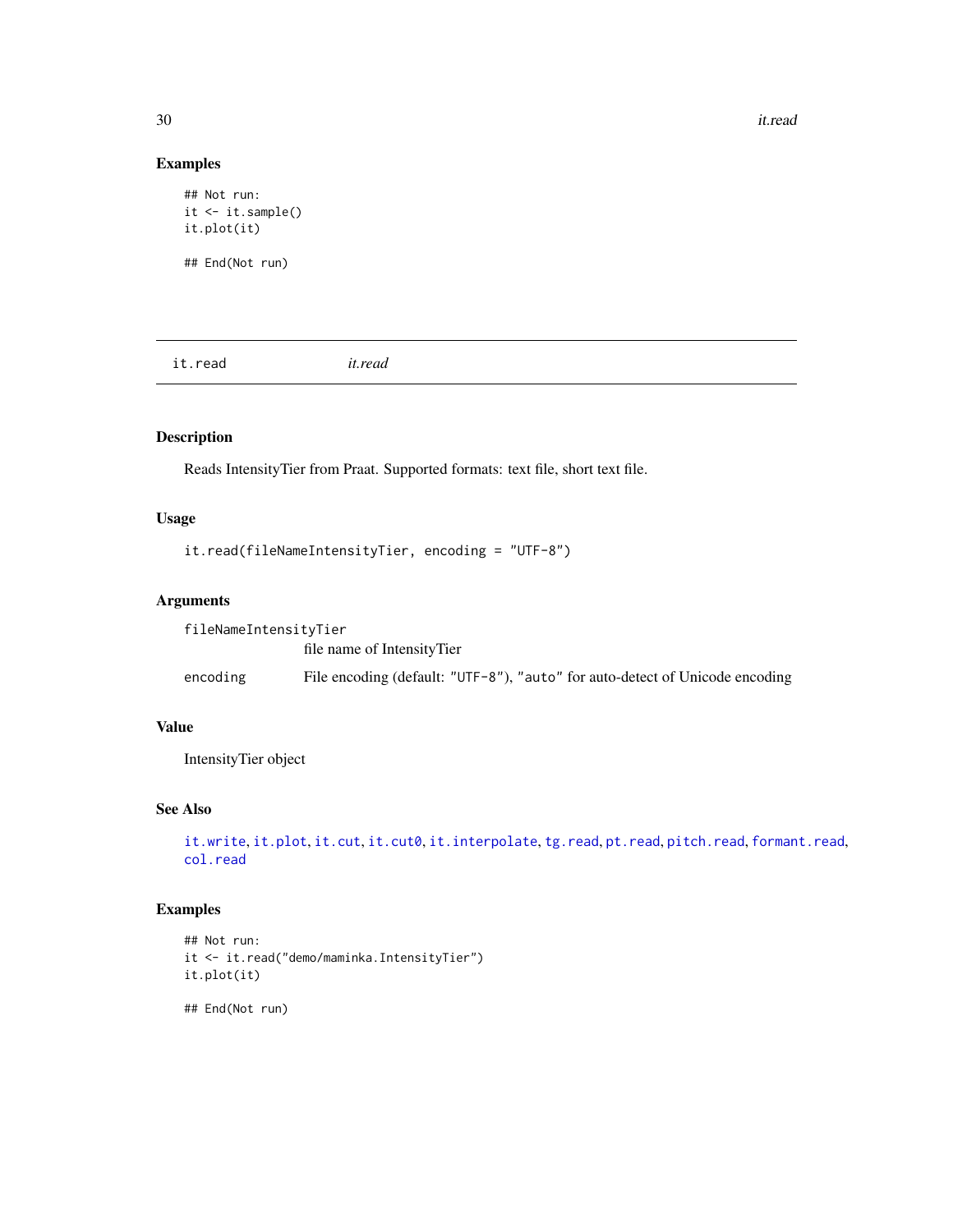## Examples

```
## Not run:
it <- it.sample()
it.plot(it)

## End(Not run)
```

# it.read *it.read*

## Description

Reads IntensityTier from Praat. Supported formats: text file, short text file.

## Usage

```
it.read(fileNameIntensityTier, encoding = "UTF-8")
```

## Arguments

| | |
|---|---|
| fileNameIntensityTier | file name of IntensityTier |
| encoding | File encoding (default: "UTF-8"), "auto" for auto-detect of Unicode encoding |

## Value

IntensityTier object

## See Also

it.write, it.plot, it.cut, it.cut0, it.interpolate, tg.read, pt.read, pitch.read, formant.read, col.read

## Examples

```
## Not run:
it <- it.read("demo/maminka.IntensityTier")
it.plot(it)

## End(Not run)
```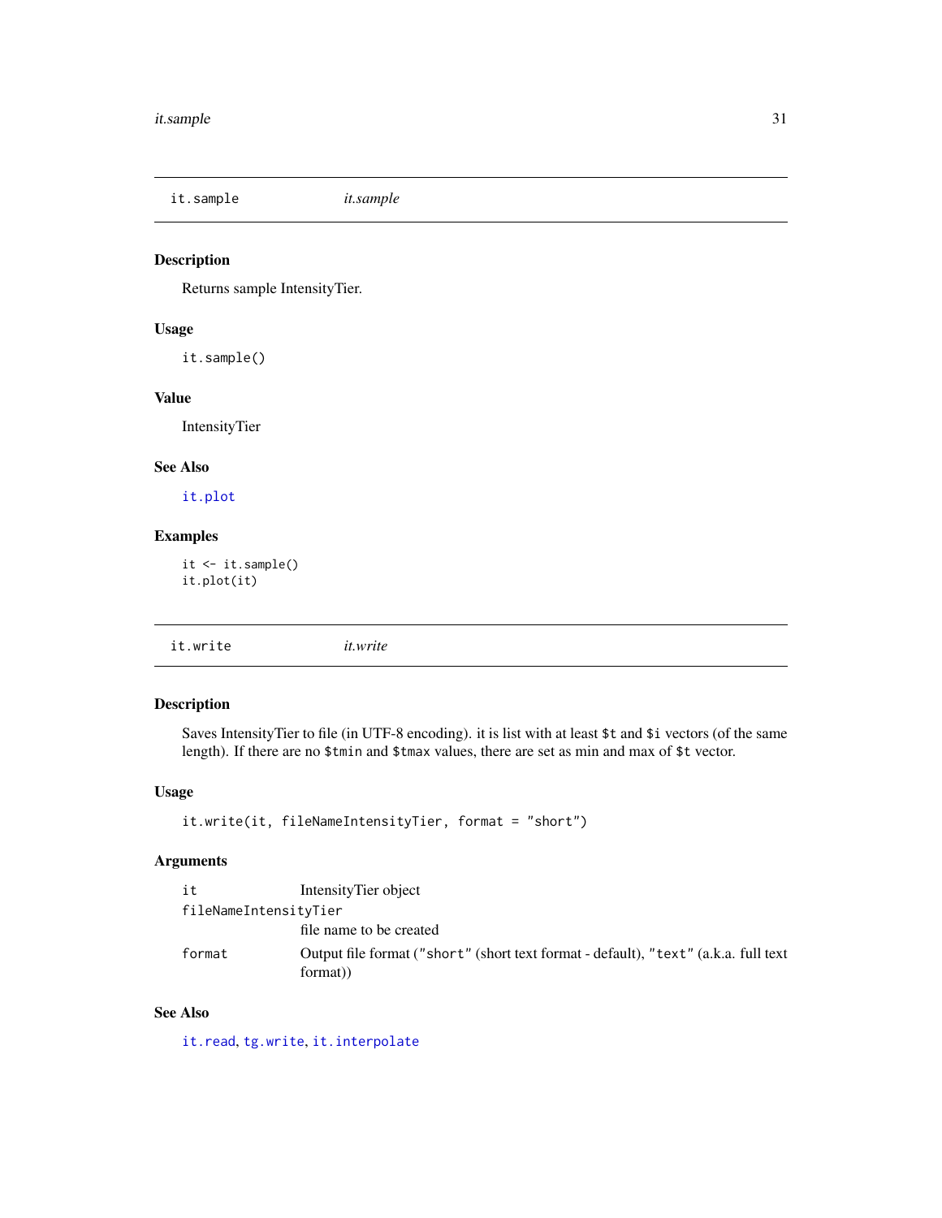## it.sample — *it.sample*

### Description

Returns sample IntensityTier.

### Usage

```
it.sample()
```

### Value

IntensityTier

### See Also

`it.plot`

### Examples

```
it <- it.sample()
it.plot(it)
```

## it.write — *it.write*

### Description

Saves IntensityTier to file (in UTF-8 encoding). it is list with at least `$t` and `$i` vectors (of the same length). If there are no `$tmin` and `$tmax` values, there are set as min and max of `$t` vector.

### Usage

```
it.write(it, fileNameIntensityTier, format = "short")
```

### Arguments

| Argument | Description |
|---|---|
| `it` | IntensityTier object |
| `fileNameIntensityTier` | file name to be created |
| `format` | Output file format (`"short"` (short text format - default), `"text"` (a.k.a. full text format)) |

### See Also

`it.read`, `tg.write`, `it.interpolate`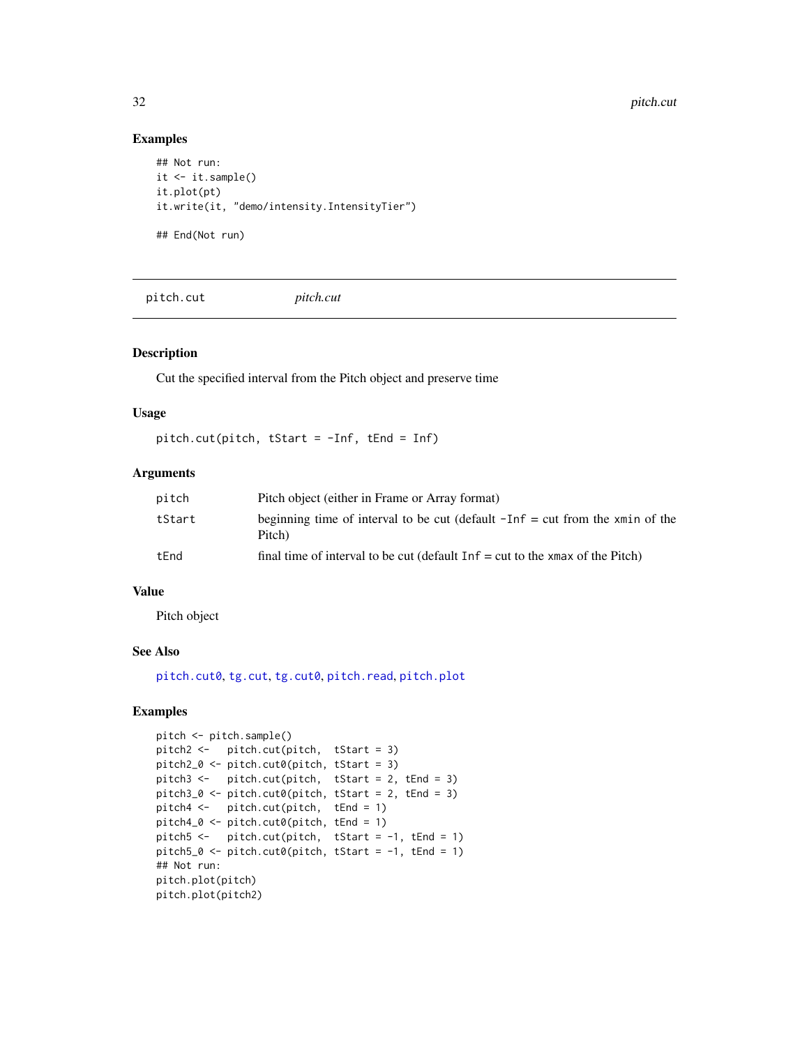## Examples

```
## Not run:
it <- it.sample()
it.plot(pt)
it.write(it, "demo/intensity.IntensityTier")

## End(Not run)
```

---

# pitch.cut &nbsp;&nbsp;&nbsp;&nbsp;&nbsp;&nbsp; *pitch.cut*

---

## Description

Cut the specified interval from the Pitch object and preserve time

## Usage

```
pitch.cut(pitch, tStart = -Inf, tEnd = Inf)
```

## Arguments

| | |
|---|---|
| `pitch` | Pitch object (either in Frame or Array format) |
| `tStart` | beginning time of interval to be cut (default `-Inf` = cut from the `xmin` of the Pitch) |
| `tEnd` | final time of interval to be cut (default `Inf` = cut to the `xmax` of the Pitch) |

## Value

Pitch object

## See Also

`pitch.cut0`, `tg.cut`, `tg.cut0`, `pitch.read`, `pitch.plot`

## Examples

```
pitch <- pitch.sample()
pitch2 <-   pitch.cut(pitch,  tStart = 3)
pitch2_0 <- pitch.cut0(pitch, tStart = 3)
pitch3 <-   pitch.cut(pitch,  tStart = 2, tEnd = 3)
pitch3_0 <- pitch.cut0(pitch, tStart = 2, tEnd = 3)
pitch4 <-   pitch.cut(pitch,  tEnd = 1)
pitch4_0 <- pitch.cut0(pitch, tEnd = 1)
pitch5 <-   pitch.cut(pitch,  tStart = -1, tEnd = 1)
pitch5_0 <- pitch.cut0(pitch, tStart = -1, tEnd = 1)
## Not run:
pitch.plot(pitch)
pitch.plot(pitch2)
```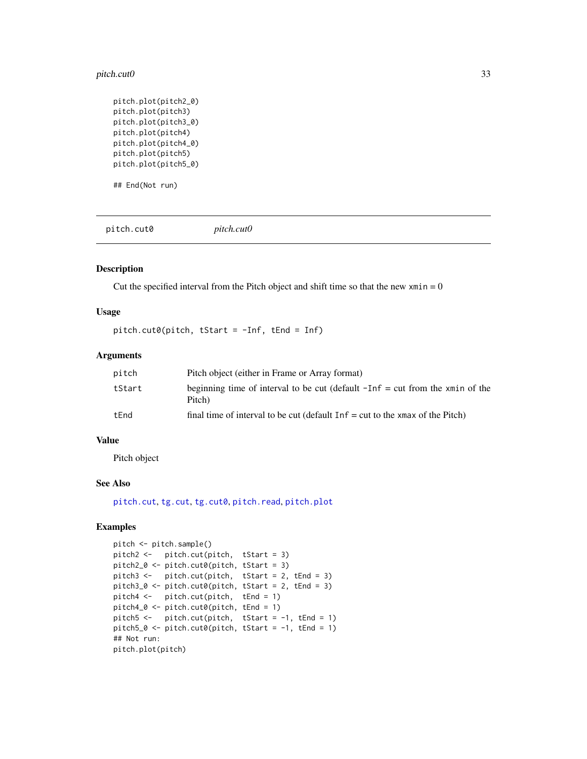```
pitch.plot(pitch2_0)
pitch.plot(pitch3)
pitch.plot(pitch3_0)
pitch.plot(pitch4)
pitch.plot(pitch4_0)
pitch.plot(pitch5)
pitch.plot(pitch5_0)

## End(Not run)
```

## pitch.cut0 *pitch.cut0*

### Description

Cut the specified interval from the Pitch object and shift time so that the new `xmin` = 0

### Usage

```
pitch.cut0(pitch, tStart = -Inf, tEnd = Inf)
```

### Arguments

| | |
|---|---|
| pitch | Pitch object (either in Frame or Array format) |
| tStart | beginning time of interval to be cut (default `-Inf` = cut from the `xmin` of the Pitch) |
| tEnd | final time of interval to be cut (default `Inf` = cut to the `xmax` of the Pitch) |

### Value

Pitch object

### See Also

pitch.cut, tg.cut, tg.cut0, pitch.read, pitch.plot

### Examples

```
pitch <- pitch.sample()
pitch2 <-   pitch.cut(pitch,  tStart = 3)
pitch2_0 <- pitch.cut0(pitch, tStart = 3)
pitch3 <-   pitch.cut(pitch,  tStart = 2, tEnd = 3)
pitch3_0 <- pitch.cut0(pitch, tStart = 2, tEnd = 3)
pitch4 <-   pitch.cut(pitch,  tEnd = 1)
pitch4_0 <- pitch.cut0(pitch, tEnd = 1)
pitch5 <-   pitch.cut(pitch,  tStart = -1, tEnd = 1)
pitch5_0 <- pitch.cut0(pitch, tStart = -1, tEnd = 1)
## Not run:
pitch.plot(pitch)
```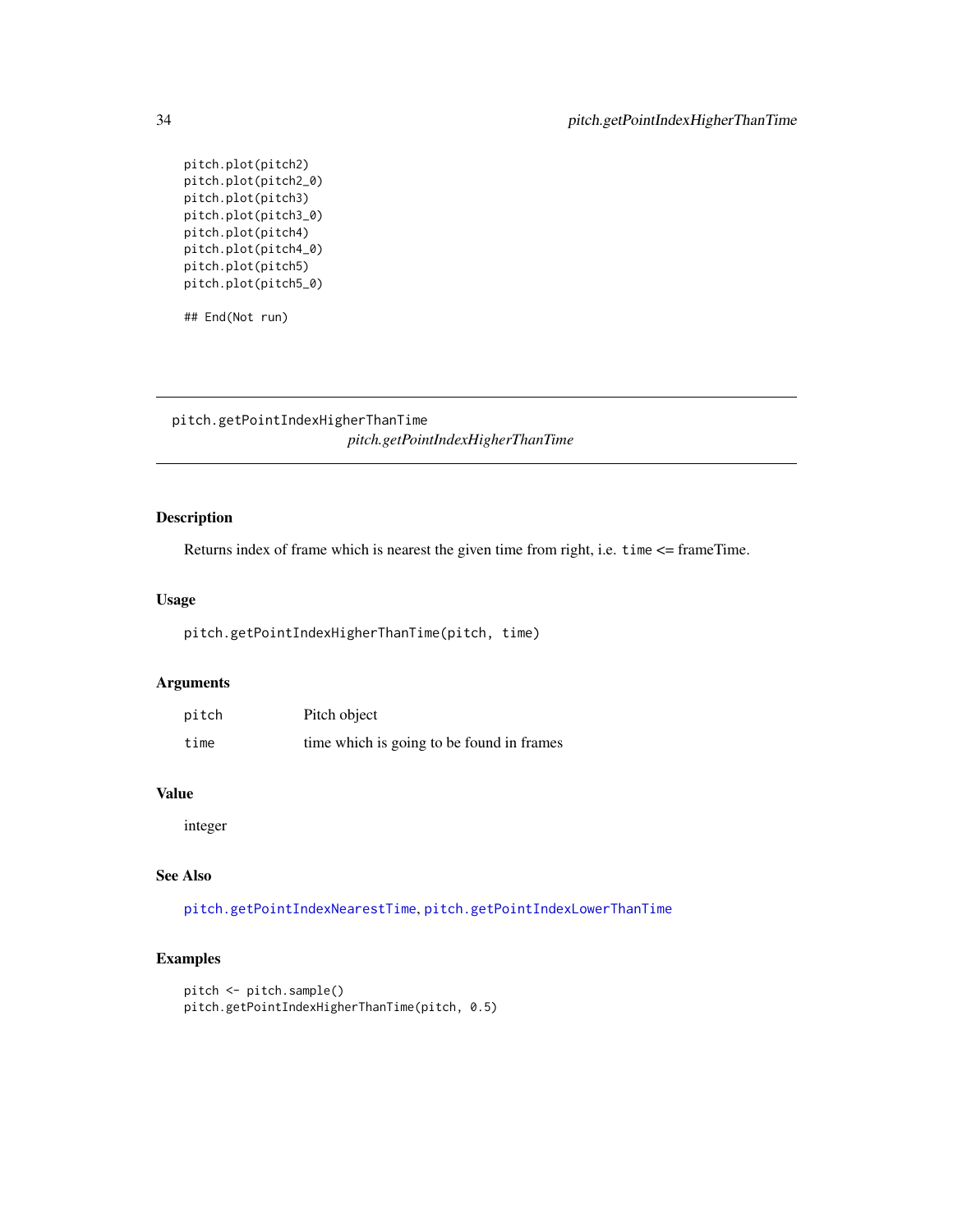```
pitch.plot(pitch2)
pitch.plot(pitch2_0)
pitch.plot(pitch3)
pitch.plot(pitch3_0)
pitch.plot(pitch4)
pitch.plot(pitch4_0)
pitch.plot(pitch5)
pitch.plot(pitch5_0)

## End(Not run)
```

## pitch.getPointIndexHigherThanTime

*pitch.getPointIndexHigherThanTime*

### Description

Returns index of frame which is nearest the given time from right, i.e. `time` <= frameTime.

### Usage

```
pitch.getPointIndexHigherThanTime(pitch, time)
```

### Arguments

| | |
|---|---|
| `pitch` | Pitch object |
| `time` | time which is going to be found in frames |

### Value

integer

### See Also

`pitch.getPointIndexNearestTime`, `pitch.getPointIndexLowerThanTime`

### Examples

```
pitch <- pitch.sample()
pitch.getPointIndexHigherThanTime(pitch, 0.5)
```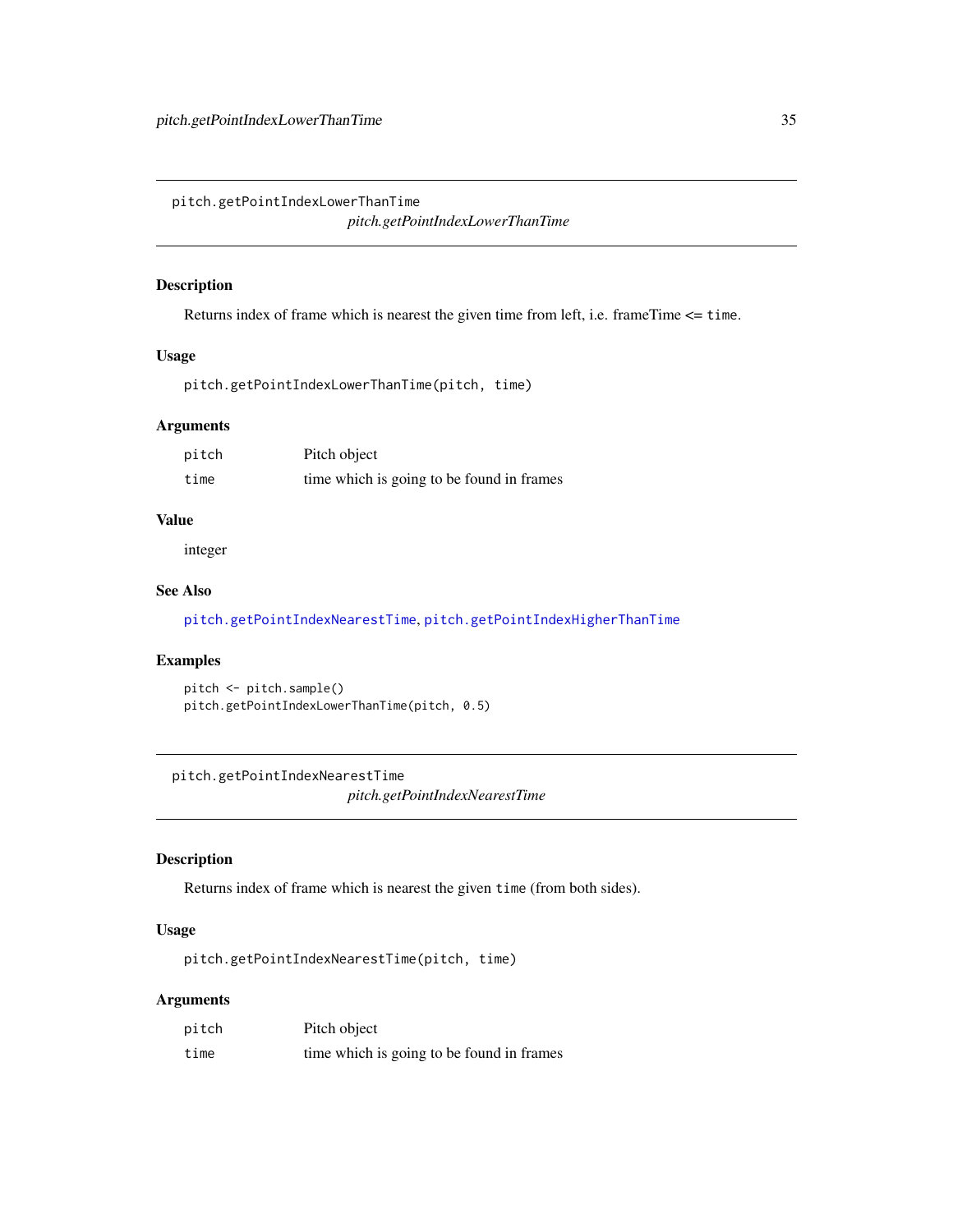## pitch.getPointIndexLowerThanTime

*pitch.getPointIndexLowerThanTime*

### Description

Returns index of frame which is nearest the given time from left, i.e. frameTime <= `time`.

### Usage

```
pitch.getPointIndexLowerThanTime(pitch, time)
```

### Arguments

| | |
|---|---|
| `pitch` | Pitch object |
| `time` | time which is going to be found in frames |

### Value

integer

### See Also

`pitch.getPointIndexNearestTime`, `pitch.getPointIndexHigherThanTime`

### Examples

```
pitch <- pitch.sample()
pitch.getPointIndexLowerThanTime(pitch, 0.5)
```

## pitch.getPointIndexNearestTime

*pitch.getPointIndexNearestTime*

### Description

Returns index of frame which is nearest the given `time` (from both sides).

### Usage

```
pitch.getPointIndexNearestTime(pitch, time)
```

### Arguments

| | |
|---|---|
| `pitch` | Pitch object |
| `time` | time which is going to be found in frames |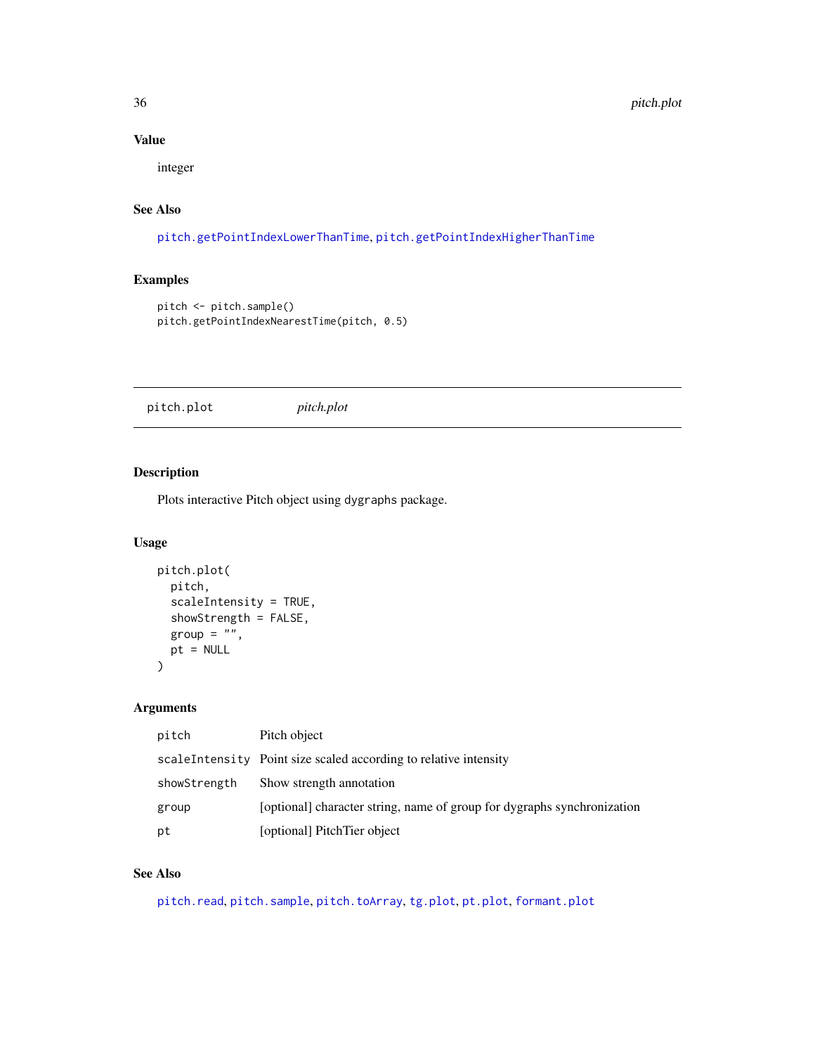### Value

integer

### See Also

pitch.getPointIndexLowerThanTime, pitch.getPointIndexHigherThanTime

### Examples

```
pitch <- pitch.sample()
pitch.getPointIndexNearestTime(pitch, 0.5)
```

---

## pitch.plot    *pitch.plot*

---

### Description

Plots interactive Pitch object using dygraphs package.

### Usage

```
pitch.plot(
  pitch,
  scaleIntensity = TRUE,
  showStrength = FALSE,
  group = "",
  pt = NULL
)
```

### Arguments

| | |
|---|---|
| pitch | Pitch object |
| scaleIntensity | Point size scaled according to relative intensity |
| showStrength | Show strength annotation |
| group | [optional] character string, name of group for dygraphs synchronization |
| pt | [optional] PitchTier object |

### See Also

pitch.read, pitch.sample, pitch.toArray, tg.plot, pt.plot, formant.plot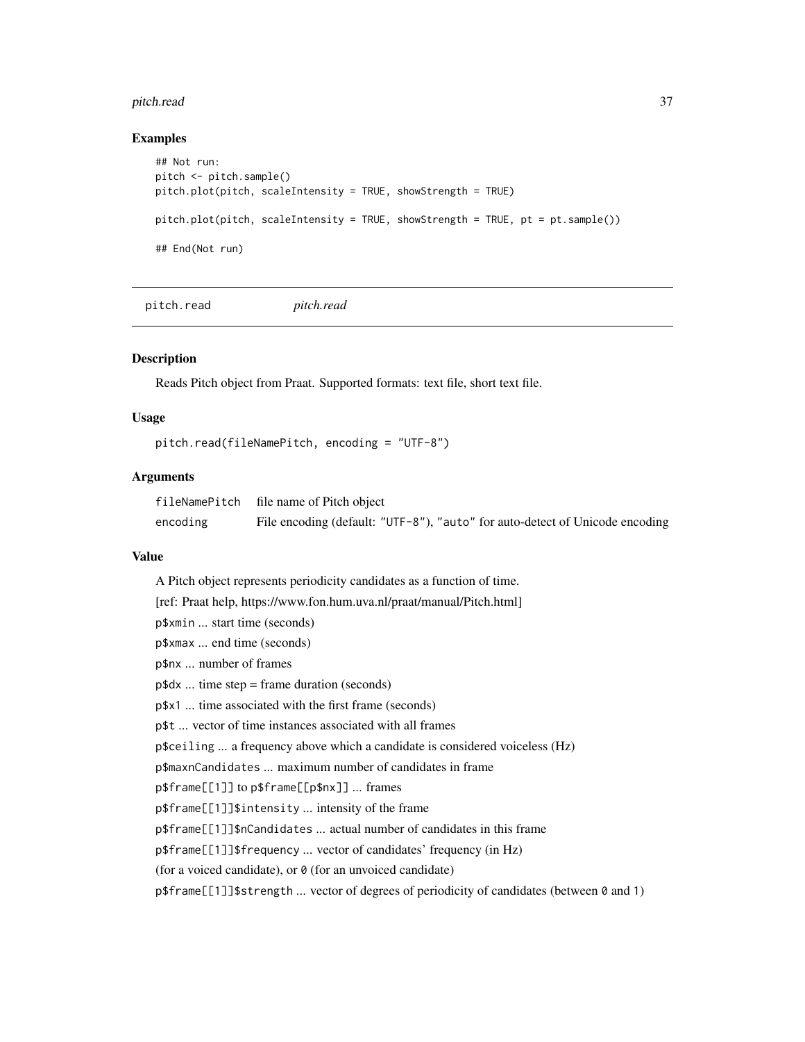### Examples

```
## Not run:
pitch <- pitch.sample()
pitch.plot(pitch, scaleIntensity = TRUE, showStrength = TRUE)

pitch.plot(pitch, scaleIntensity = TRUE, showStrength = TRUE, pt = pt.sample())

## End(Not run)
```

## pitch.read *pitch.read*

### Description

Reads Pitch object from Praat. Supported formats: text file, short text file.

### Usage

```
pitch.read(fileNamePitch, encoding = "UTF-8")
```

### Arguments

| | |
|---|---|
| `fileNamePitch` | file name of Pitch object |
| `encoding` | File encoding (default: "UTF-8"), "auto" for auto-detect of Unicode encoding |

### Value

A Pitch object represents periodicity candidates as a function of time.

[ref: Praat help, https://www.fon.hum.uva.nl/praat/manual/Pitch.html]

`p$xmin` ... start time (seconds)

`p$xmax` ... end time (seconds)

`p$nx` ... number of frames

`p$dx` ... time step = frame duration (seconds)

`p$x1` ... time associated with the first frame (seconds)

`p$t` ... vector of time instances associated with all frames

`p$ceiling` ... a frequency above which a candidate is considered voiceless (Hz)

`p$maxnCandidates` ... maximum number of candidates in frame

`p$frame[[1]]` to `p$frame[[p$nx]]` ... frames

`p$frame[[1]]$intensity` ... intensity of the frame

`p$frame[[1]]$nCandidates` ... actual number of candidates in this frame

`p$frame[[1]]$frequency` ... vector of candidates' frequency (in Hz)

(for a voiced candidate), or `0` (for an unvoiced candidate)

`p$frame[[1]]$strength` ... vector of degrees of periodicity of candidates (between `0` and `1`)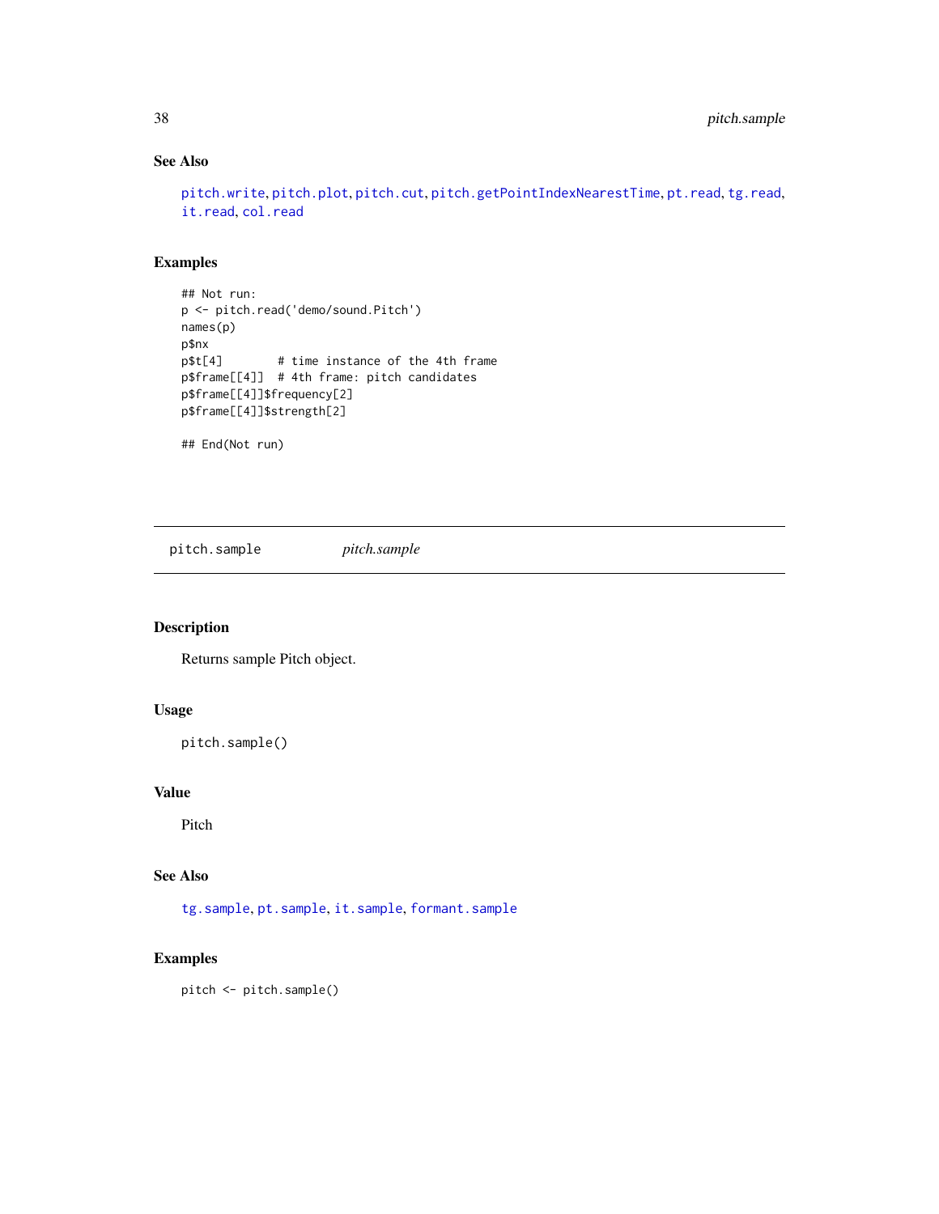## See Also

pitch.write, pitch.plot, pitch.cut, pitch.getPointIndexNearestTime, pt.read, tg.read, it.read, col.read

## Examples

```
## Not run:
p <- pitch.read('demo/sound.Pitch')
names(p)
p$nx
p$t[4]        # time instance of the 4th frame
p$frame[[4]]  # 4th frame: pitch candidates
p$frame[[4]]$frequency[2]
p$frame[[4]]$strength[2]

## End(Not run)
```

---

# pitch.sample *pitch.sample*

---

## Description

Returns sample Pitch object.

## Usage

```
pitch.sample()
```

## Value

Pitch

## See Also

tg.sample, pt.sample, it.sample, formant.sample

## Examples

```
pitch <- pitch.sample()
```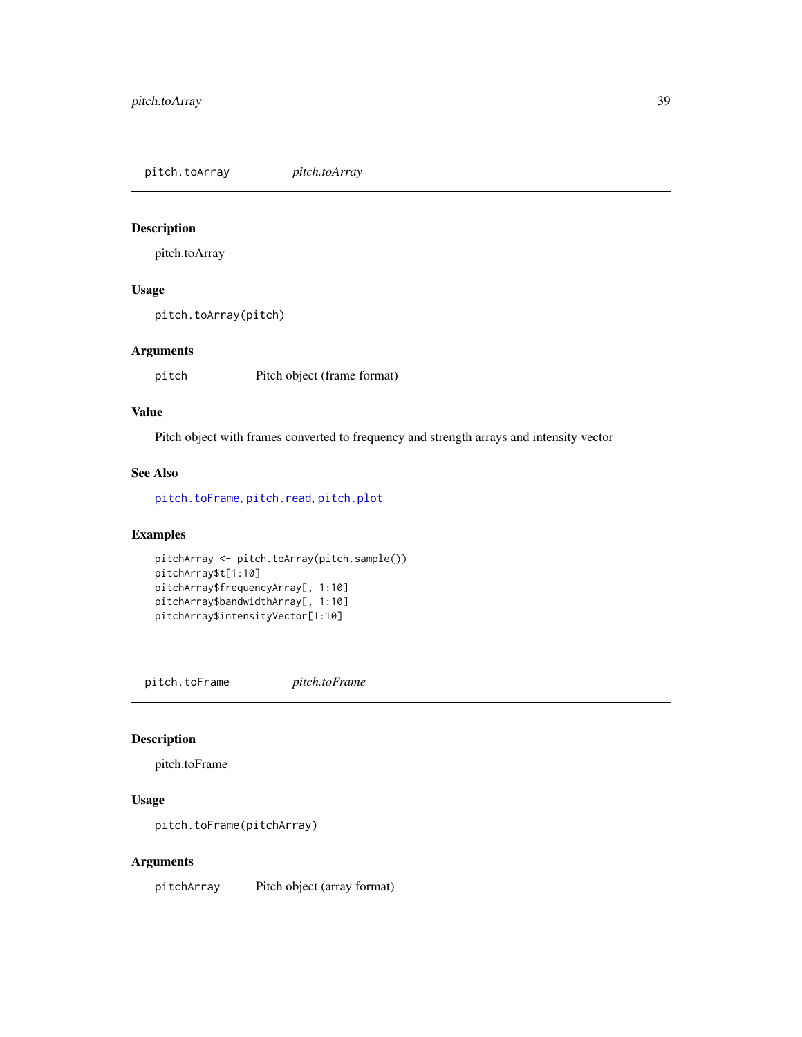## pitch.toArray *pitch.toArray*

### Description

pitch.toArray

### Usage

```
pitch.toArray(pitch)
```

### Arguments

| | |
|---|---|
| pitch | Pitch object (frame format) |

### Value

Pitch object with frames converted to frequency and strength arrays and intensity vector

### See Also

pitch.toFrame, pitch.read, pitch.plot

### Examples

```
pitchArray <- pitch.toArray(pitch.sample())
pitchArray$t[1:10]
pitchArray$frequencyArray[, 1:10]
pitchArray$bandwidthArray[, 1:10]
pitchArray$intensityVector[1:10]
```

## pitch.toFrame *pitch.toFrame*

### Description

pitch.toFrame

### Usage

```
pitch.toFrame(pitchArray)
```

### Arguments

| | |
|---|---|
| pitchArray | Pitch object (array format) |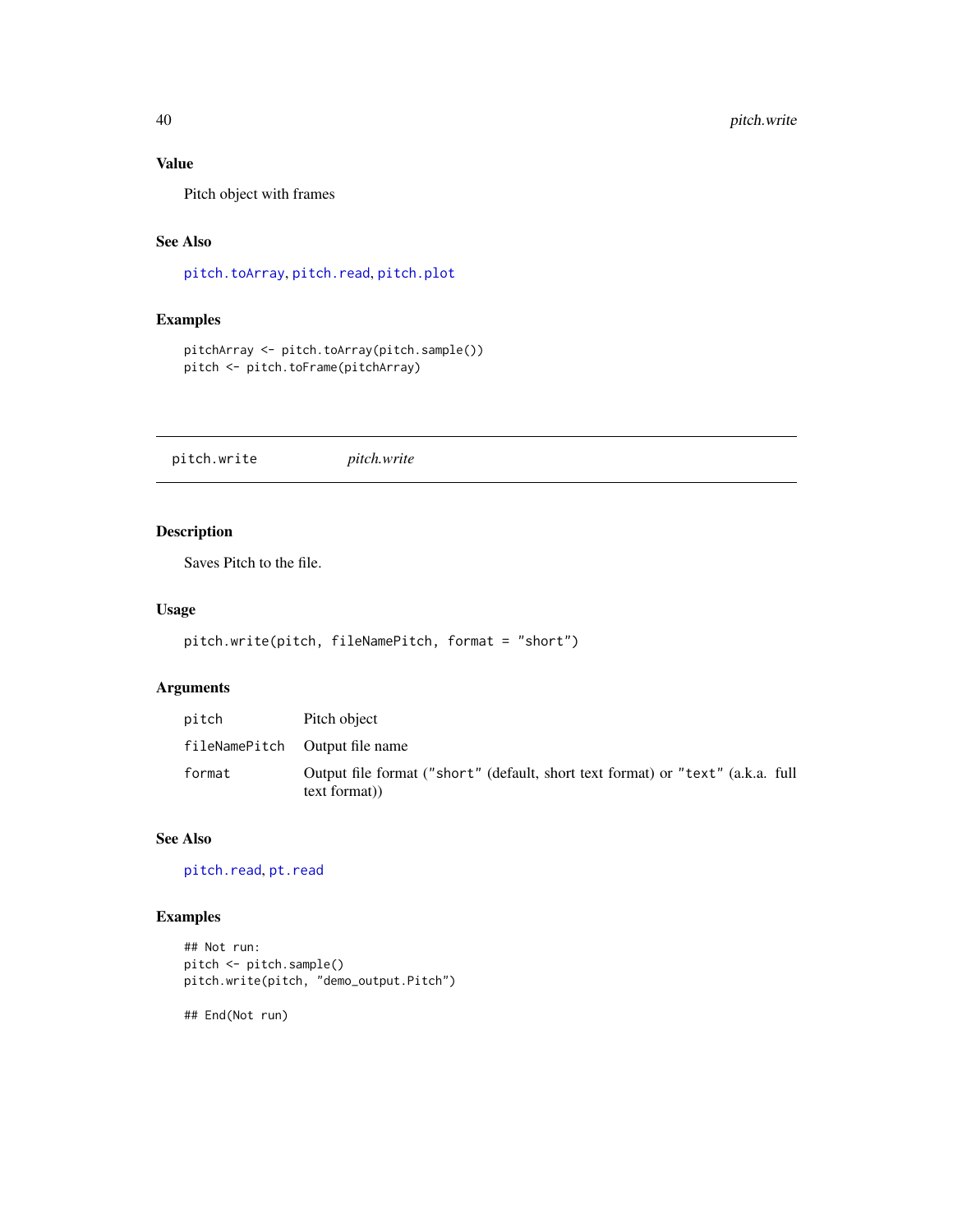### Value

Pitch object with frames

### See Also

pitch.toArray, pitch.read, pitch.plot

### Examples

```
pitchArray <- pitch.toArray(pitch.sample())
pitch <- pitch.toFrame(pitchArray)
```

---

## pitch.write *pitch.write*

---

### Description

Saves Pitch to the file.

### Usage

```
pitch.write(pitch, fileNamePitch, format = "short")
```

### Arguments

| | |
|---|---|
| pitch | Pitch object |
| fileNamePitch | Output file name |
| format | Output file format ("short" (default, short text format) or "text" (a.k.a. full text format)) |

### See Also

pitch.read, pt.read

### Examples

```
## Not run:
pitch <- pitch.sample()
pitch.write(pitch, "demo_output.Pitch")

## End(Not run)
```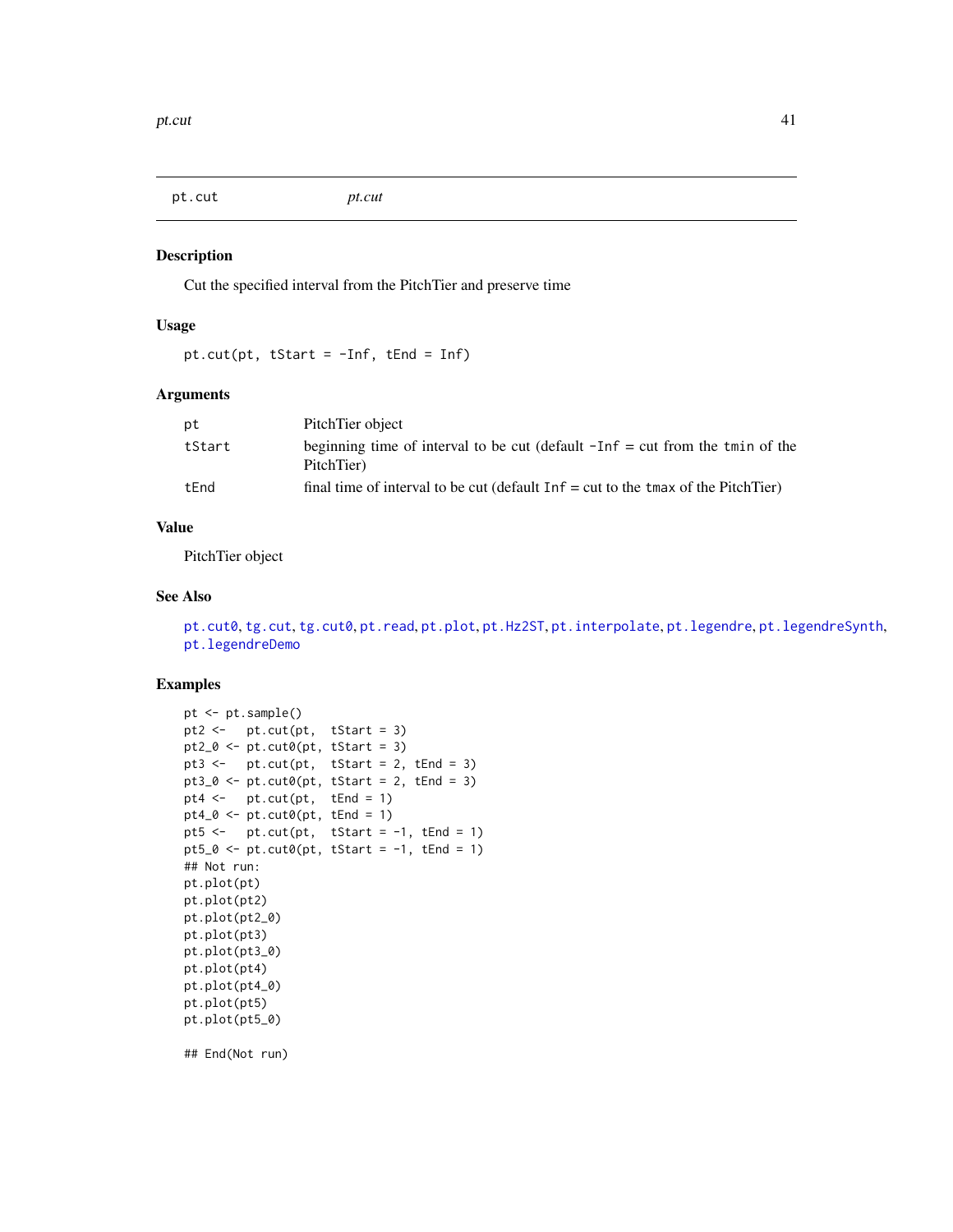## pt.cut

*pt.cut*

### Description

Cut the specified interval from the PitchTier and preserve time

### Usage

```
pt.cut(pt, tStart = -Inf, tEnd = Inf)
```

### Arguments

| | |
|---|---|
| pt | PitchTier object |
| tStart | beginning time of interval to be cut (default `-Inf` = cut from the `tmin` of the PitchTier) |
| tEnd | final time of interval to be cut (default `Inf` = cut to the `tmax` of the PitchTier) |

### Value

PitchTier object

### See Also

pt.cut0, tg.cut, tg.cut0, pt.read, pt.plot, pt.Hz2ST, pt.interpolate, pt.legendre, pt.legendreSynth, pt.legendreDemo

### Examples

```
pt <- pt.sample()
pt2 <-   pt.cut(pt,  tStart = 3)
pt2_0 <- pt.cut0(pt, tStart = 3)
pt3 <-   pt.cut(pt,  tStart = 2, tEnd = 3)
pt3_0 <- pt.cut0(pt, tStart = 2, tEnd = 3)
pt4 <-   pt.cut(pt,  tEnd = 1)
pt4_0 <- pt.cut0(pt, tEnd = 1)
pt5 <-   pt.cut(pt,  tStart = -1, tEnd = 1)
pt5_0 <- pt.cut0(pt, tStart = -1, tEnd = 1)
## Not run:
pt.plot(pt)
pt.plot(pt2)
pt.plot(pt2_0)
pt.plot(pt3)
pt.plot(pt3_0)
pt.plot(pt4)
pt.plot(pt4_0)
pt.plot(pt5)
pt.plot(pt5_0)

## End(Not run)
```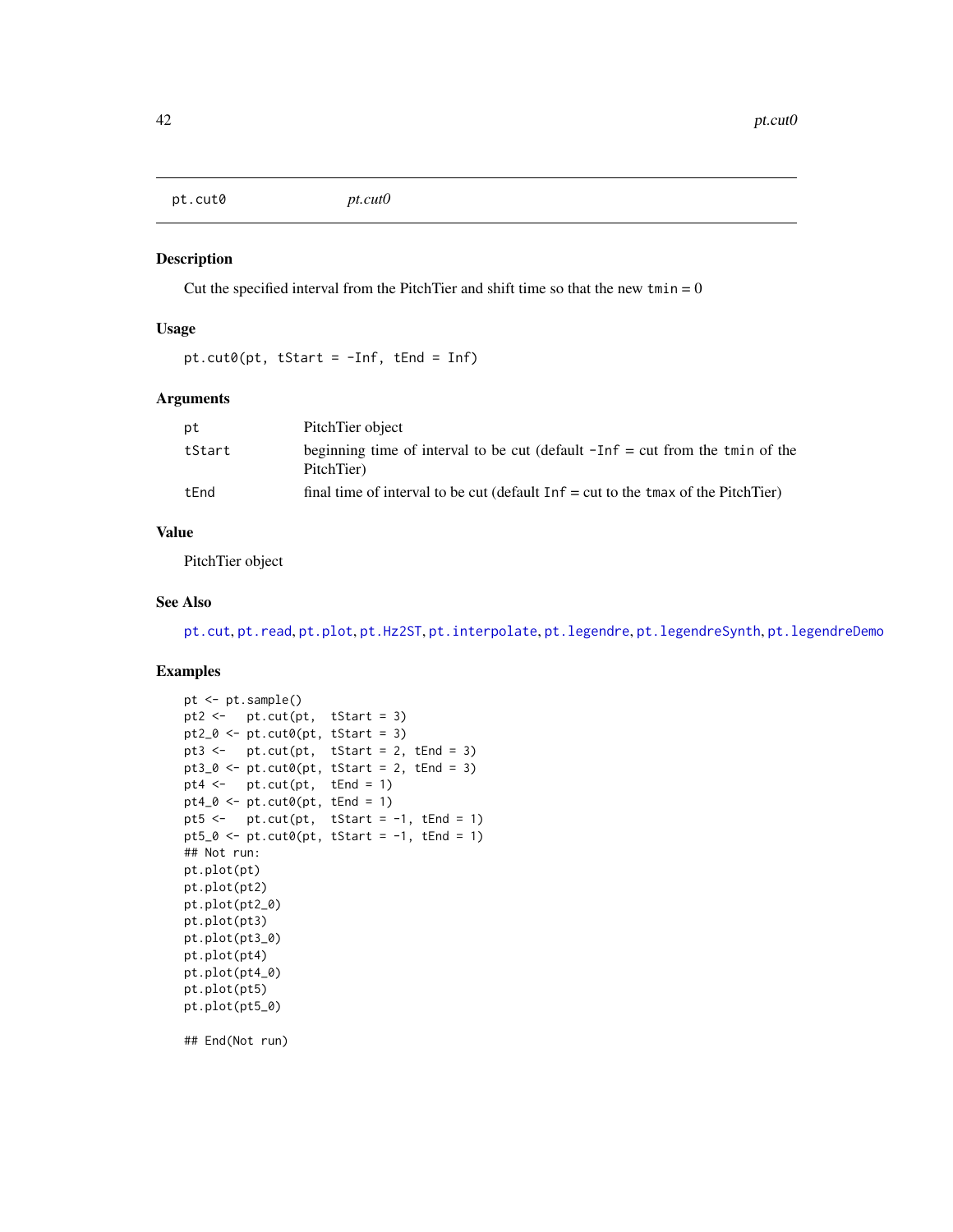pt.cut0 *pt.cut0*

## Description

Cut the specified interval from the PitchTier and shift time so that the new `tmin` = 0

## Usage

```
pt.cut0(pt, tStart = -Inf, tEnd = Inf)
```

## Arguments

| | |
|---|---|
| pt | PitchTier object |
| tStart | beginning time of interval to be cut (default `-Inf` = cut from the `tmin` of the PitchTier) |
| tEnd | final time of interval to be cut (default `Inf` = cut to the `tmax` of the PitchTier) |

## Value

PitchTier object

## See Also

pt.cut, pt.read, pt.plot, pt.Hz2ST, pt.interpolate, pt.legendre, pt.legendreSynth, pt.legendreDemo

## Examples

```
pt <- pt.sample()
pt2 <-   pt.cut(pt,  tStart = 3)
pt2_0 <- pt.cut0(pt, tStart = 3)
pt3 <-   pt.cut(pt,  tStart = 2, tEnd = 3)
pt3_0 <- pt.cut0(pt, tStart = 2, tEnd = 3)
pt4 <-   pt.cut(pt,  tEnd = 1)
pt4_0 <- pt.cut0(pt, tEnd = 1)
pt5 <-   pt.cut(pt,  tStart = -1, tEnd = 1)
pt5_0 <- pt.cut0(pt, tStart = -1, tEnd = 1)
## Not run:
pt.plot(pt)
pt.plot(pt2)
pt.plot(pt2_0)
pt.plot(pt3)
pt.plot(pt3_0)
pt.plot(pt4)
pt.plot(pt4_0)
pt.plot(pt5)
pt.plot(pt5_0)

## End(Not run)
```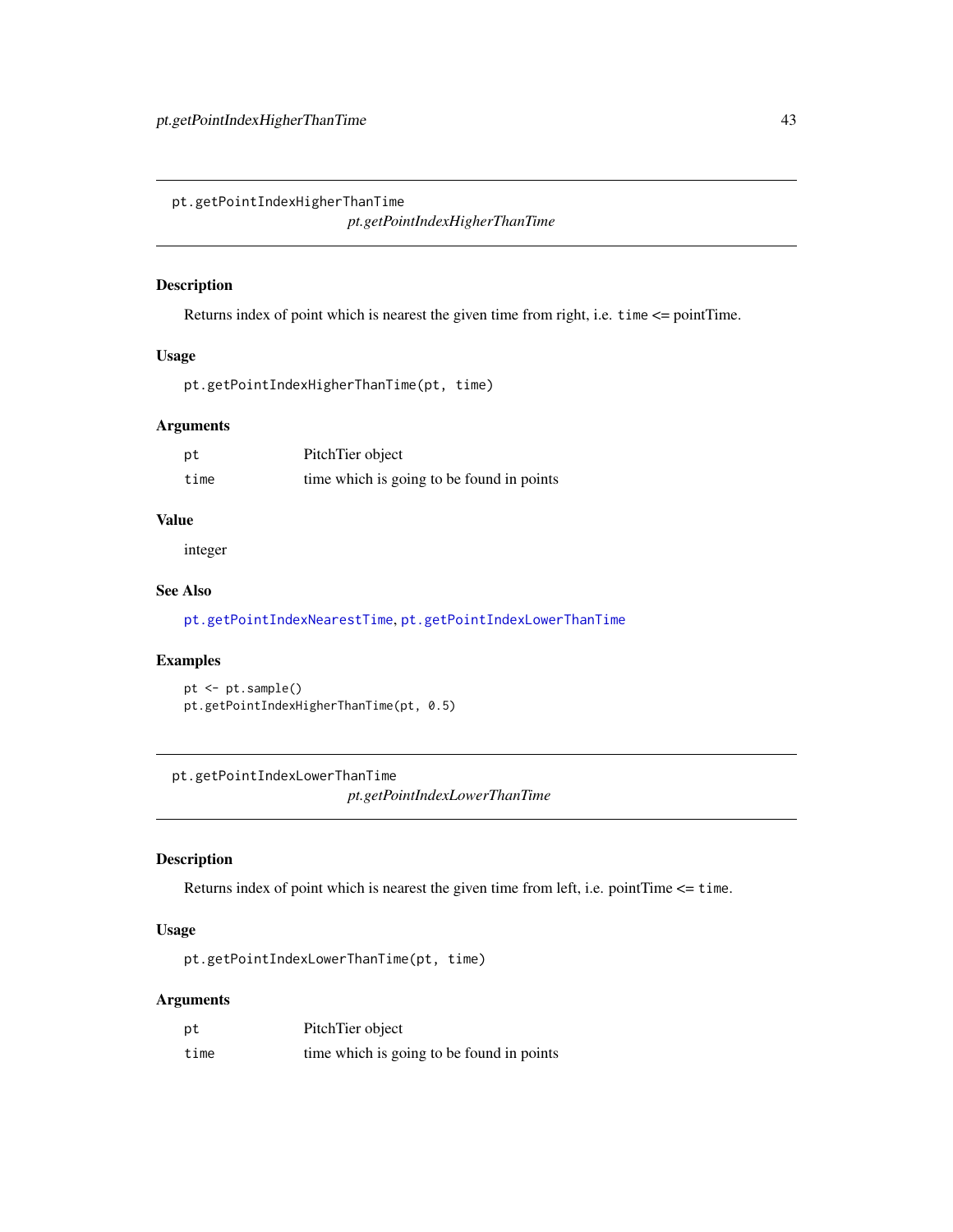## pt.getPointIndexHigherThanTime

*pt.getPointIndexHigherThanTime*

### Description

Returns index of point which is nearest the given time from right, i.e. `time` <= pointTime.

### Usage

```
pt.getPointIndexHigherThanTime(pt, time)
```

### Arguments

| | |
|---|---|
| `pt` | PitchTier object |
| `time` | time which is going to be found in points |

### Value

integer

### See Also

`pt.getPointIndexNearestTime`, `pt.getPointIndexLowerThanTime`

### Examples

```
pt <- pt.sample()
pt.getPointIndexHigherThanTime(pt, 0.5)
```

## pt.getPointIndexLowerThanTime

*pt.getPointIndexLowerThanTime*

### Description

Returns index of point which is nearest the given time from left, i.e. pointTime <= `time`.

### Usage

```
pt.getPointIndexLowerThanTime(pt, time)
```

### Arguments

| | |
|---|---|
| `pt` | PitchTier object |
| `time` | time which is going to be found in points |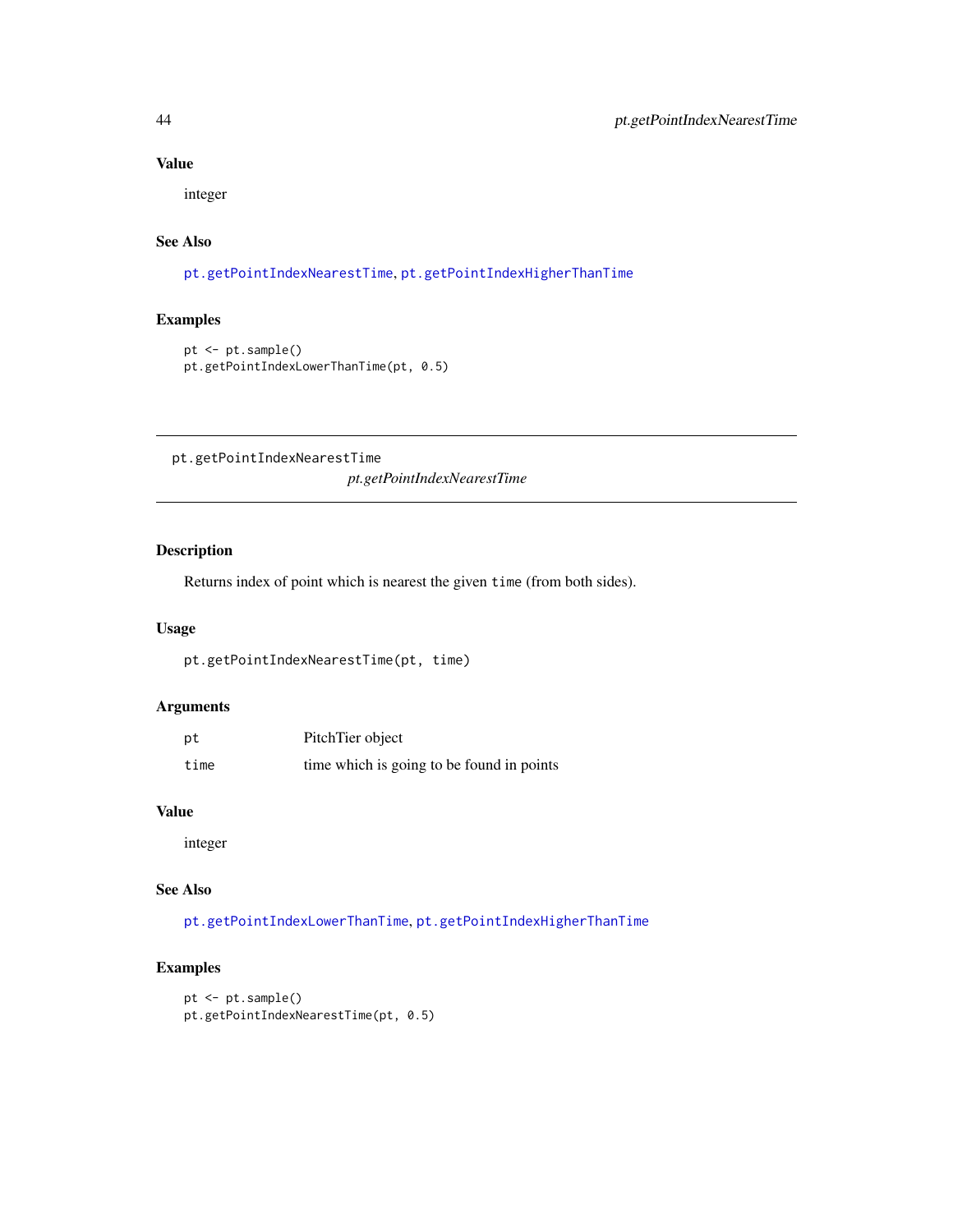### Value

integer

### See Also

`pt.getPointIndexNearestTime`, `pt.getPointIndexHigherThanTime`

### Examples

```
pt <- pt.sample()
pt.getPointIndexLowerThanTime(pt, 0.5)
```

---

## pt.getPointIndexNearestTime

*pt.getPointIndexNearestTime*

---

### Description

Returns index of point which is nearest the given `time` (from both sides).

### Usage

```
pt.getPointIndexNearestTime(pt, time)
```

### Arguments

| | |
|---|---|
| `pt` | PitchTier object |
| `time` | time which is going to be found in points |

### Value

integer

### See Also

`pt.getPointIndexLowerThanTime`, `pt.getPointIndexHigherThanTime`

### Examples

```
pt <- pt.sample()
pt.getPointIndexNearestTime(pt, 0.5)
```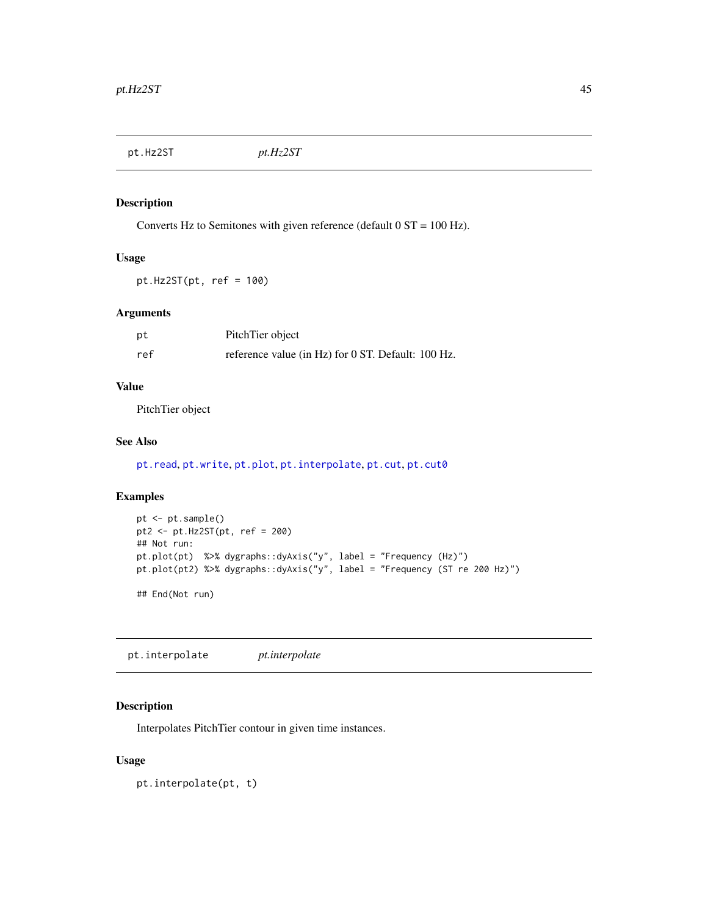## pt.Hz2ST *pt.Hz2ST*

### Description

Converts Hz to Semitones with given reference (default 0 ST = 100 Hz).

### Usage

```
pt.Hz2ST(pt, ref = 100)
```

### Arguments

| | |
|---|---|
| pt | PitchTier object |
| ref | reference value (in Hz) for 0 ST. Default: 100 Hz. |

### Value

PitchTier object

### See Also

pt.read, pt.write, pt.plot, pt.interpolate, pt.cut, pt.cut0

### Examples

```
pt <- pt.sample()
pt2 <- pt.Hz2ST(pt, ref = 200)
## Not run:
pt.plot(pt)  %>% dygraphs::dyAxis("y", label = "Frequency (Hz)")
pt.plot(pt2) %>% dygraphs::dyAxis("y", label = "Frequency (ST re 200 Hz)")

## End(Not run)
```

## pt.interpolate *pt.interpolate*

### Description

Interpolates PitchTier contour in given time instances.

### Usage

```
pt.interpolate(pt, t)
```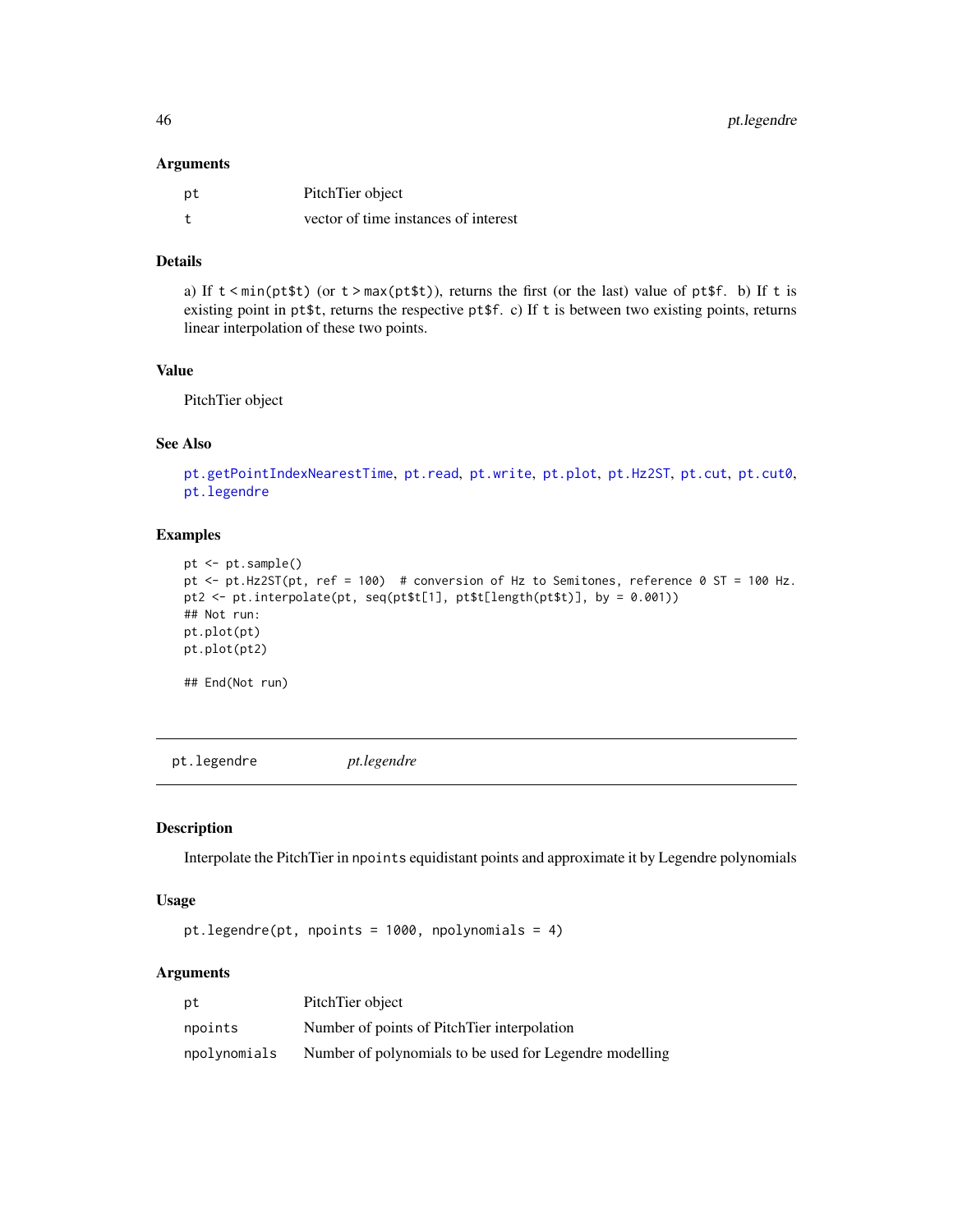### Arguments

| | |
|---|---|
| pt | PitchTier object |
| t | vector of time instances of interest |

### Details

a) If `t < min(pt$t)` (or `t > max(pt$t)`), returns the first (or the last) value of `pt$f`. b) If `t` is existing point in `pt$t`, returns the respective `pt$f`. c) If `t` is between two existing points, returns linear interpolation of these two points.

### Value

PitchTier object

### See Also

pt.getPointIndexNearestTime, pt.read, pt.write, pt.plot, pt.Hz2ST, pt.cut, pt.cut0, pt.legendre

### Examples

```
pt <- pt.sample()
pt <- pt.Hz2ST(pt, ref = 100)  # conversion of Hz to Semitones, reference 0 ST = 100 Hz.
pt2 <- pt.interpolate(pt, seq(pt$t[1], pt$t[length(pt$t)], by = 0.001))
## Not run:
pt.plot(pt)
pt.plot(pt2)

## End(Not run)
```

## pt.legendre *pt.legendre*

### Description

Interpolate the PitchTier in `npoints` equidistant points and approximate it by Legendre polynomials

### Usage

```
pt.legendre(pt, npoints = 1000, npolynomials = 4)
```

### Arguments

| | |
|---|---|
| pt | PitchTier object |
| npoints | Number of points of PitchTier interpolation |
| npolynomials | Number of polynomials to be used for Legendre modelling |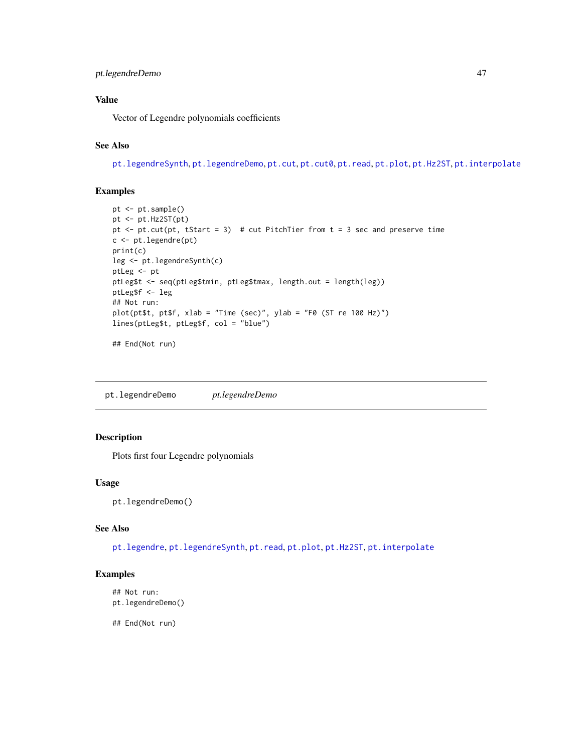### Value

Vector of Legendre polynomials coefficients

### See Also

pt.legendreSynth, pt.legendreDemo, pt.cut, pt.cut0, pt.read, pt.plot, pt.Hz2ST, pt.interpolate

### Examples

```
pt <- pt.sample()
pt <- pt.Hz2ST(pt)
pt <- pt.cut(pt, tStart = 3)  # cut PitchTier from t = 3 sec and preserve time
c <- pt.legendre(pt)
print(c)
leg <- pt.legendreSynth(c)
ptLeg <- pt
ptLeg$t <- seq(ptLeg$tmin, ptLeg$tmax, length.out = length(leg))
ptLeg$f <- leg
## Not run:
plot(pt$t, pt$f, xlab = "Time (sec)", ylab = "F0 (ST re 100 Hz)")
lines(ptLeg$t, ptLeg$f, col = "blue")

## End(Not run)
```

---

## pt.legendreDemo    *pt.legendreDemo*

### Description

Plots first four Legendre polynomials

### Usage

```
pt.legendreDemo()
```

### See Also

pt.legendre, pt.legendreSynth, pt.read, pt.plot, pt.Hz2ST, pt.interpolate

### Examples

```
## Not run:
pt.legendreDemo()

## End(Not run)
```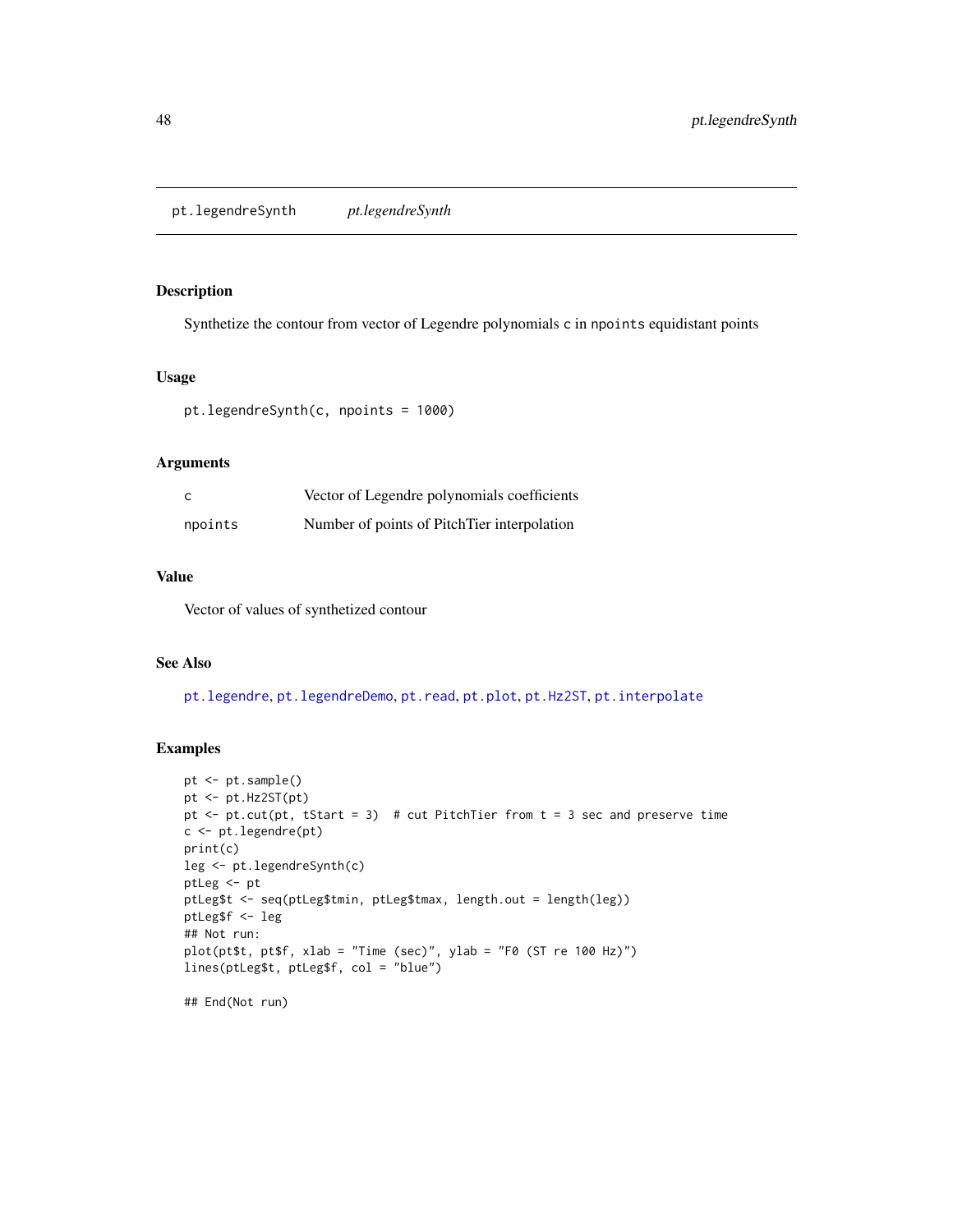pt.legendreSynth    *pt.legendreSynth*

## Description

Synthetize the contour from vector of Legendre polynomials `c` in `npoints` equidistant points

## Usage

```
pt.legendreSynth(c, npoints = 1000)
```

## Arguments

| | |
|---|---|
| c | Vector of Legendre polynomials coefficients |
| npoints | Number of points of PitchTier interpolation |

## Value

Vector of values of synthetized contour

## See Also

pt.legendre, pt.legendreDemo, pt.read, pt.plot, pt.Hz2ST, pt.interpolate

## Examples

```
pt <- pt.sample()
pt <- pt.Hz2ST(pt)
pt <- pt.cut(pt, tStart = 3)  # cut PitchTier from t = 3 sec and preserve time
c <- pt.legendre(pt)
print(c)
leg <- pt.legendreSynth(c)
ptLeg <- pt
ptLeg$t <- seq(ptLeg$tmin, ptLeg$tmax, length.out = length(leg))
ptLeg$f <- leg
## Not run:
plot(pt$t, pt$f, xlab = "Time (sec)", ylab = "F0 (ST re 100 Hz)")
lines(ptLeg$t, ptLeg$f, col = "blue")

## End(Not run)
```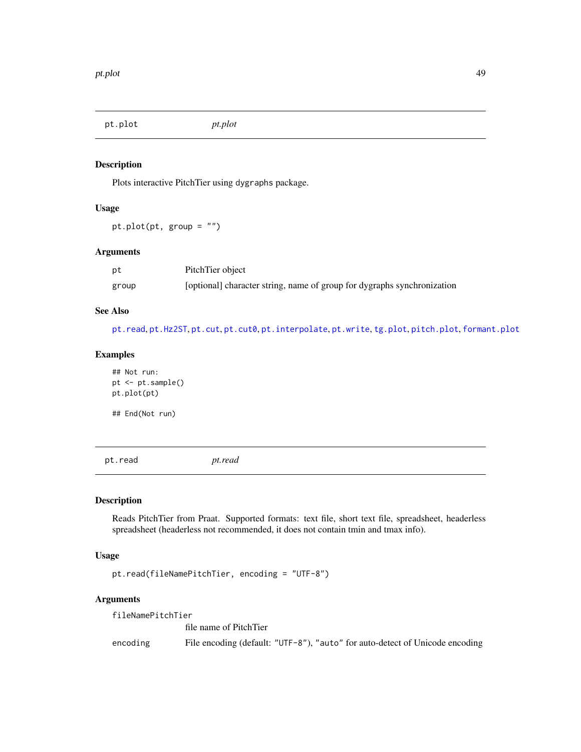## pt.plot *pt.plot*

### Description

Plots interactive PitchTier using dygraphs package.

### Usage

```
pt.plot(pt, group = "")
```

### Arguments

| | |
|---|---|
| pt | PitchTier object |
| group | [optional] character string, name of group for dygraphs synchronization |

### See Also

pt.read, pt.Hz2ST, pt.cut, pt.cut0, pt.interpolate, pt.write, tg.plot, pitch.plot, formant.plot

### Examples

```
## Not run:
pt <- pt.sample()
pt.plot(pt)

## End(Not run)
```

## pt.read *pt.read*

### Description

Reads PitchTier from Praat. Supported formats: text file, short text file, spreadsheet, headerless spreadsheet (headerless not recommended, it does not contain tmin and tmax info).

### Usage

```
pt.read(fileNamePitchTier, encoding = "UTF-8")
```

### Arguments

| | |
|---|---|
| fileNamePitchTier | file name of PitchTier |
| encoding | File encoding (default: "UTF-8"), "auto" for auto-detect of Unicode encoding |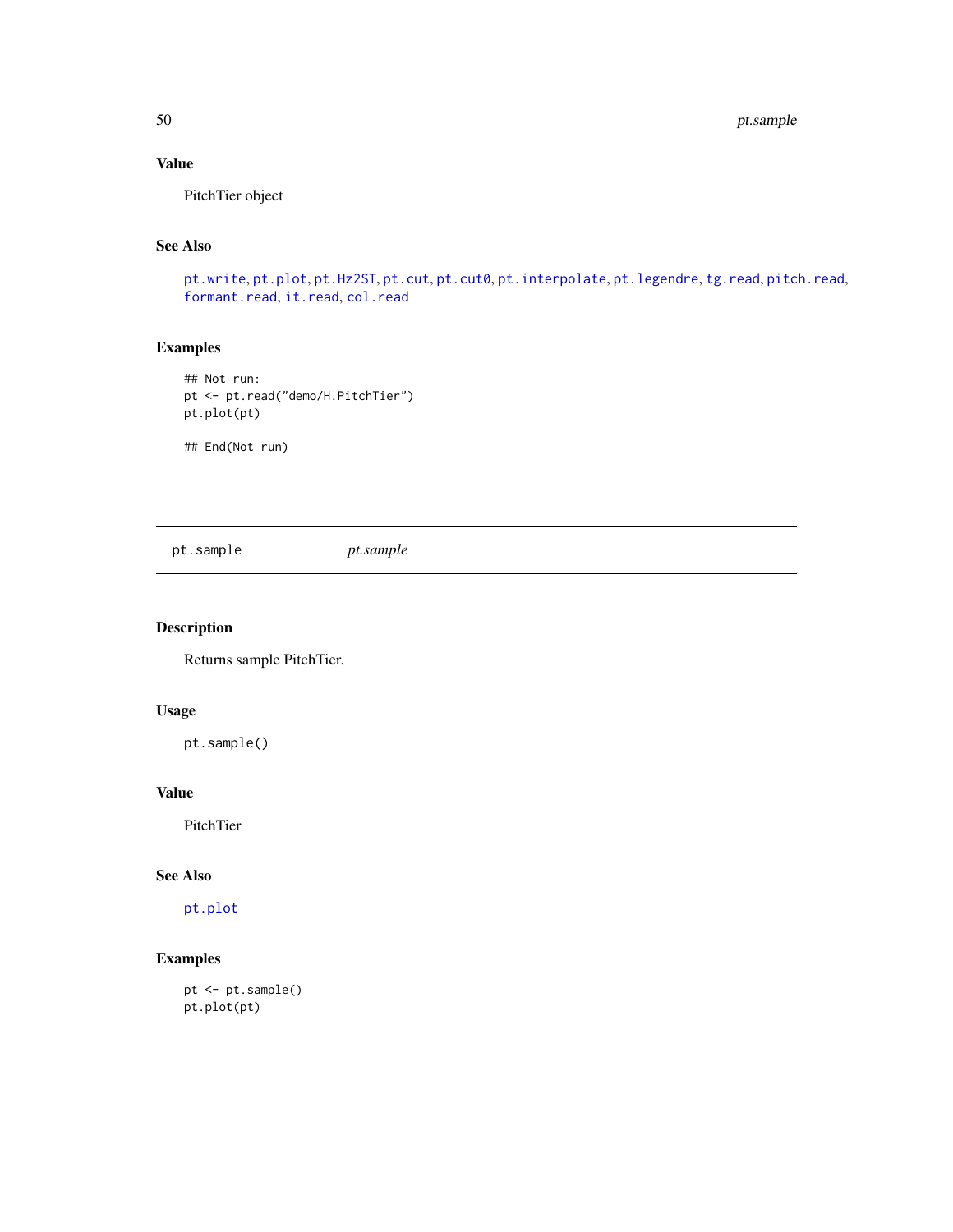### Value

PitchTier object

### See Also

`pt.write`, `pt.plot`, `pt.Hz2ST`, `pt.cut`, `pt.cut0`, `pt.interpolate`, `pt.legendre`, `tg.read`, `pitch.read`, `formant.read`, `it.read`, `col.read`

### Examples

```
## Not run:
pt <- pt.read("demo/H.PitchTier")
pt.plot(pt)

## End(Not run)
```

---

## pt.sample &nbsp;&nbsp;&nbsp;&nbsp; *pt.sample*

---

### Description

Returns sample PitchTier.

### Usage

```
pt.sample()
```

### Value

PitchTier

### See Also

`pt.plot`

### Examples

```
pt <- pt.sample()
pt.plot(pt)
```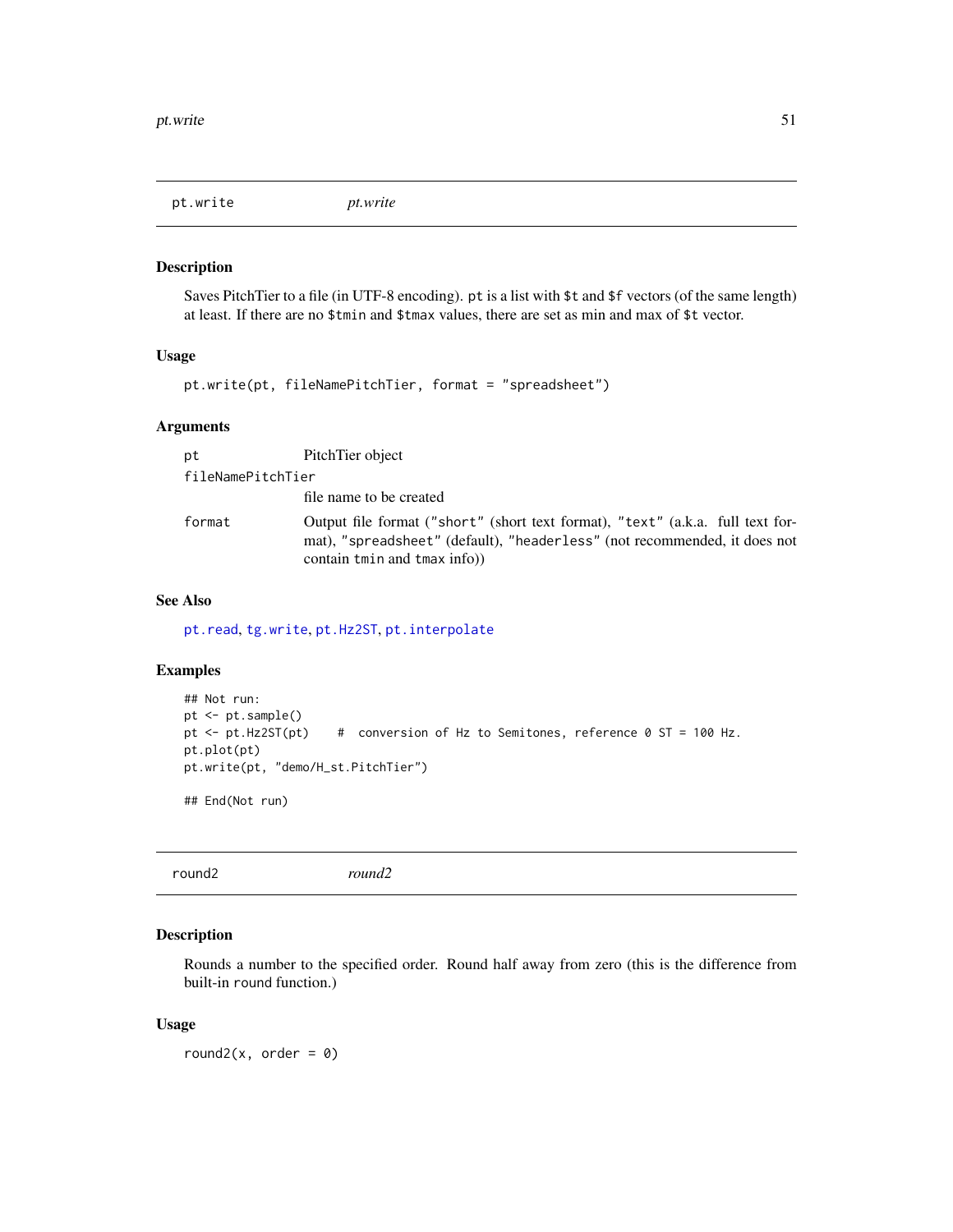## pt.write — *pt.write*

### Description

Saves PitchTier to a file (in UTF-8 encoding). `pt` is a list with `$t` and `$f` vectors (of the same length) at least. If there are no `$tmin` and `$tmax` values, there are set as min and max of `$t` vector.

### Usage

```
pt.write(pt, fileNamePitchTier, format = "spreadsheet")
```

### Arguments

| | |
|---|---|
| `pt` | PitchTier object |
| `fileNamePitchTier` | file name to be created |
| `format` | Output file format (`"short"` (short text format), `"text"` (a.k.a. full text format), `"spreadsheet"` (default), `"headerless"` (not recommended, it does not contain `tmin` and `tmax` info)) |

### See Also

`pt.read`, `tg.write`, `pt.Hz2ST`, `pt.interpolate`

### Examples

```
## Not run:
pt <- pt.sample()
pt <- pt.Hz2ST(pt)    #  conversion of Hz to Semitones, reference 0 ST = 100 Hz.
pt.plot(pt)
pt.write(pt, "demo/H_st.PitchTier")

## End(Not run)
```

## round2 — *round2*

### Description

Rounds a number to the specified order. Round half away from zero (this is the difference from built-in `round` function.)

### Usage

```
round2(x, order = 0)
```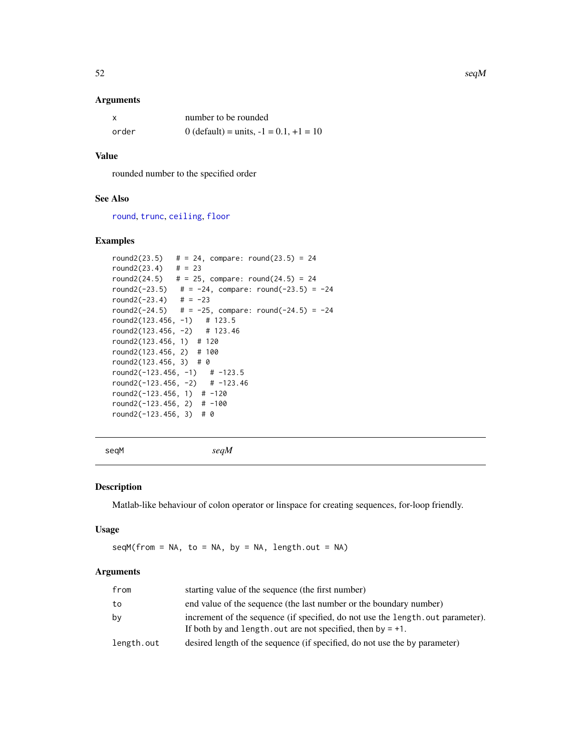### Arguments

| | |
|---|---|
| x | number to be rounded |
| order | 0 (default) = units, -1 = 0.1, +1 = 10 |

### Value

rounded number to the specified order

### See Also

round, trunc, ceiling, floor

### Examples

```
round2(23.5)   # = 24, compare: round(23.5) = 24
round2(23.4)   # = 23
round2(24.5)   # = 25, compare: round(24.5) = 24
round2(-23.5)   # = -24, compare: round(-23.5) = -24
round2(-23.4)   # = -23
round2(-24.5)   # = -25, compare: round(-24.5) = -24
round2(123.456, -1)   # 123.5
round2(123.456, -2)   # 123.46
round2(123.456, 1)  # 120
round2(123.456, 2)  # 100
round2(123.456, 3)  # 0
round2(-123.456, -1)   # -123.5
round2(-123.456, -2)   # -123.46
round2(-123.456, 1)  # -120
round2(-123.456, 2)  # -100
round2(-123.456, 3)  # 0
```

---

## seqM *seqM*

### Description

Matlab-like behaviour of colon operator or linspace for creating sequences, for-loop friendly.

### Usage

```
seqM(from = NA, to = NA, by = NA, length.out = NA)
```

### Arguments

| | |
|---|---|
| from | starting value of the sequence (the first number) |
| to | end value of the sequence (the last number or the boundary number) |
| by | increment of the sequence (if specified, do not use the length.out parameter). If both by and length.out are not specified, then by = +1. |
| length.out | desired length of the sequence (if specified, do not use the by parameter) |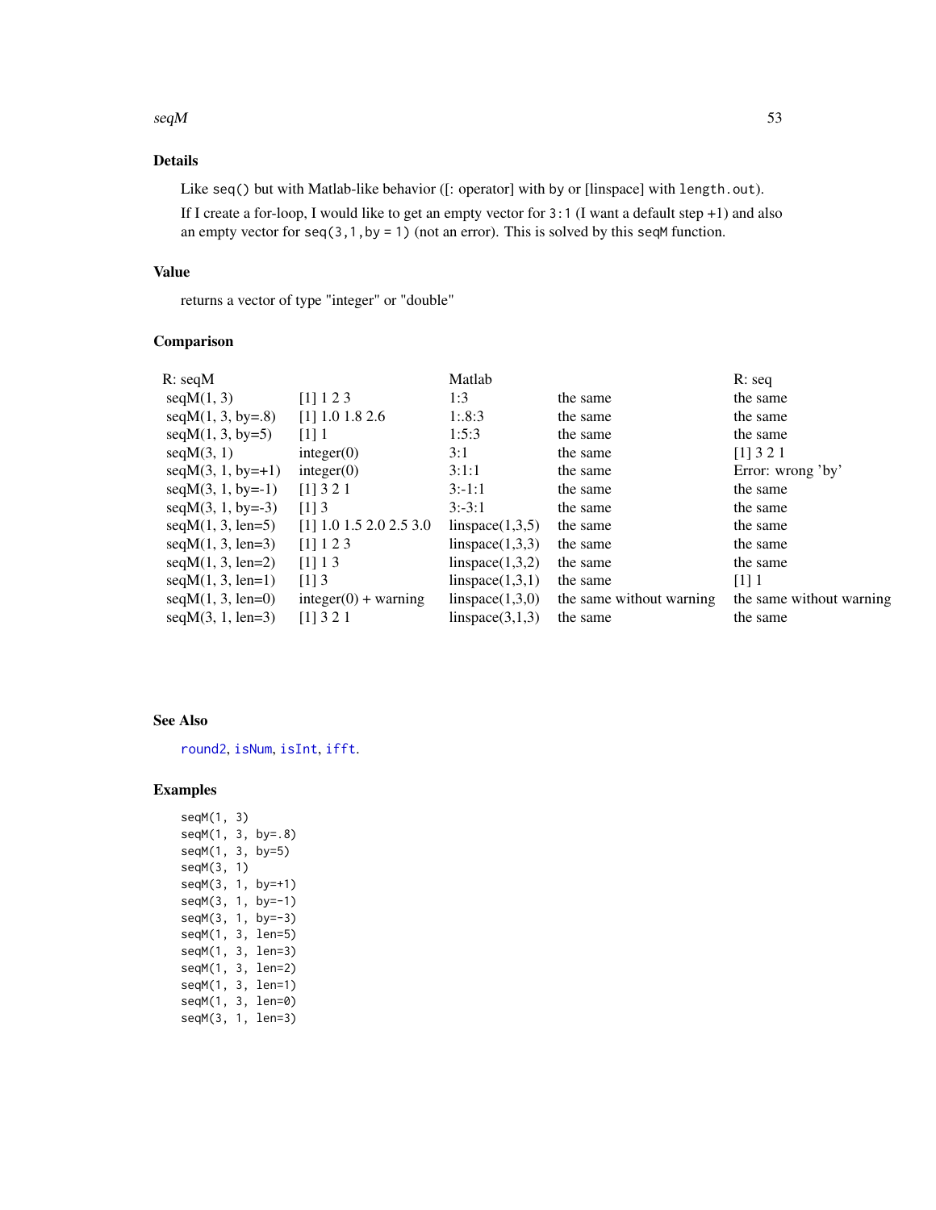### Details

Like `seq()` but with Matlab-like behavior ([: operator] with `by` or [linspace] with `length.out`).

If I create a for-loop, I would like to get an empty vector for `3:1` (I want a default step +1) and also an empty vector for `seq(3,1,by = 1)` (not an error). This is solved by this `seqM` function.

### Value

returns a vector of type "integer" or "double"

### Comparison

| R: seqM | | Matlab | | R: seq |
|---|---|---|---|---|
| seqM(1, 3) | [1] 1 2 3 | 1:3 | the same | the same |
| seqM(1, 3, by=.8) | [1] 1.0 1.8 2.6 | 1:.8:3 | the same | the same |
| seqM(1, 3, by=5) | [1] 1 | 1:5:3 | the same | the same |
| seqM(3, 1) | integer(0) | 3:1 | the same | [1] 3 2 1 |
| seqM(3, 1, by=+1) | integer(0) | 3:1:1 | the same | Error: wrong 'by' |
| seqM(3, 1, by=-1) | [1] 3 2 1 | 3:-1:1 | the same | the same |
| seqM(3, 1, by=-3) | [1] 3 | 3:-3:1 | the same | the same |
| seqM(1, 3, len=5) | [1] 1.0 1.5 2.0 2.5 3.0 | linspace(1,3,5) | the same | the same |
| seqM(1, 3, len=3) | [1] 1 2 3 | linspace(1,3,3) | the same | the same |
| seqM(1, 3, len=2) | [1] 1 3 | linspace(1,3,2) | the same | the same |
| seqM(1, 3, len=1) | [1] 3 | linspace(1,3,1) | the same | [1] 1 |
| seqM(1, 3, len=0) | integer(0) + warning | linspace(1,3,0) | the same without warning | the same without warning |
| seqM(3, 1, len=3) | [1] 3 2 1 | linspace(3,1,3) | the same | the same |

### See Also

round2, isNum, isInt, ifft.

### Examples

```
seqM(1, 3)
seqM(1, 3, by=.8)
seqM(1, 3, by=5)
seqM(3, 1)
seqM(3, 1, by=+1)
seqM(3, 1, by=-1)
seqM(3, 1, by=-3)
seqM(1, 3, len=5)
seqM(1, 3, len=3)
seqM(1, 3, len=2)
seqM(1, 3, len=1)
seqM(1, 3, len=0)
seqM(3, 1, len=3)
```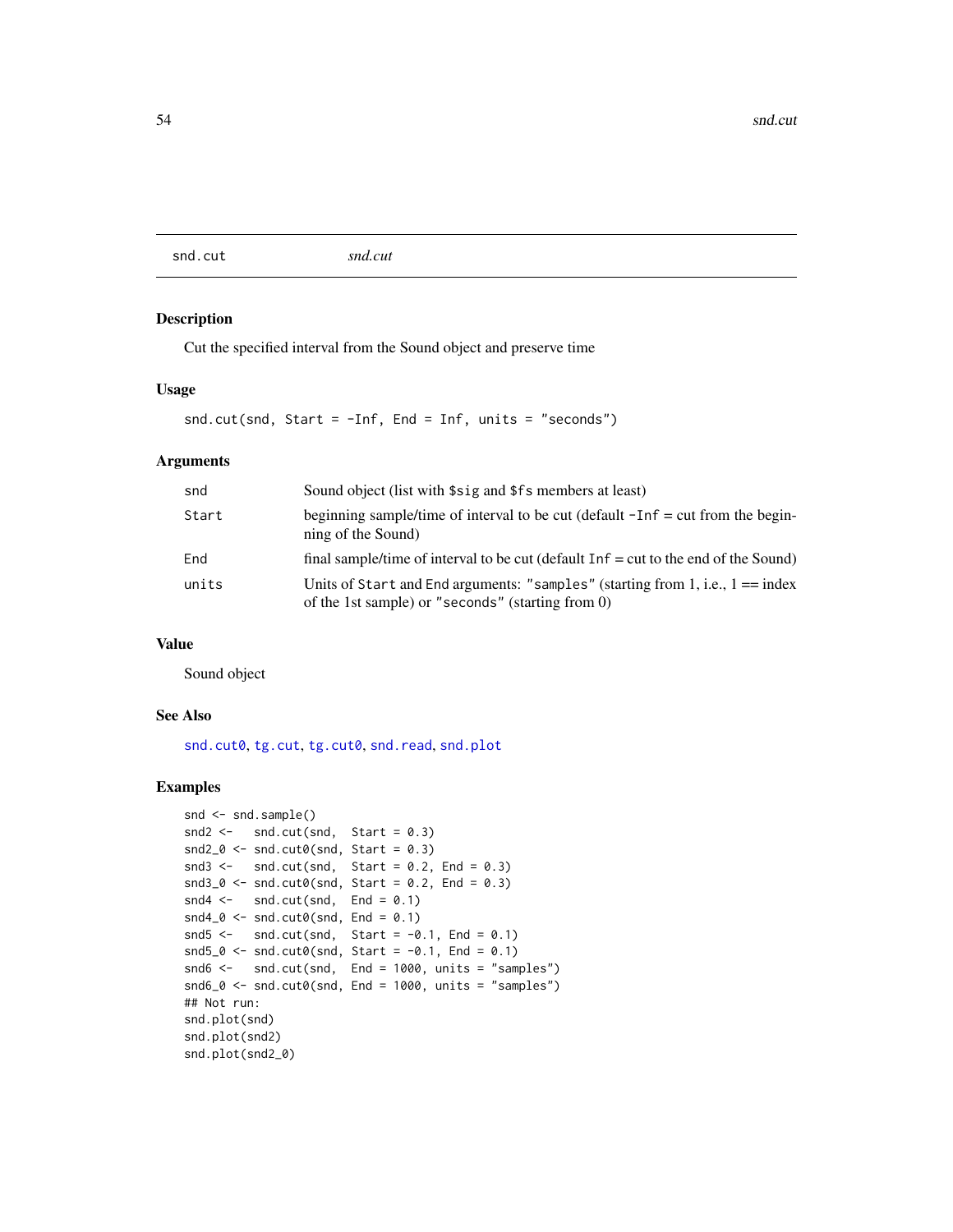# snd.cut

*snd.cut*

## Description

Cut the specified interval from the Sound object and preserve time

## Usage

```
snd.cut(snd, Start = -Inf, End = Inf, units = "seconds")
```

## Arguments

| | |
|---|---|
| snd | Sound object (list with `$sig` and `$fs` members at least) |
| Start | beginning sample/time of interval to be cut (default `-Inf` = cut from the beginning of the Sound) |
| End | final sample/time of interval to be cut (default `Inf` = cut to the end of the Sound) |
| units | Units of `Start` and `End` arguments: `"samples"` (starting from 1, i.e., 1 == index of the 1st sample) or `"seconds"` (starting from 0) |

## Value

Sound object

## See Also

`snd.cut0`, `tg.cut`, `tg.cut0`, `snd.read`, `snd.plot`

## Examples

```
snd <- snd.sample()
snd2 <-   snd.cut(snd,  Start = 0.3)
snd2_0 <- snd.cut0(snd, Start = 0.3)
snd3 <-   snd.cut(snd,  Start = 0.2, End = 0.3)
snd3_0 <- snd.cut0(snd, Start = 0.2, End = 0.3)
snd4 <-   snd.cut(snd,  End = 0.1)
snd4_0 <- snd.cut0(snd, End = 0.1)
snd5 <-   snd.cut(snd,  Start = -0.1, End = 0.1)
snd5_0 <- snd.cut0(snd, Start = -0.1, End = 0.1)
snd6 <-   snd.cut(snd,  End = 1000, units = "samples")
snd6_0 <- snd.cut0(snd, End = 1000, units = "samples")
## Not run:
snd.plot(snd)
snd.plot(snd2)
snd.plot(snd2_0)
```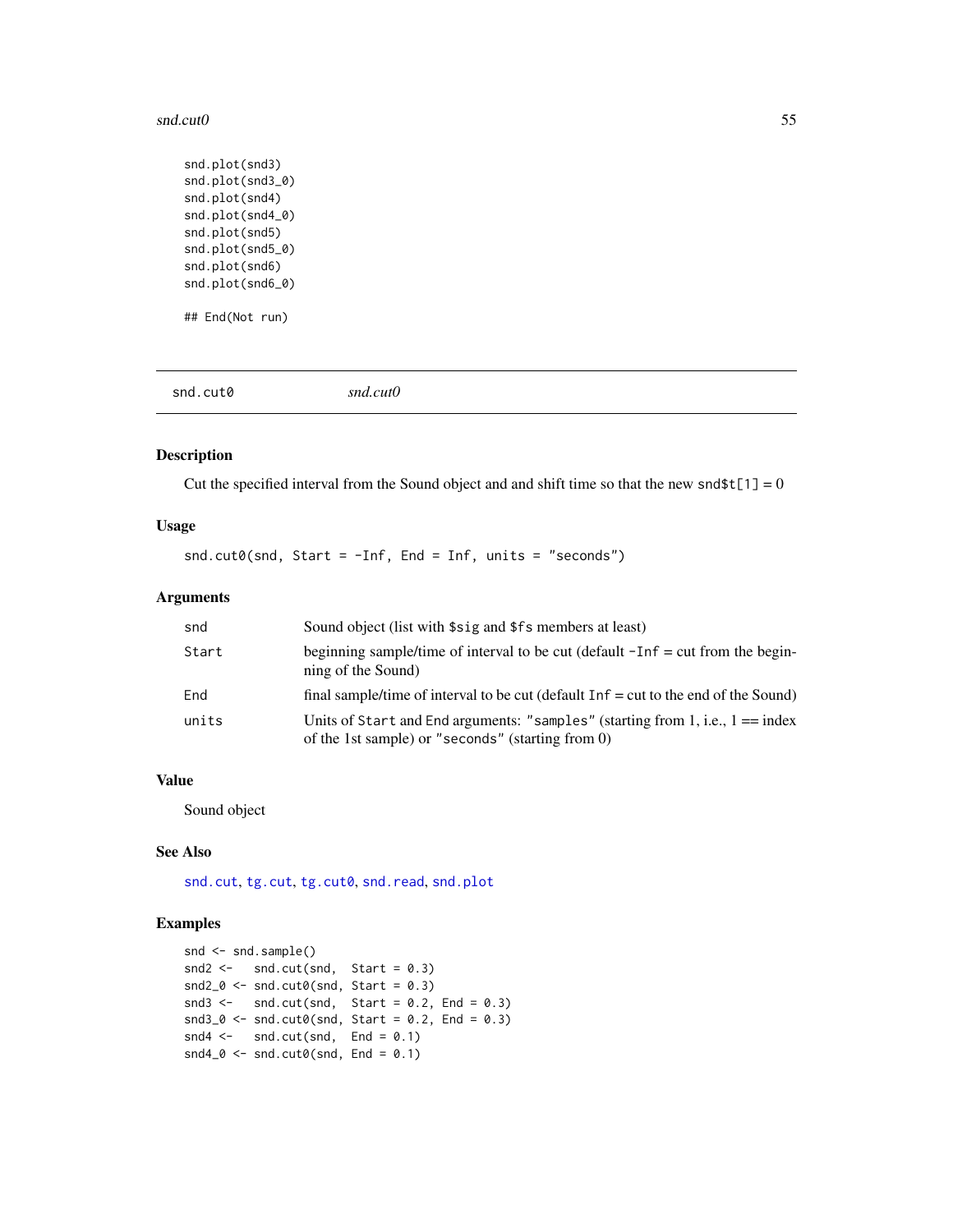```
snd.plot(snd3)
snd.plot(snd3_0)
snd.plot(snd4)
snd.plot(snd4_0)
snd.plot(snd5)
snd.plot(snd5_0)
snd.plot(snd6)
snd.plot(snd6_0)

## End(Not run)
```

## snd.cut0 *snd.cut0*

### Description

Cut the specified interval from the Sound object and and shift time so that the new `snd$t[1]` = 0

### Usage

```
snd.cut0(snd, Start = -Inf, End = Inf, units = "seconds")
```

### Arguments

| | |
|---|---|
| `snd` | Sound object (list with `$sig` and `$fs` members at least) |
| `Start` | beginning sample/time of interval to be cut (default `-Inf` = cut from the beginning of the Sound) |
| `End` | final sample/time of interval to be cut (default `Inf` = cut to the end of the Sound) |
| `units` | Units of `Start` and `End` arguments: `"samples"` (starting from 1, i.e., 1 == index of the 1st sample) or `"seconds"` (starting from 0) |

### Value

Sound object

### See Also

`snd.cut`, `tg.cut`, `tg.cut0`, `snd.read`, `snd.plot`

### Examples

```
snd <- snd.sample()
snd2 <-   snd.cut(snd,  Start = 0.3)
snd2_0 <- snd.cut0(snd, Start = 0.3)
snd3 <-   snd.cut(snd,  Start = 0.2, End = 0.3)
snd3_0 <- snd.cut0(snd, Start = 0.2, End = 0.3)
snd4 <-   snd.cut(snd,  End = 0.1)
snd4_0 <- snd.cut0(snd, End = 0.1)
```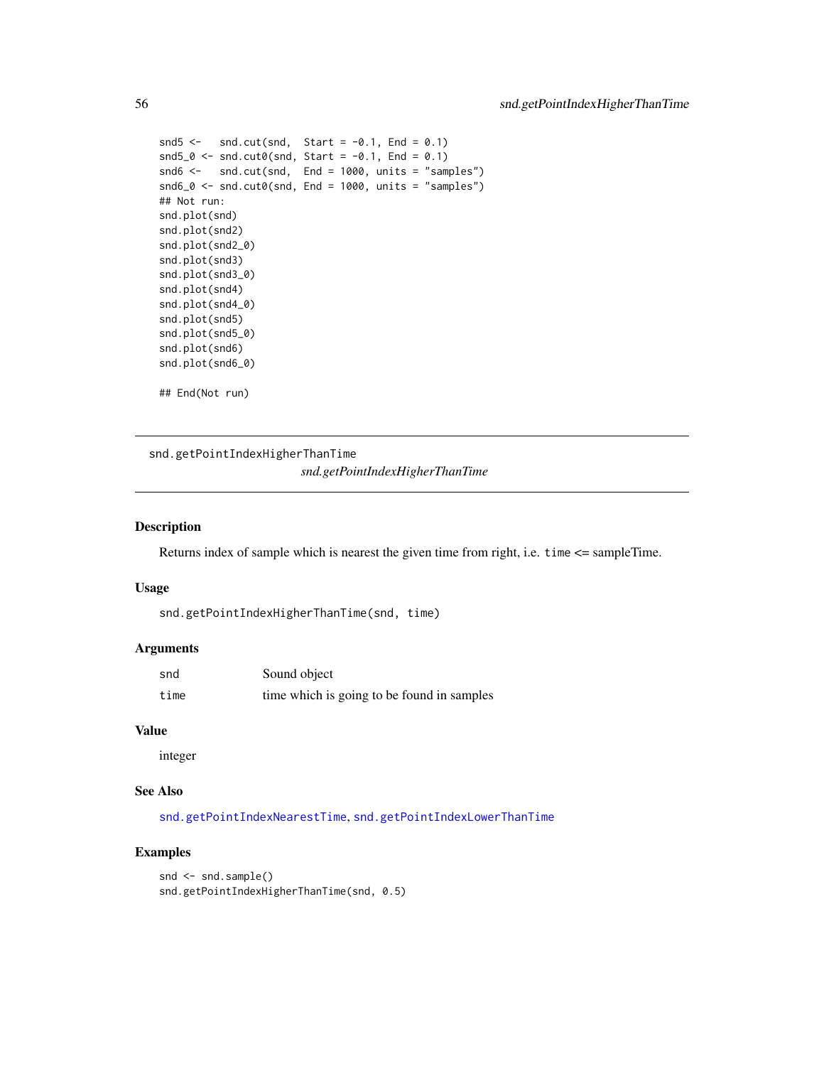```
snd5 <-   snd.cut(snd,  Start = -0.1, End = 0.1)
snd5_0 <- snd.cut0(snd, Start = -0.1, End = 0.1)
snd6 <-   snd.cut(snd,  End = 1000, units = "samples")
snd6_0 <- snd.cut0(snd, End = 1000, units = "samples")
## Not run:
snd.plot(snd)
snd.plot(snd2)
snd.plot(snd2_0)
snd.plot(snd3)
snd.plot(snd3_0)
snd.plot(snd4)
snd.plot(snd4_0)
snd.plot(snd5)
snd.plot(snd5_0)
snd.plot(snd6)
snd.plot(snd6_0)

## End(Not run)
```

---

## snd.getPointIndexHigherThanTime

*snd.getPointIndexHigherThanTime*

---

### Description

Returns index of sample which is nearest the given time from right, i.e. `time` <= sampleTime.

### Usage

```
snd.getPointIndexHigherThanTime(snd, time)
```

### Arguments

| | |
|---|---|
| `snd` | Sound object |
| `time` | time which is going to be found in samples |

### Value

integer

### See Also

`snd.getPointIndexNearestTime`, `snd.getPointIndexLowerThanTime`

### Examples

```
snd <- snd.sample()
snd.getPointIndexHigherThanTime(snd, 0.5)
```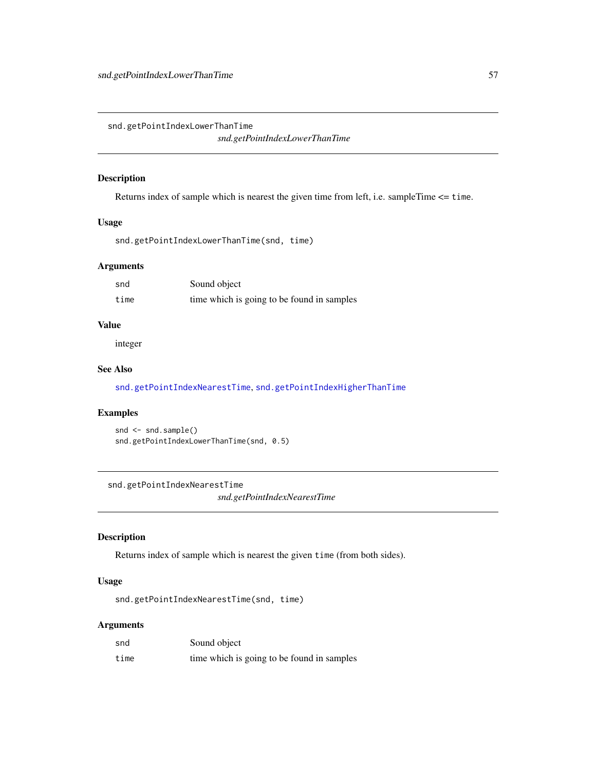## snd.getPointIndexLowerThanTime

*snd.getPointIndexLowerThanTime*

### Description

Returns index of sample which is nearest the given time from left, i.e. sampleTime <= `time`.

### Usage

```
snd.getPointIndexLowerThanTime(snd, time)
```

### Arguments

| | |
|---|---|
| `snd` | Sound object |
| `time` | time which is going to be found in samples |

### Value

integer

### See Also

`snd.getPointIndexNearestTime`, `snd.getPointIndexHigherThanTime`

### Examples

```
snd <- snd.sample()
snd.getPointIndexLowerThanTime(snd, 0.5)
```

## snd.getPointIndexNearestTime

*snd.getPointIndexNearestTime*

### Description

Returns index of sample which is nearest the given `time` (from both sides).

### Usage

```
snd.getPointIndexNearestTime(snd, time)
```

### Arguments

| | |
|---|---|
| `snd` | Sound object |
| `time` | time which is going to be found in samples |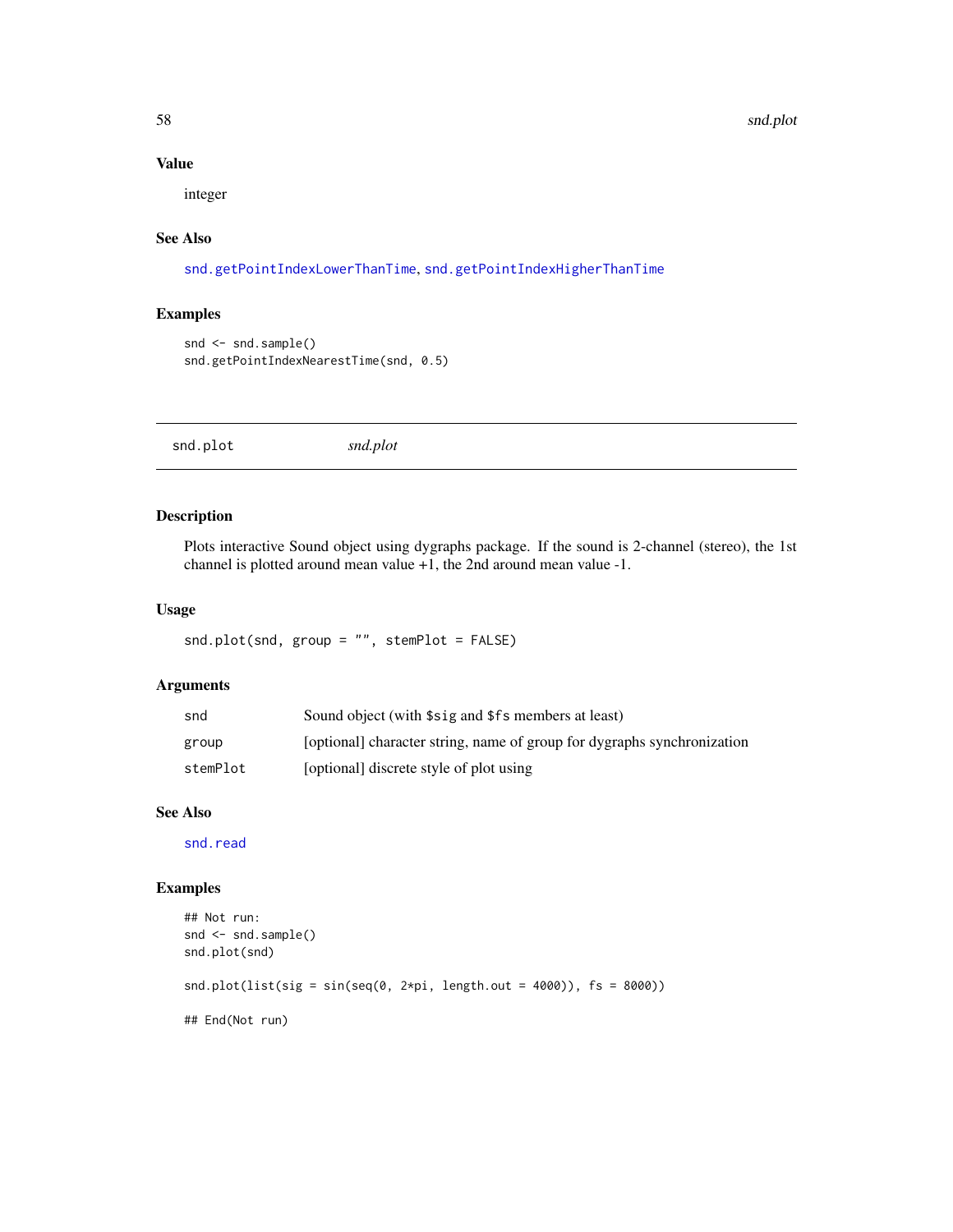### Value

integer

### See Also

snd.getPointIndexLowerThanTime, snd.getPointIndexHigherThanTime

### Examples

```
snd <- snd.sample()
snd.getPointIndexNearestTime(snd, 0.5)
```

---

## snd.plot *snd.plot*

---

### Description

Plots interactive Sound object using dygraphs package. If the sound is 2-channel (stereo), the 1st channel is plotted around mean value +1, the 2nd around mean value -1.

### Usage

```
snd.plot(snd, group = "", stemPlot = FALSE)
```

### Arguments

| | |
|---|---|
| snd | Sound object (with $sig and $fs members at least) |
| group | [optional] character string, name of group for dygraphs synchronization |
| stemPlot | [optional] discrete style of plot using |

### See Also

snd.read

### Examples

```
## Not run:
snd <- snd.sample()
snd.plot(snd)

snd.plot(list(sig = sin(seq(0, 2*pi, length.out = 4000)), fs = 8000))

## End(Not run)
```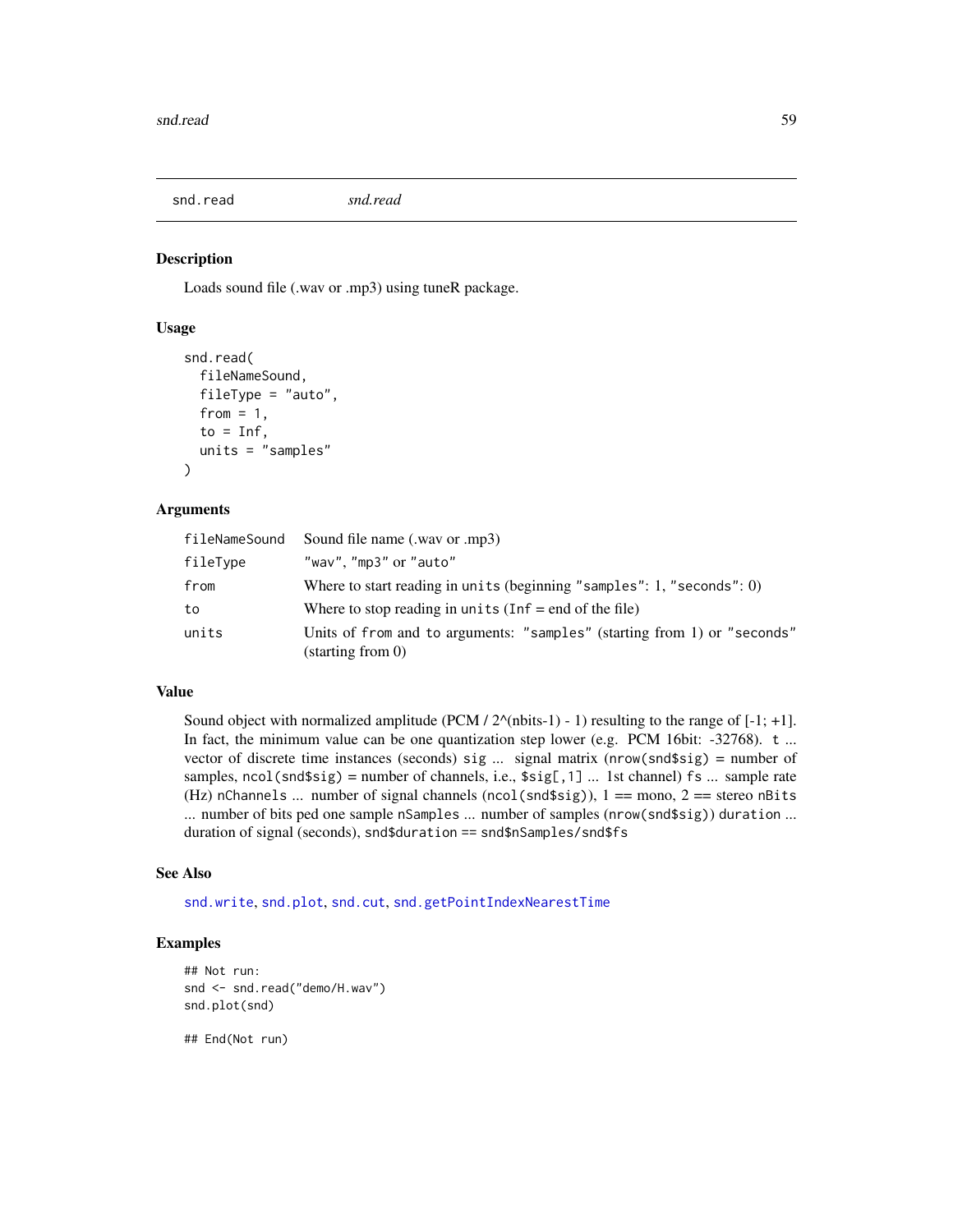## snd.read — *snd.read*

### Description

Loads sound file (.wav or .mp3) using tuneR package.

### Usage

```
snd.read(
  fileNameSound,
  fileType = "auto",
  from = 1,
  to = Inf,
  units = "samples"
)
```

### Arguments

| | |
|---|---|
| `fileNameSound` | Sound file name (.wav or .mp3) |
| `fileType` | `"wav"`, `"mp3"` or `"auto"` |
| `from` | Where to start reading in `units` (beginning `"samples"`: 1, `"seconds"`: 0) |
| `to` | Where to stop reading in `units` (`Inf` = end of the file) |
| `units` | Units of `from` and `to` arguments: `"samples"` (starting from 1) or `"seconds"` (starting from 0) |

### Value

Sound object with normalized amplitude (PCM / 2^(nbits-1) - 1) resulting to the range of [-1; +1]. In fact, the minimum value can be one quantization step lower (e.g. PCM 16bit: -32768). `t` ... vector of discrete time instances (seconds) `sig` ... signal matrix (`nrow(snd$sig)` = number of samples, `ncol(snd$sig)` = number of channels, i.e., `$sig[,1]` ... 1st channel) `fs` ... sample rate (Hz) `nChannels` ... number of signal channels (`ncol(snd$sig)`), 1 == mono, 2 == stereo `nBits` ... number of bits ped one sample `nSamples` ... number of samples (`nrow(snd$sig)`) `duration` ... duration of signal (seconds), `snd$duration == snd$nSamples/snd$fs`

### See Also

`snd.write`, `snd.plot`, `snd.cut`, `snd.getPointIndexNearestTime`

### Examples

```
## Not run:
snd <- snd.read("demo/H.wav")
snd.plot(snd)

## End(Not run)
```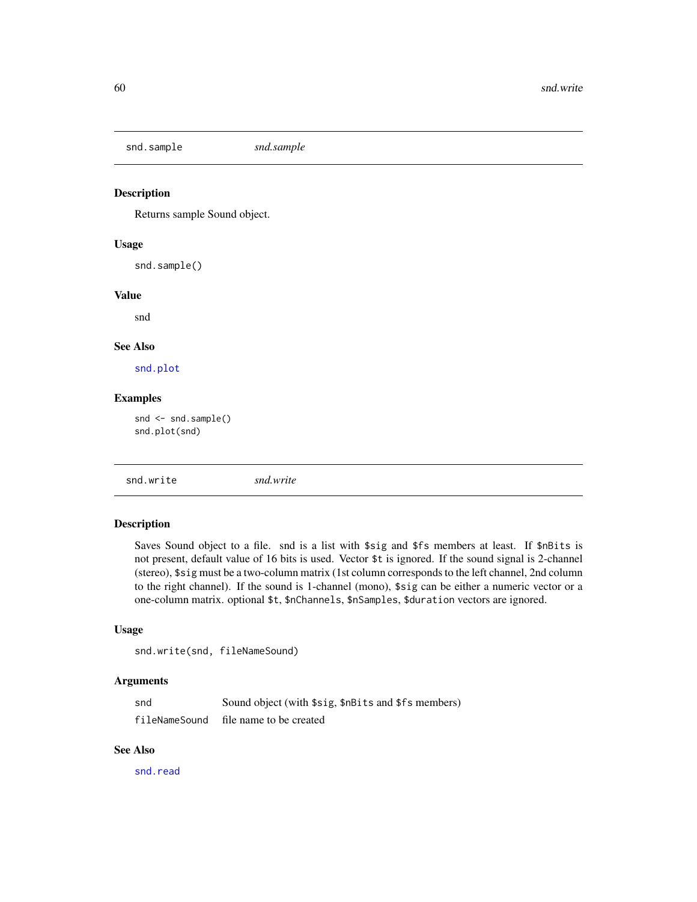## snd.sample — *snd.sample*

### Description

Returns sample Sound object.

### Usage

```
snd.sample()
```

### Value

snd

### See Also

snd.plot

### Examples

```
snd <- snd.sample()
snd.plot(snd)
```

## snd.write — *snd.write*

### Description

Saves Sound object to a file. snd is a list with `$sig` and `$fs` members at least. If `$nBits` is not present, default value of 16 bits is used. Vector `$t` is ignored. If the sound signal is 2-channel (stereo), `$sig` must be a two-column matrix (1st column corresponds to the left channel, 2nd column to the right channel). If the sound is 1-channel (mono), `$sig` can be either a numeric vector or a one-column matrix. optional `$t`, `$nChannels`, `$nSamples`, `$duration` vectors are ignored.

### Usage

```
snd.write(snd, fileNameSound)
```

### Arguments

| | |
|---|---|
| `snd` | Sound object (with `$sig`, `$nBits` and `$fs` members) |
| `fileNameSound` | file name to be created |

### See Also

snd.read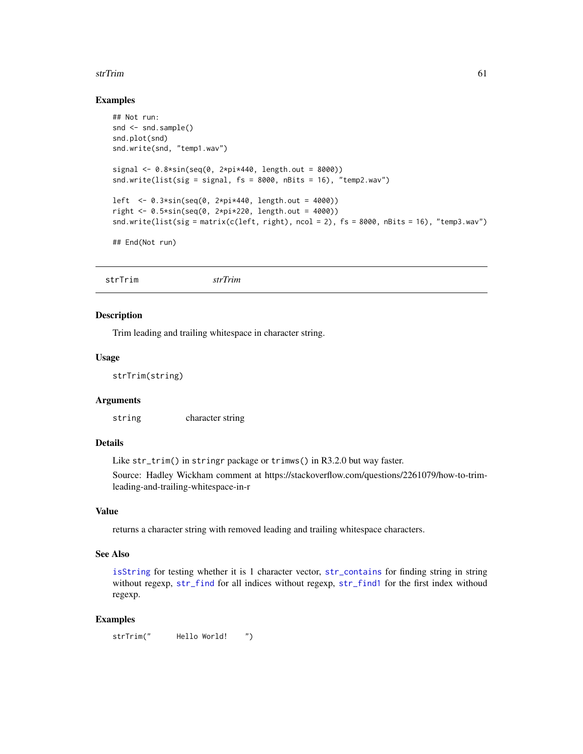### Examples

```
## Not run:
snd <- snd.sample()
snd.plot(snd)
snd.write(snd, "temp1.wav")

signal <- 0.8*sin(seq(0, 2*pi*440, length.out = 8000))
snd.write(list(sig = signal, fs = 8000, nBits = 16), "temp2.wav")

left  <- 0.3*sin(seq(0, 2*pi*440, length.out = 4000))
right <- 0.5*sin(seq(0, 2*pi*220, length.out = 4000))
snd.write(list(sig = matrix(c(left, right), ncol = 2), fs = 8000, nBits = 16), "temp3.wav")

## End(Not run)
```

---

## strTrim &nbsp;&nbsp;&nbsp;&nbsp; *strTrim*

---

### Description

Trim leading and trailing whitespace in character string.

### Usage

```
strTrim(string)
```

### Arguments

| | |
|---|---|
| `string` | character string |

### Details

Like `str_trim()` in `stringr` package or `trimws()` in R3.2.0 but way faster.

Source: Hadley Wickham comment at https://stackoverflow.com/questions/2261079/how-to-trim-leading-and-trailing-whitespace-in-r

### Value

returns a character string with removed leading and trailing whitespace characters.

### See Also

`isString` for testing whether it is 1 character vector, `str_contains` for finding string in string without regexp, `str_find` for all indices without regexp, `str_find1` for the first index withoud regexp.

### Examples

```
strTrim("      Hello World!    ")
```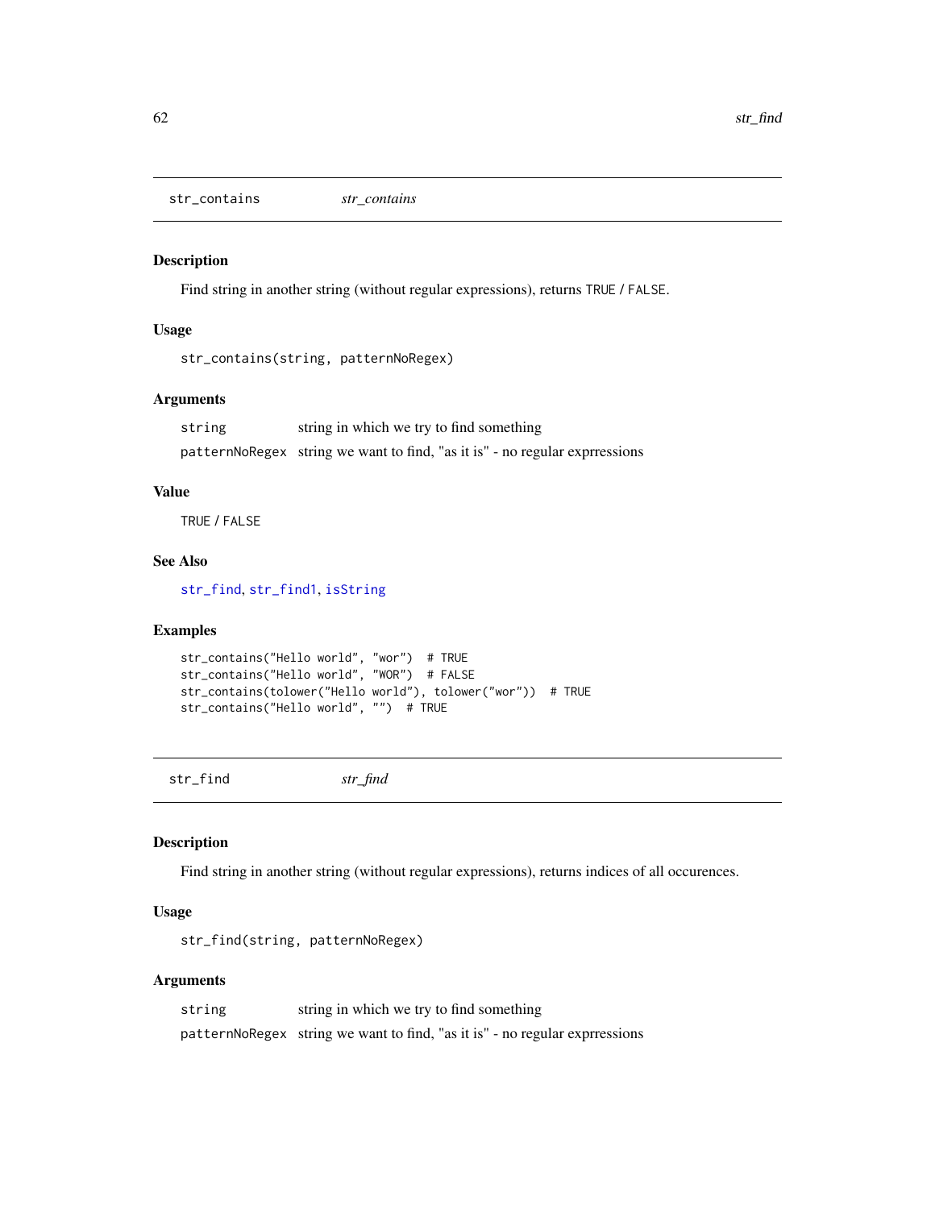## str_contains    *str_contains*

### Description

Find string in another string (without regular expressions), returns TRUE / FALSE.

### Usage

```
str_contains(string, patternNoRegex)
```

### Arguments

| | |
|---|---|
| string | string in which we try to find something |
| patternNoRegex | string we want to find, "as it is" - no regular exprressions |

### Value

TRUE / FALSE

### See Also

str_find, str_find1, isString

### Examples

```
str_contains("Hello world", "wor")  # TRUE
str_contains("Hello world", "WOR")  # FALSE
str_contains(tolower("Hello world"), tolower("wor"))  # TRUE
str_contains("Hello world", "")  # TRUE
```

## str_find    *str_find*

### Description

Find string in another string (without regular expressions), returns indices of all occurences.

### Usage

```
str_find(string, patternNoRegex)
```

### Arguments

| | |
|---|---|
| string | string in which we try to find something |
| patternNoRegex | string we want to find, "as it is" - no regular exprressions |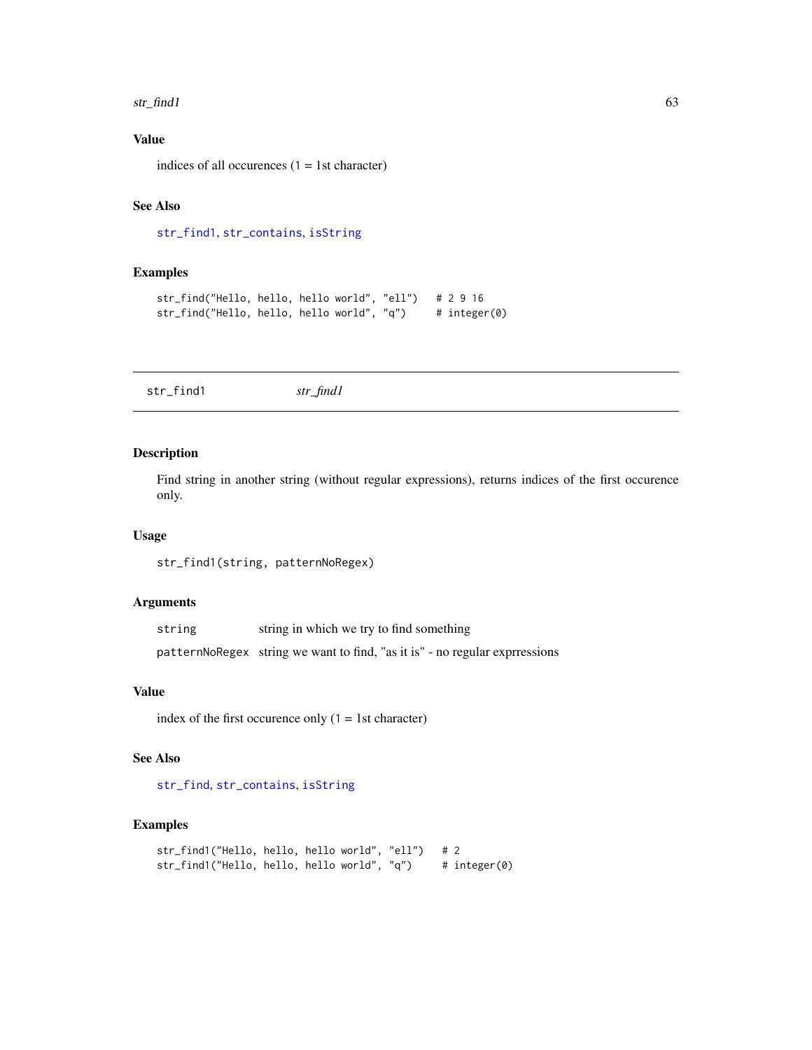### Value

indices of all occurences (1 = 1st character)

### See Also

str_find1, str_contains, isString

### Examples

```
str_find("Hello, hello, hello world", "ell")   # 2 9 16
str_find("Hello, hello, hello world", "q")     # integer(0)
```

---

## str_find1 &nbsp;&nbsp;&nbsp;&nbsp; *str_find1*

---

### Description

Find string in another string (without regular expressions), returns indices of the first occurence only.

### Usage

```
str_find1(string, patternNoRegex)
```

### Arguments

| | |
|---|---|
| `string` | string in which we try to find something |
| `patternNoRegex` | string we want to find, "as it is" - no regular exprressions |

### Value

index of the first occurence only (1 = 1st character)

### See Also

str_find, str_contains, isString

### Examples

```
str_find1("Hello, hello, hello world", "ell")   # 2
str_find1("Hello, hello, hello world", "q")     # integer(0)
```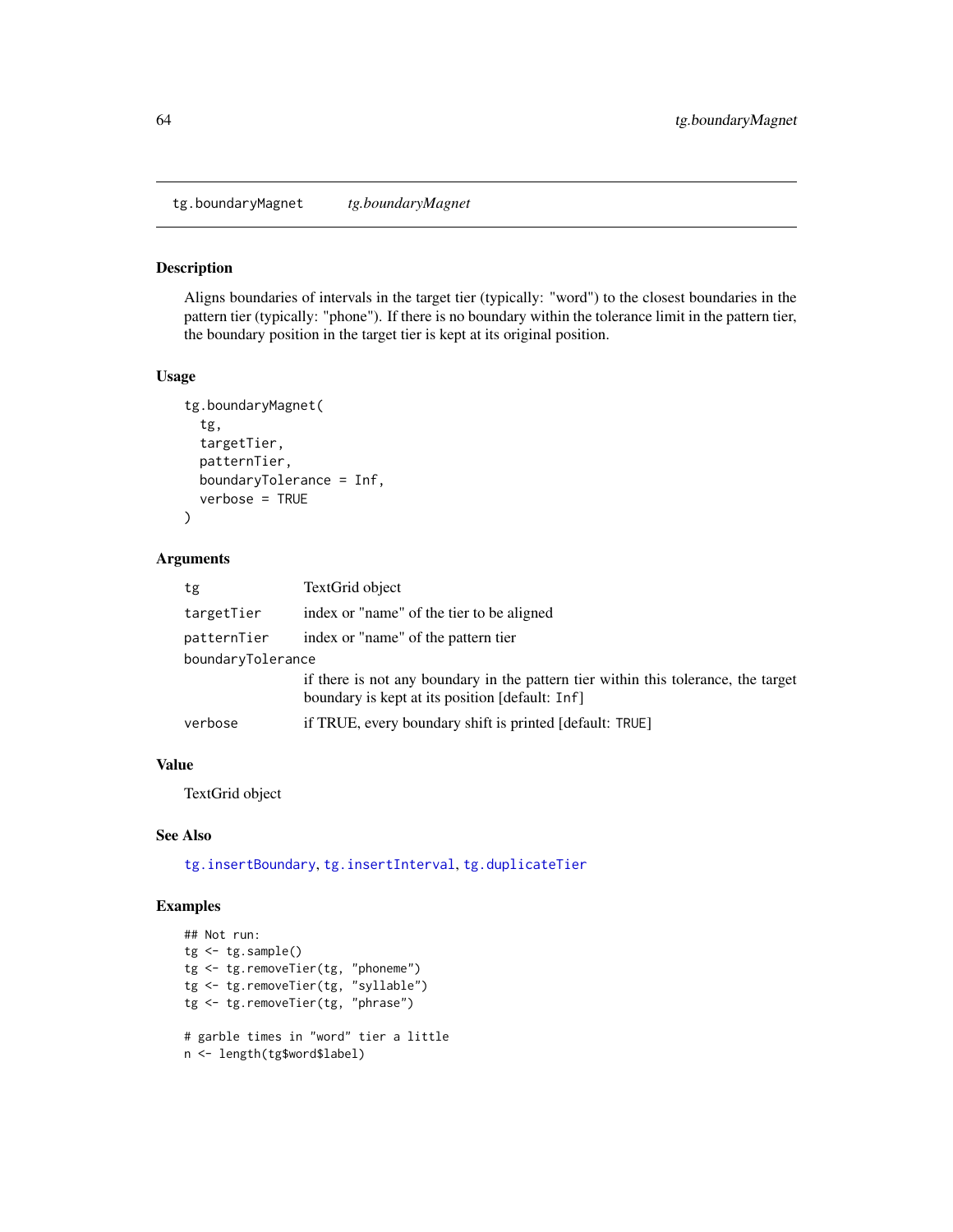## tg.boundaryMagnet    *tg.boundaryMagnet*

### Description

Aligns boundaries of intervals in the target tier (typically: "word") to the closest boundaries in the pattern tier (typically: "phone"). If there is no boundary within the tolerance limit in the pattern tier, the boundary position in the target tier is kept at its original position.

### Usage

```
tg.boundaryMagnet(
  tg,
  targetTier,
  patternTier,
  boundaryTolerance = Inf,
  verbose = TRUE
)
```

### Arguments

| | |
|---|---|
| `tg` | TextGrid object |
| `targetTier` | index or "name" of the tier to be aligned |
| `patternTier` | index or "name" of the pattern tier |
| `boundaryTolerance` | if there is not any boundary in the pattern tier within this tolerance, the target boundary is kept at its position [default: `Inf`] |
| `verbose` | if TRUE, every boundary shift is printed [default: `TRUE`] |

### Value

TextGrid object

### See Also

`tg.insertBoundary`, `tg.insertInterval`, `tg.duplicateTier`

### Examples

```
## Not run:
tg <- tg.sample()
tg <- tg.removeTier(tg, "phoneme")
tg <- tg.removeTier(tg, "syllable")
tg <- tg.removeTier(tg, "phrase")

# garble times in "word" tier a little
n <- length(tg$word$label)
```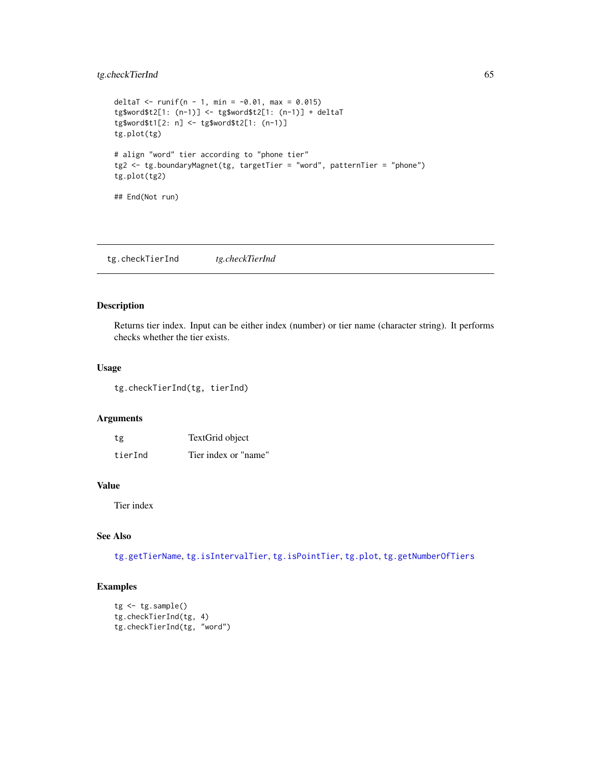```
deltaT <- runif(n - 1, min = -0.01, max = 0.015)
tg$word$t2[1: (n-1)] <- tg$word$t2[1: (n-1)] + deltaT
tg$word$t1[2: n] <- tg$word$t2[1: (n-1)]
tg.plot(tg)

# align "word" tier according to "phone tier"
tg2 <- tg.boundaryMagnet(tg, targetTier = "word", patternTier = "phone")
tg.plot(tg2)

## End(Not run)
```

## tg.checkTierInd *tg.checkTierInd*

### Description

Returns tier index. Input can be either index (number) or tier name (character string). It performs checks whether the tier exists.

### Usage

```
tg.checkTierInd(tg, tierInd)
```

### Arguments

| | |
|---|---|
| tg | TextGrid object |
| tierInd | Tier index or "name" |

### Value

Tier index

### See Also

tg.getTierName, tg.isIntervalTier, tg.isPointTier, tg.plot, tg.getNumberOfTiers

### Examples

```
tg <- tg.sample()
tg.checkTierInd(tg, 4)
tg.checkTierInd(tg, "word")
```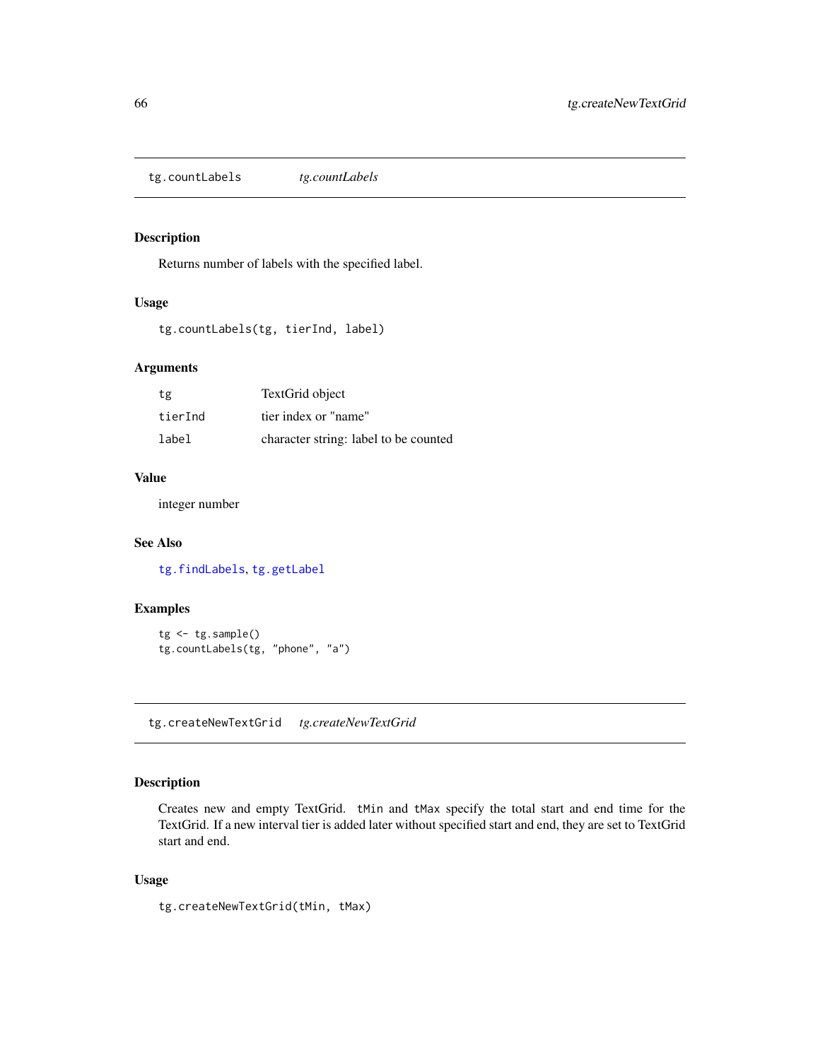## tg.countLabels *tg.countLabels*

### Description

Returns number of labels with the specified label.

### Usage

```
tg.countLabels(tg, tierInd, label)
```

### Arguments

| | |
|---|---|
| tg | TextGrid object |
| tierInd | tier index or "name" |
| label | character string: label to be counted |

### Value

integer number

### See Also

tg.findLabels, tg.getLabel

### Examples

```
tg <- tg.sample()
tg.countLabels(tg, "phone", "a")
```

## tg.createNewTextGrid *tg.createNewTextGrid*

### Description

Creates new and empty TextGrid. `tMin` and `tMax` specify the total start and end time for the TextGrid. If a new interval tier is added later without specified start and end, they are set to TextGrid start and end.

### Usage

```
tg.createNewTextGrid(tMin, tMax)
```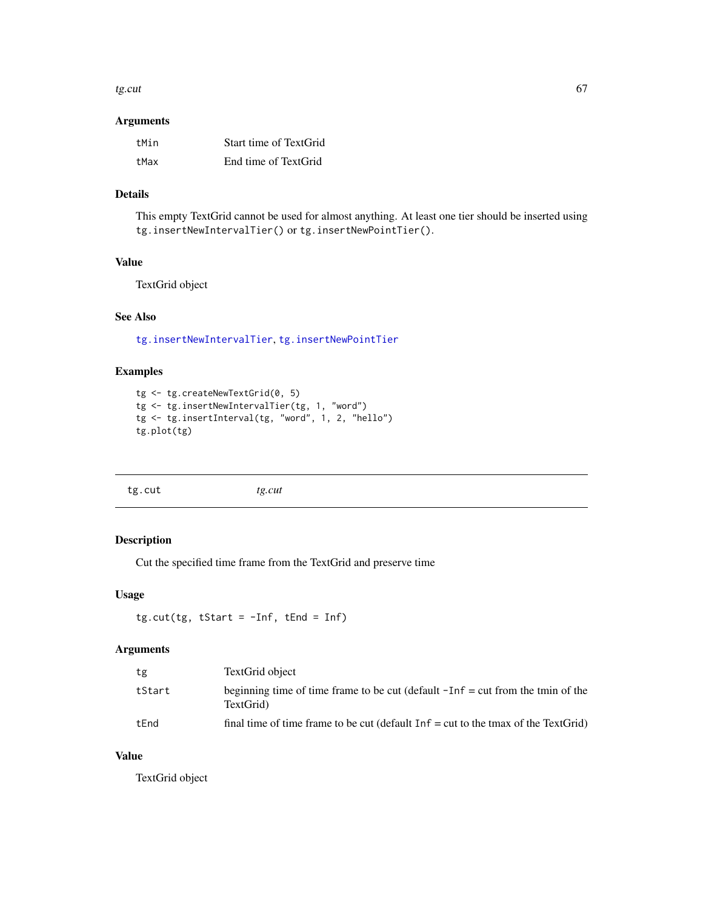### Arguments

| | |
|---|---|
| tMin | Start time of TextGrid |
| tMax | End time of TextGrid |

### Details

This empty TextGrid cannot be used for almost anything. At least one tier should be inserted using `tg.insertNewIntervalTier()` or `tg.insertNewPointTier()`.

### Value

TextGrid object

### See Also

tg.insertNewIntervalTier, tg.insertNewPointTier

### Examples

```
tg <- tg.createNewTextGrid(0, 5)
tg <- tg.insertNewIntervalTier(tg, 1, "word")
tg <- tg.insertInterval(tg, "word", 1, 2, "hello")
tg.plot(tg)
```

---

## tg.cut *tg.cut*

---

### Description

Cut the specified time frame from the TextGrid and preserve time

### Usage

```
tg.cut(tg, tStart = -Inf, tEnd = Inf)
```

### Arguments

| | |
|---|---|
| tg | TextGrid object |
| tStart | beginning time of time frame to be cut (default `-Inf` = cut from the tmin of the TextGrid) |
| tEnd | final time of time frame to be cut (default `Inf` = cut to the tmax of the TextGrid) |

### Value

TextGrid object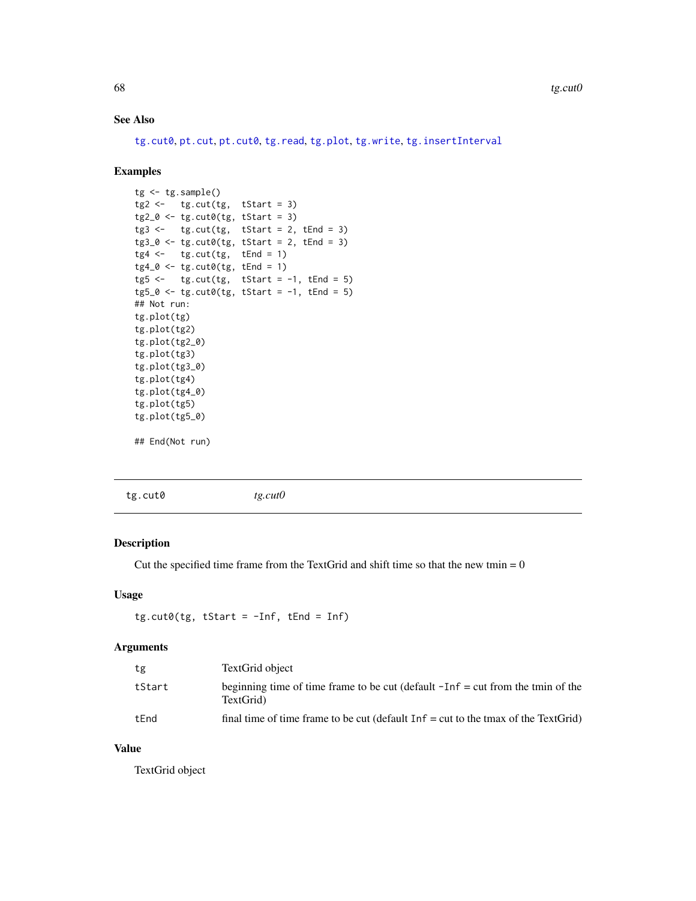### See Also

tg.cut0, pt.cut, pt.cut0, tg.read, tg.plot, tg.write, tg.insertInterval

### Examples

```
tg <- tg.sample()
tg2 <-   tg.cut(tg,  tStart = 3)
tg2_0 <- tg.cut0(tg, tStart = 3)
tg3 <-   tg.cut(tg,  tStart = 2, tEnd = 3)
tg3_0 <- tg.cut0(tg, tStart = 2, tEnd = 3)
tg4 <-   tg.cut(tg,  tEnd = 1)
tg4_0 <- tg.cut0(tg, tEnd = 1)
tg5 <-   tg.cut(tg,  tStart = -1, tEnd = 5)
tg5_0 <- tg.cut0(tg, tStart = -1, tEnd = 5)
## Not run:
tg.plot(tg)
tg.plot(tg2)
tg.plot(tg2_0)
tg.plot(tg3)
tg.plot(tg3_0)
tg.plot(tg4)
tg.plot(tg4_0)
tg.plot(tg5)
tg.plot(tg5_0)

## End(Not run)
```

---

## tg.cut0 *tg.cut0*

---

### Description

Cut the specified time frame from the TextGrid and shift time so that the new tmin = 0

### Usage

```
tg.cut0(tg, tStart = -Inf, tEnd = Inf)
```

### Arguments

| | |
|---|---|
| tg | TextGrid object |
| tStart | beginning time of time frame to be cut (default -Inf = cut from the tmin of the TextGrid) |
| tEnd | final time of time frame to be cut (default Inf = cut to the tmax of the TextGrid) |

### Value

TextGrid object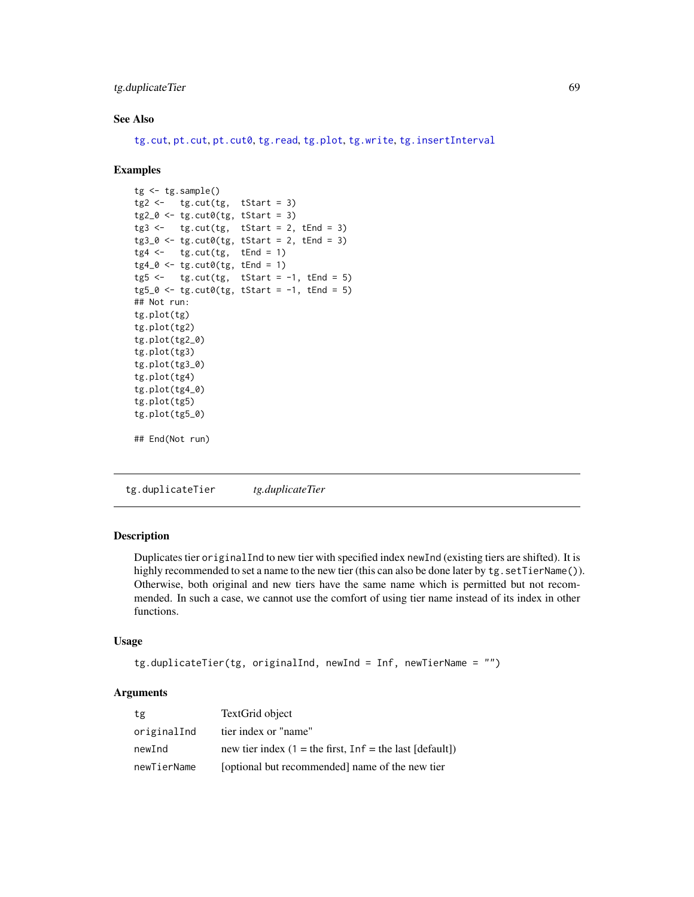## See Also

tg.cut, pt.cut, pt.cut0, tg.read, tg.plot, tg.write, tg.insertInterval

## Examples

```
tg <- tg.sample()
tg2 <-   tg.cut(tg,  tStart = 3)
tg2_0 <- tg.cut0(tg, tStart = 3)
tg3 <-   tg.cut(tg,  tStart = 2, tEnd = 3)
tg3_0 <- tg.cut0(tg, tStart = 2, tEnd = 3)
tg4 <-   tg.cut(tg,  tEnd = 1)
tg4_0 <- tg.cut0(tg, tEnd = 1)
tg5 <-   tg.cut(tg,  tStart = -1, tEnd = 5)
tg5_0 <- tg.cut0(tg, tStart = -1, tEnd = 5)
## Not run:
tg.plot(tg)
tg.plot(tg2)
tg.plot(tg2_0)
tg.plot(tg3)
tg.plot(tg3_0)
tg.plot(tg4)
tg.plot(tg4_0)
tg.plot(tg5)
tg.plot(tg5_0)

## End(Not run)
```

---

# tg.duplicateTier    *tg.duplicateTier*

## Description

Duplicates tier originalInd to new tier with specified index newInd (existing tiers are shifted). It is highly recommended to set a name to the new tier (this can also be done later by tg.setTierName()). Otherwise, both original and new tiers have the same name which is permitted but not recommended. In such a case, we cannot use the comfort of using tier name instead of its index in other functions.

## Usage

```
tg.duplicateTier(tg, originalInd, newInd = Inf, newTierName = "")
```

## Arguments

| | |
|---|---|
| tg | TextGrid object |
| originalInd | tier index or "name" |
| newInd | new tier index (1 = the first, Inf = the last [default]) |
| newTierName | [optional but recommended] name of the new tier |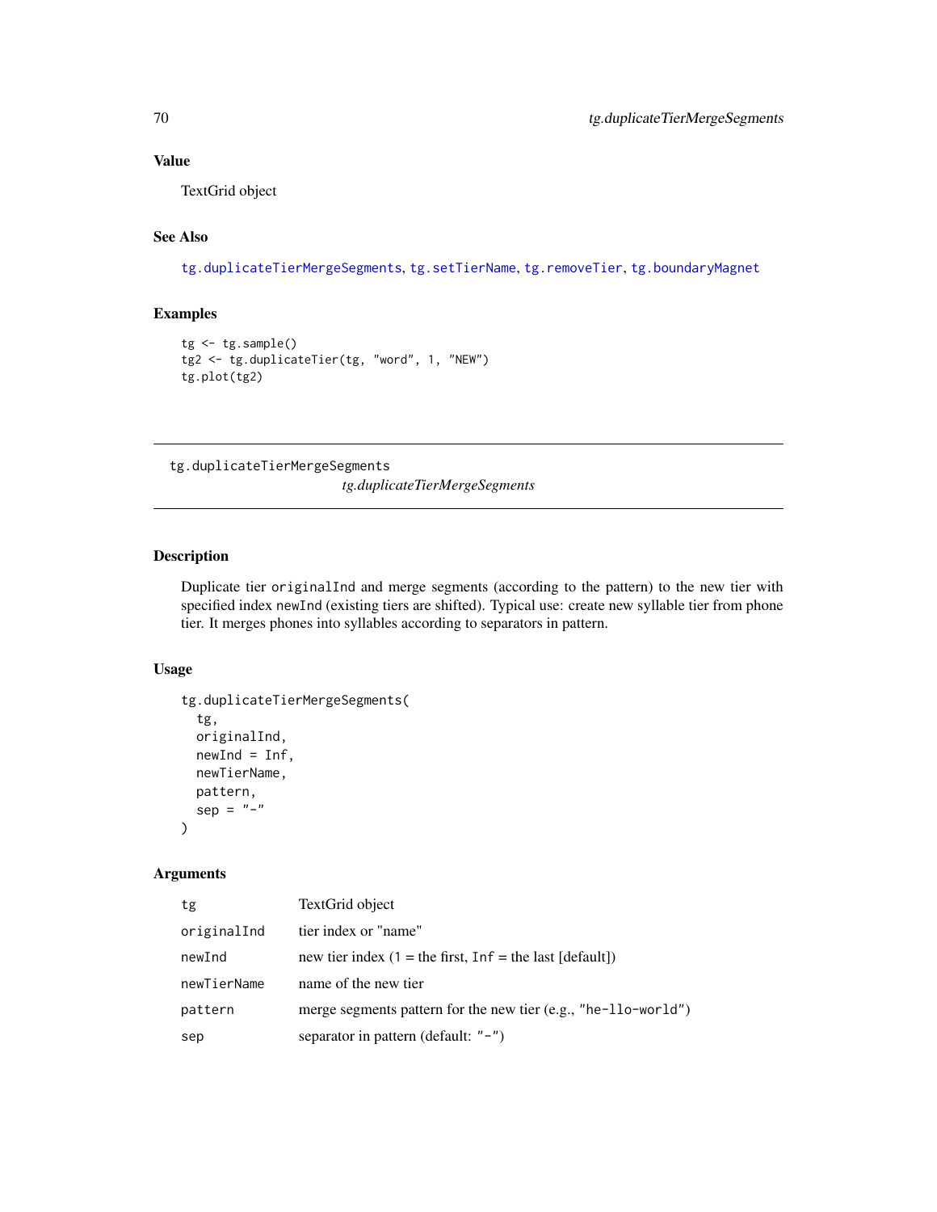### Value

TextGrid object

### See Also

tg.duplicateTierMergeSegments, tg.setTierName, tg.removeTier, tg.boundaryMagnet

### Examples

```
tg <- tg.sample()
tg2 <- tg.duplicateTier(tg, "word", 1, "NEW")
tg.plot(tg2)
```

---

## tg.duplicateTierMergeSegments

*tg.duplicateTierMergeSegments*

---

### Description

Duplicate tier `originalInd` and merge segments (according to the pattern) to the new tier with specified index `newInd` (existing tiers are shifted). Typical use: create new syllable tier from phone tier. It merges phones into syllables according to separators in pattern.

### Usage

```
tg.duplicateTierMergeSegments(
  tg,
  originalInd,
  newInd = Inf,
  newTierName,
  pattern,
  sep = "-"
)
```

### Arguments

| | |
|---|---|
| `tg` | TextGrid object |
| `originalInd` | tier index or "name" |
| `newInd` | new tier index (1 = the first, `Inf` = the last [default]) |
| `newTierName` | name of the new tier |
| `pattern` | merge segments pattern for the new tier (e.g., `"he-llo-world"`) |
| `sep` | separator in pattern (default: `"-"`) |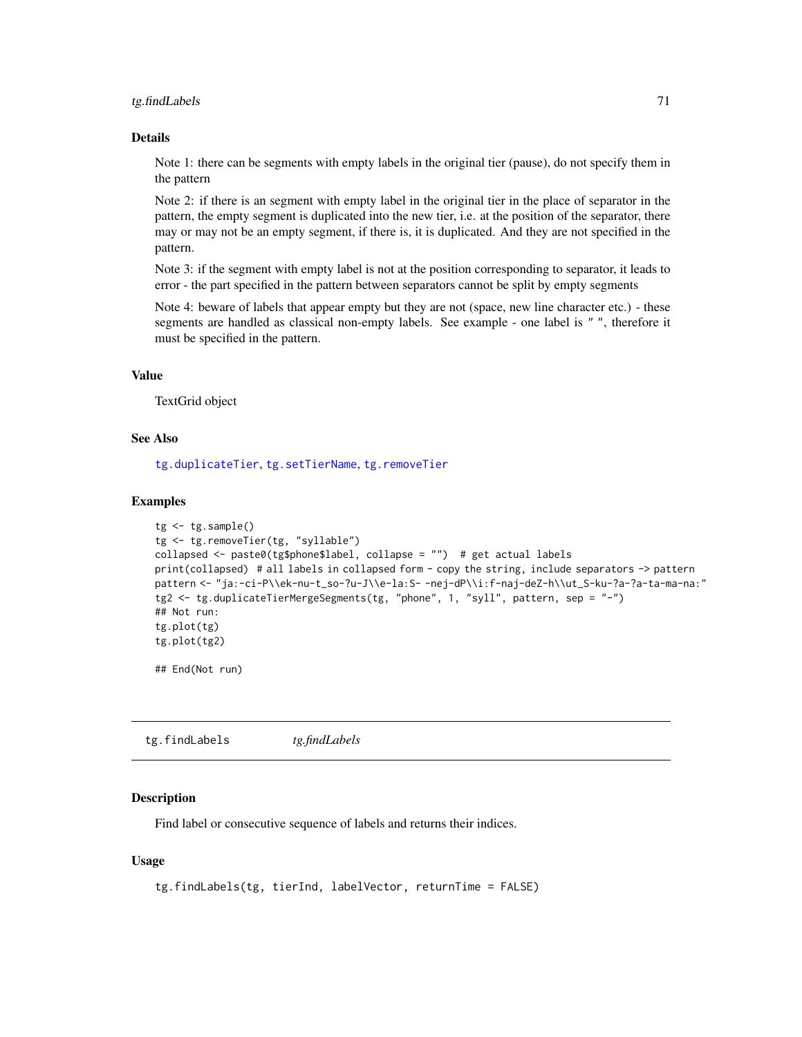## Details

Note 1: there can be segments with empty labels in the original tier (pause), do not specify them in the pattern

Note 2: if there is an segment with empty label in the original tier in the place of separator in the pattern, the empty segment is duplicated into the new tier, i.e. at the position of the separator, there may or may not be an empty segment, if there is, it is duplicated. And they are not specified in the pattern.

Note 3: if the segment with empty label is not at the position corresponding to separator, it leads to error - the part specified in the pattern between separators cannot be split by empty segments

Note 4: beware of labels that appear empty but they are not (space, new line character etc.) - these segments are handled as classical non-empty labels. See example - one label is " ", therefore it must be specified in the pattern.

## Value

TextGrid object

## See Also

tg.duplicateTier, tg.setTierName, tg.removeTier

## Examples

```
tg <- tg.sample()
tg <- tg.removeTier(tg, "syllable")
collapsed <- paste0(tg$phone$label, collapse = "")  # get actual labels
print(collapsed)  # all labels in collapsed form - copy the string, include separators -> pattern
pattern <- "ja:-ci-P\\ek-nu-t_so-?u-J\\e-la:S- -nej-dP\\i:f-naj-deZ-h\\ut_S-ku-?a-?a-ta-ma-na:"
tg2 <- tg.duplicateTierMergeSegments(tg, "phone", 1, "syll", pattern, sep = "-")
## Not run:
tg.plot(tg)
tg.plot(tg2)

## End(Not run)
```

---

# tg.findLabels *tg.findLabels*

## Description

Find label or consecutive sequence of labels and returns their indices.

## Usage

```
tg.findLabels(tg, tierInd, labelVector, returnTime = FALSE)
```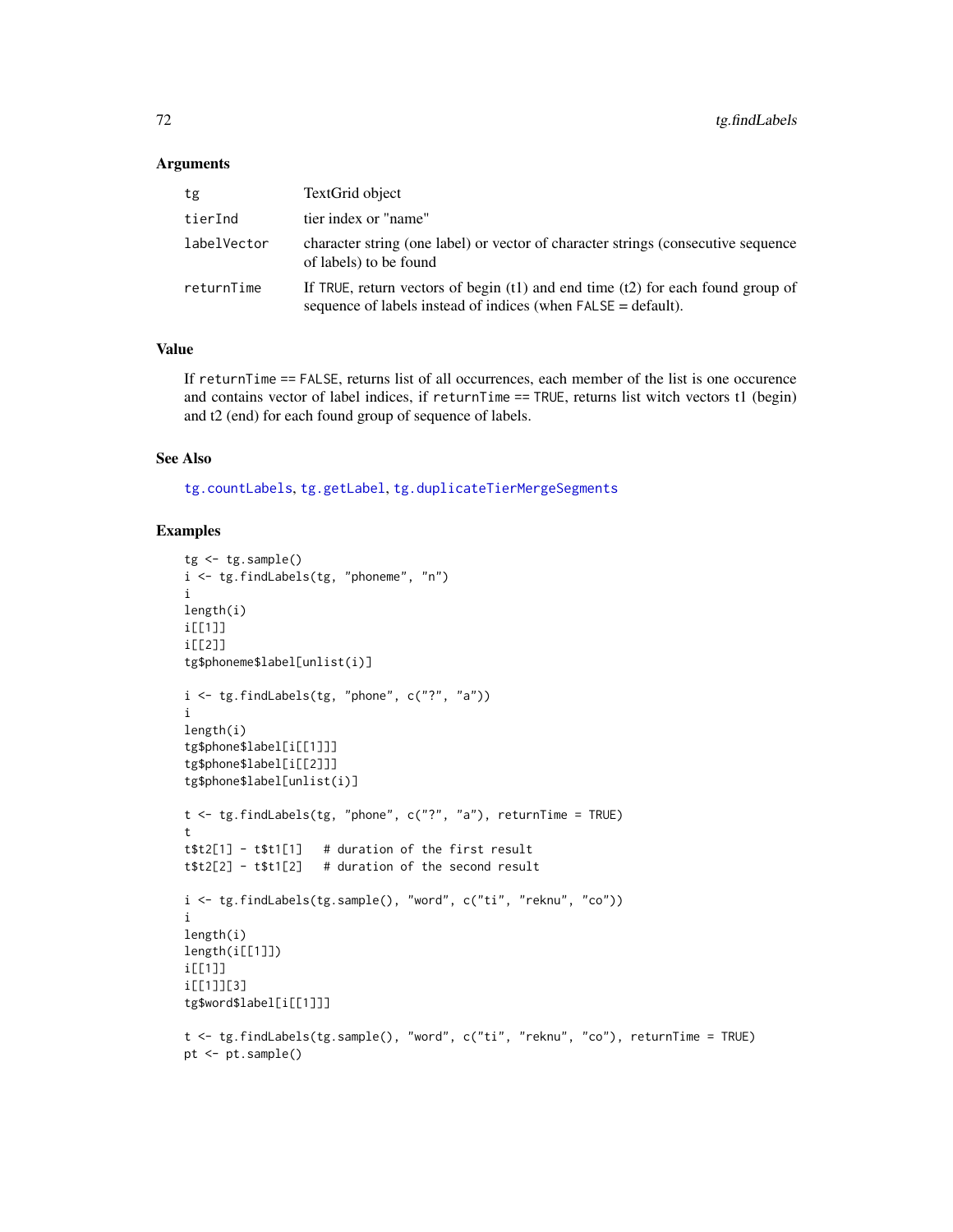### Arguments

| | |
|---|---|
| `tg` | TextGrid object |
| `tierInd` | tier index or "name" |
| `labelVector` | character string (one label) or vector of character strings (consecutive sequence of labels) to be found |
| `returnTime` | If `TRUE`, return vectors of begin (t1) and end time (t2) for each found group of sequence of labels instead of indices (when `FALSE` = default). |

### Value

If `returnTime == FALSE`, returns list of all occurrences, each member of the list is one occurence and contains vector of label indices, if `returnTime == TRUE`, returns list witch vectors t1 (begin) and t2 (end) for each found group of sequence of labels.

### See Also

`tg.countLabels`, `tg.getLabel`, `tg.duplicateTierMergeSegments`

### Examples

```
tg <- tg.sample()
i <- tg.findLabels(tg, "phoneme", "n")
i
length(i)
i[[1]]
i[[2]]
tg$phoneme$label[unlist(i)]

i <- tg.findLabels(tg, "phone", c("?", "a"))
i
length(i)
tg$phone$label[i[[1]]]
tg$phone$label[i[[2]]]
tg$phone$label[unlist(i)]

t <- tg.findLabels(tg, "phone", c("?", "a"), returnTime = TRUE)
t
t$t2[1] - t$t1[1]   # duration of the first result
t$t2[2] - t$t1[2]   # duration of the second result

i <- tg.findLabels(tg.sample(), "word", c("ti", "reknu", "co"))
i
length(i)
length(i[[1]])
i[[1]]
i[[1]][3]
tg$word$label[i[[1]]]

t <- tg.findLabels(tg.sample(), "word", c("ti", "reknu", "co"), returnTime = TRUE)
pt <- pt.sample()
```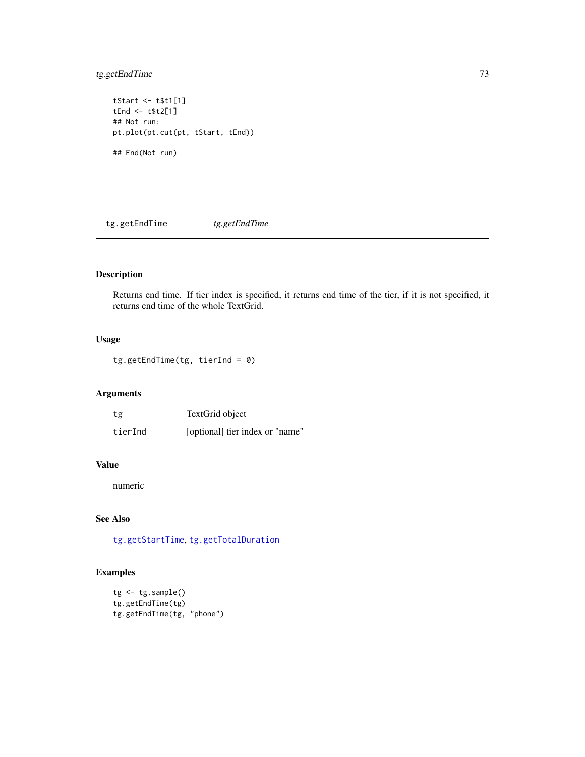```
tStart <- t$t1[1]
tEnd <- t$t2[1]
## Not run:
pt.plot(pt.cut(pt, tStart, tEnd))

## End(Not run)
```

## tg.getEndTime *tg.getEndTime*

### Description

Returns end time. If tier index is specified, it returns end time of the tier, if it is not specified, it returns end time of the whole TextGrid.

### Usage

```
tg.getEndTime(tg, tierInd = 0)
```

### Arguments

| | |
|---|---|
| tg | TextGrid object |
| tierInd | [optional] tier index or "name" |

### Value

numeric

### See Also

tg.getStartTime, tg.getTotalDuration

### Examples

```
tg <- tg.sample()
tg.getEndTime(tg)
tg.getEndTime(tg, "phone")
```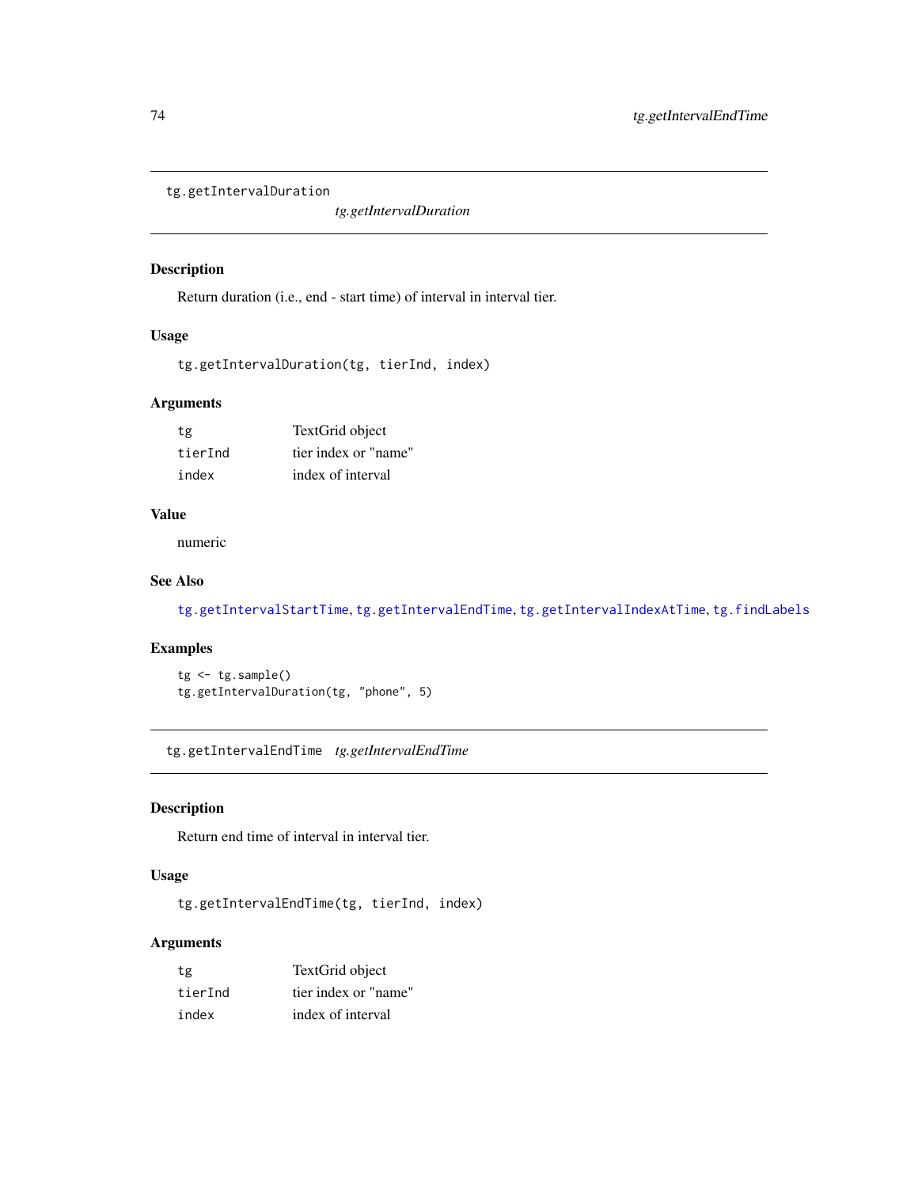## tg.getIntervalDuration

*tg.getIntervalDuration*

### Description

Return duration (i.e., end - start time) of interval in interval tier.

### Usage

```
tg.getIntervalDuration(tg, tierInd, index)
```

### Arguments

| | |
|---|---|
| tg | TextGrid object |
| tierInd | tier index or "name" |
| index | index of interval |

### Value

numeric

### See Also

tg.getIntervalStartTime, tg.getIntervalEndTime, tg.getIntervalIndexAtTime, tg.findLabels

### Examples

```
tg <- tg.sample()
tg.getIntervalDuration(tg, "phone", 5)
```

## tg.getIntervalEndTime

*tg.getIntervalEndTime*

### Description

Return end time of interval in interval tier.

### Usage

```
tg.getIntervalEndTime(tg, tierInd, index)
```

### Arguments

| | |
|---|---|
| tg | TextGrid object |
| tierInd | tier index or "name" |
| index | index of interval |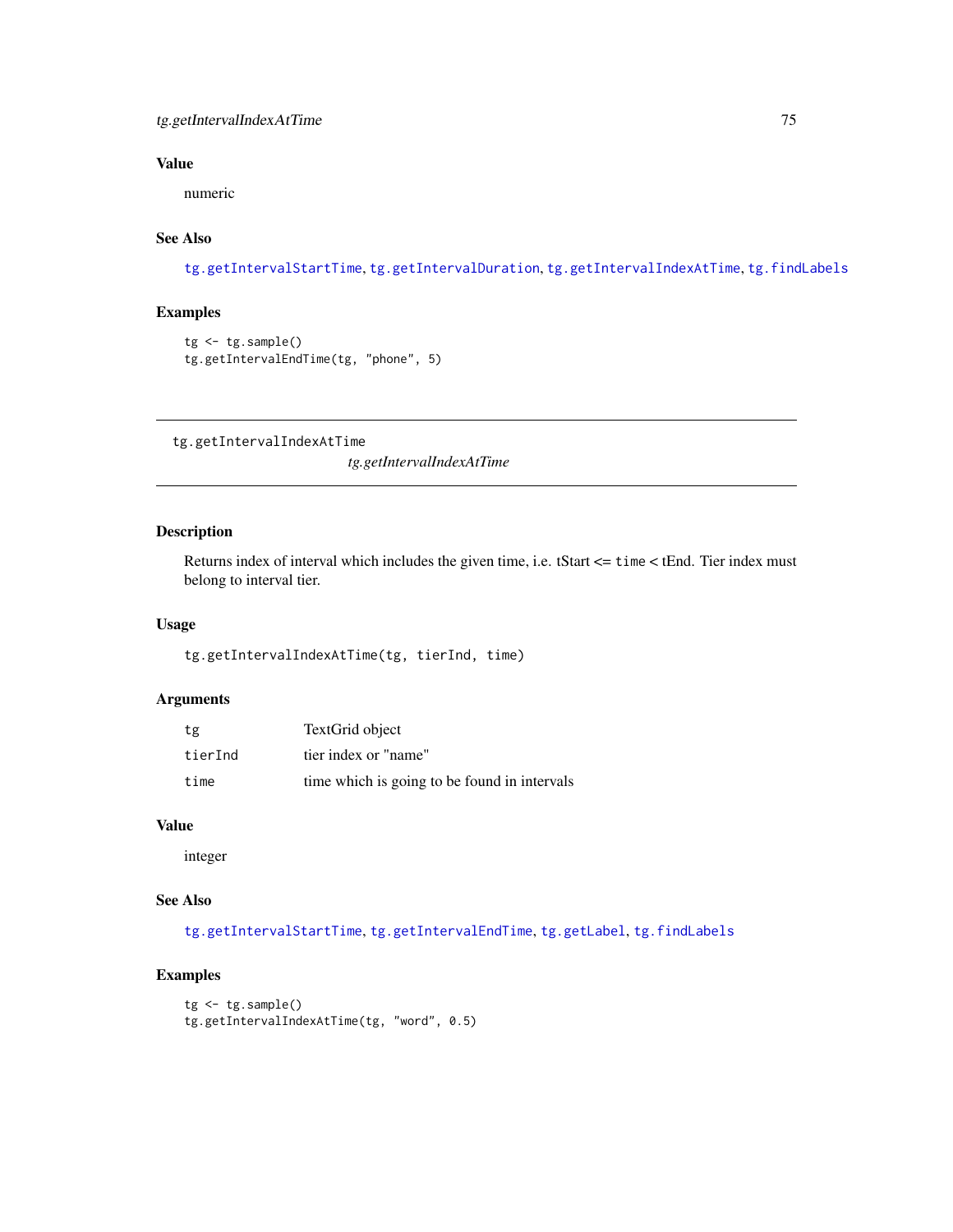## Value

numeric

## See Also

tg.getIntervalStartTime, tg.getIntervalDuration, tg.getIntervalIndexAtTime, tg.findLabels

## Examples

```
tg <- tg.sample()
tg.getIntervalEndTime(tg, "phone", 5)
```

---

# tg.getIntervalIndexAtTime

*tg.getIntervalIndexAtTime*

## Description

Returns index of interval which includes the given time, i.e. tStart <= `time` < tEnd. Tier index must belong to interval tier.

## Usage

```
tg.getIntervalIndexAtTime(tg, tierInd, time)
```

## Arguments

| | |
|---|---|
| `tg` | TextGrid object |
| `tierInd` | tier index or "name" |
| `time` | time which is going to be found in intervals |

## Value

integer

## See Also

tg.getIntervalStartTime, tg.getIntervalEndTime, tg.getLabel, tg.findLabels

## Examples

```
tg <- tg.sample()
tg.getIntervalIndexAtTime(tg, "word", 0.5)
```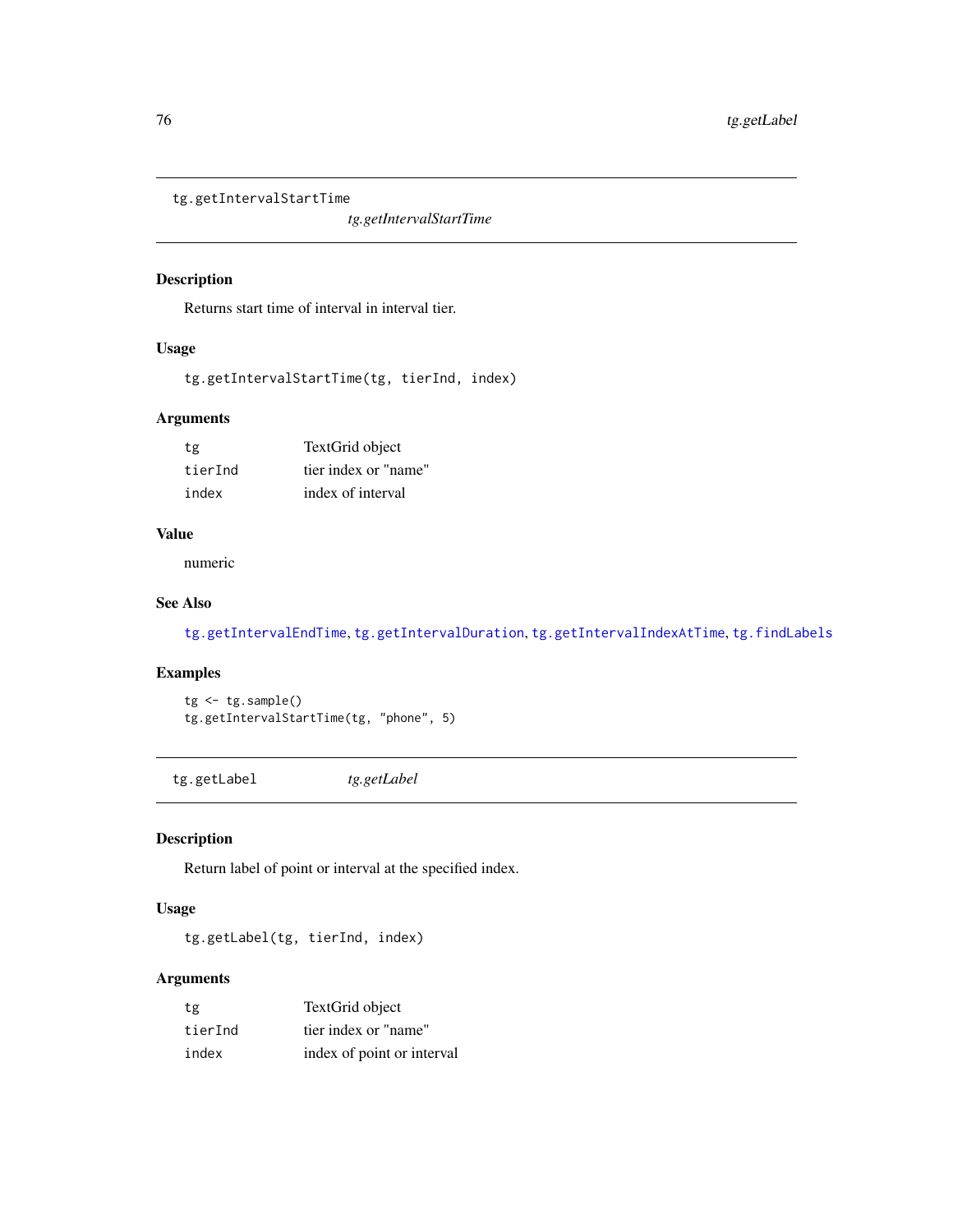## tg.getIntervalStartTime

*tg.getIntervalStartTime*

### Description

Returns start time of interval in interval tier.

### Usage

```
tg.getIntervalStartTime(tg, tierInd, index)
```

### Arguments

| | |
|---|---|
| tg | TextGrid object |
| tierInd | tier index or "name" |
| index | index of interval |

### Value

numeric

### See Also

tg.getIntervalEndTime, tg.getIntervalDuration, tg.getIntervalIndexAtTime, tg.findLabels

### Examples

```
tg <- tg.sample()
tg.getIntervalStartTime(tg, "phone", 5)
```

## tg.getLabel

*tg.getLabel*

### Description

Return label of point or interval at the specified index.

### Usage

```
tg.getLabel(tg, tierInd, index)
```

### Arguments

| | |
|---|---|
| tg | TextGrid object |
| tierInd | tier index or "name" |
| index | index of point or interval |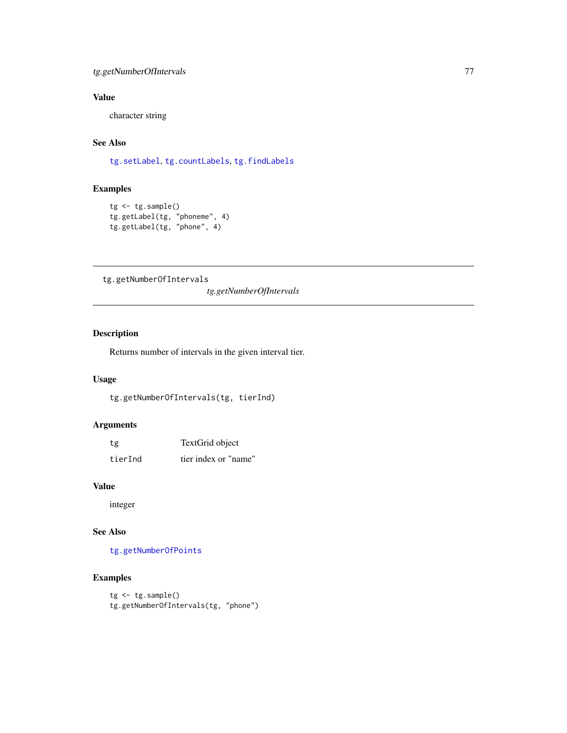### Value

character string

### See Also

tg.setLabel, tg.countLabels, tg.findLabels

### Examples

```
tg <- tg.sample()
tg.getLabel(tg, "phoneme", 4)
tg.getLabel(tg, "phone", 4)
```

---

## tg.getNumberOfIntervals

*tg.getNumberOfIntervals*

---

### Description

Returns number of intervals in the given interval tier.

### Usage

```
tg.getNumberOfIntervals(tg, tierInd)
```

### Arguments

| | |
|---|---|
| tg | TextGrid object |
| tierInd | tier index or "name" |

### Value

integer

### See Also

tg.getNumberOfPoints

### Examples

```
tg <- tg.sample()
tg.getNumberOfIntervals(tg, "phone")
```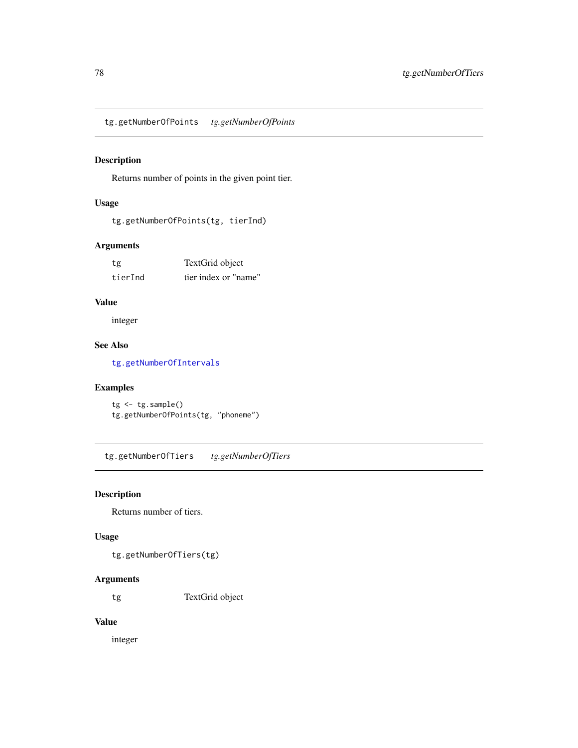## tg.getNumberOfPoints    *tg.getNumberOfPoints*

### Description

Returns number of points in the given point tier.

### Usage

```
tg.getNumberOfPoints(tg, tierInd)
```

### Arguments

| | |
|---|---|
| tg | TextGrid object |
| tierInd | tier index or "name" |

### Value

integer

### See Also

tg.getNumberOfIntervals

### Examples

```
tg <- tg.sample()
tg.getNumberOfPoints(tg, "phoneme")
```

## tg.getNumberOfTiers    *tg.getNumberOfTiers*

### Description

Returns number of tiers.

### Usage

```
tg.getNumberOfTiers(tg)
```

### Arguments

| | |
|---|---|
| tg | TextGrid object |

### Value

integer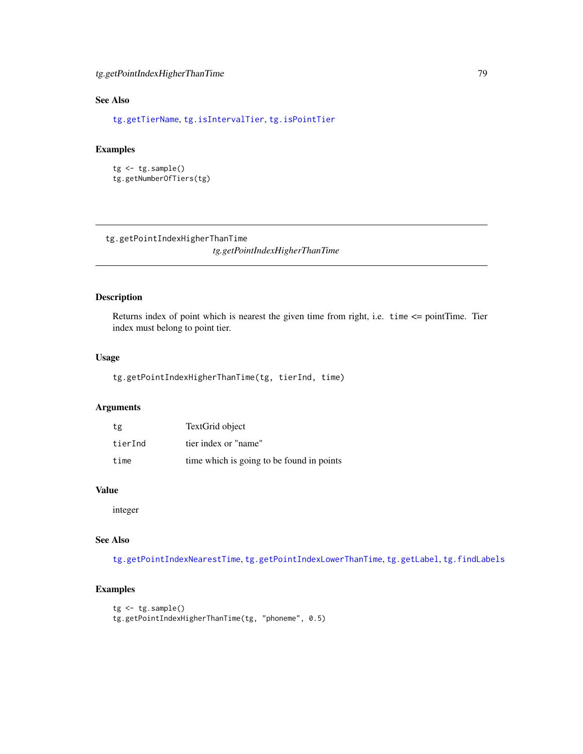## See Also

tg.getTierName, tg.isIntervalTier, tg.isPointTier

## Examples

```
tg <- tg.sample()
tg.getNumberOfTiers(tg)
```

---

# tg.getPointIndexHigherThanTime

*tg.getPointIndexHigherThanTime*

---

## Description

Returns index of point which is nearest the given time from right, i.e. `time` <= pointTime. Tier index must belong to point tier.

## Usage

```
tg.getPointIndexHigherThanTime(tg, tierInd, time)
```

## Arguments

| | |
|---|---|
| `tg` | TextGrid object |
| `tierInd` | tier index or "name" |
| `time` | time which is going to be found in points |

## Value

integer

## See Also

tg.getPointIndexNearestTime, tg.getPointIndexLowerThanTime, tg.getLabel, tg.findLabels

## Examples

```
tg <- tg.sample()
tg.getPointIndexHigherThanTime(tg, "phoneme", 0.5)
```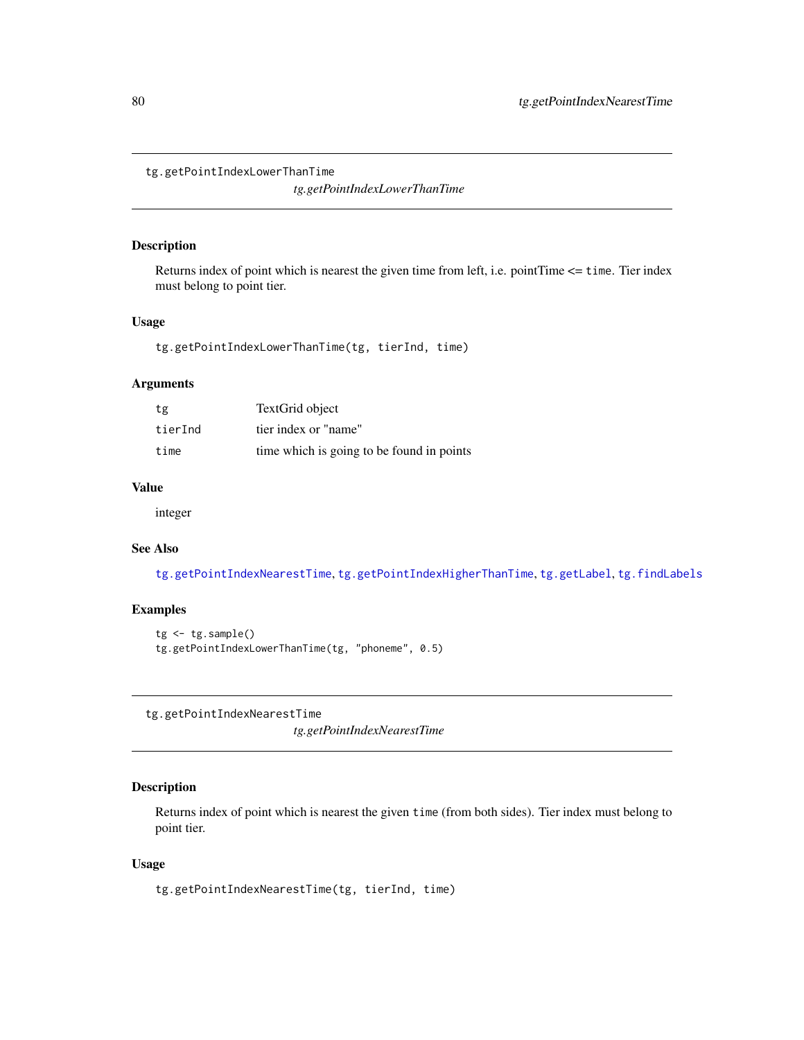## tg.getPointIndexLowerThanTime

*tg.getPointIndexLowerThanTime*

### Description

Returns index of point which is nearest the given time from left, i.e. pointTime <= `time`. Tier index must belong to point tier.

### Usage

```
tg.getPointIndexLowerThanTime(tg, tierInd, time)
```

### Arguments

| | |
|---|---|
| `tg` | TextGrid object |
| `tierInd` | tier index or "name" |
| `time` | time which is going to be found in points |

### Value

integer

### See Also

`tg.getPointIndexNearestTime`, `tg.getPointIndexHigherThanTime`, `tg.getLabel`, `tg.findLabels`

### Examples

```
tg <- tg.sample()
tg.getPointIndexLowerThanTime(tg, "phoneme", 0.5)
```

## tg.getPointIndexNearestTime

*tg.getPointIndexNearestTime*

### Description

Returns index of point which is nearest the given `time` (from both sides). Tier index must belong to point tier.

### Usage

```
tg.getPointIndexNearestTime(tg, tierInd, time)
```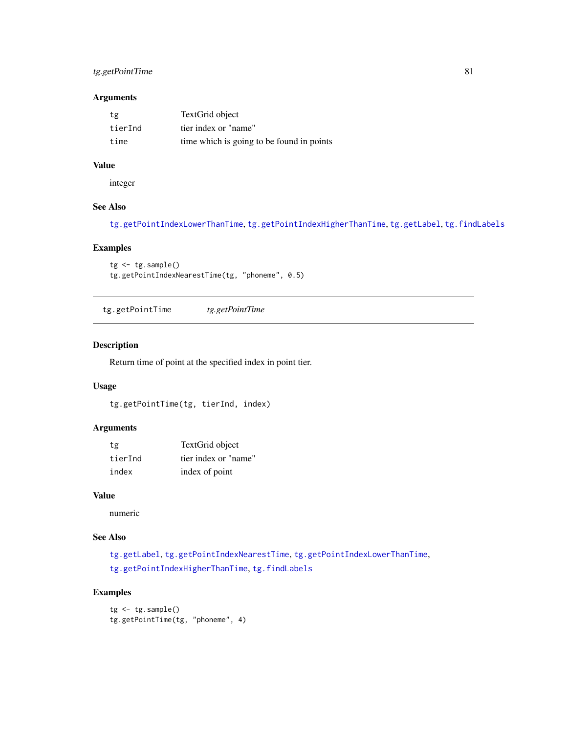## Arguments

| | |
|---|---|
| tg | TextGrid object |
| tierInd | tier index or "name" |
| time | time which is going to be found in points |

## Value

integer

## See Also

tg.getPointIndexLowerThanTime, tg.getPointIndexHigherThanTime, tg.getLabel, tg.findLabels

## Examples

```
tg <- tg.sample()
tg.getPointIndexNearestTime(tg, "phoneme", 0.5)
```

---

# tg.getPointTime    *tg.getPointTime*

## Description

Return time of point at the specified index in point tier.

## Usage

```
tg.getPointTime(tg, tierInd, index)
```

## Arguments

| | |
|---|---|
| tg | TextGrid object |
| tierInd | tier index or "name" |
| index | index of point |

## Value

numeric

## See Also

tg.getLabel, tg.getPointIndexNearestTime, tg.getPointIndexLowerThanTime, tg.getPointIndexHigherThanTime, tg.findLabels

## Examples

```
tg <- tg.sample()
tg.getPointTime(tg, "phoneme", 4)
```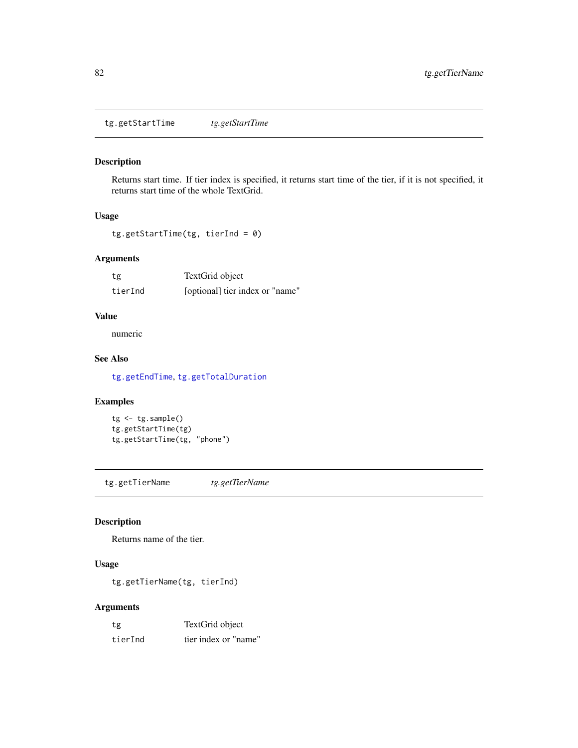## tg.getStartTime *tg.getStartTime*

### Description

Returns start time. If tier index is specified, it returns start time of the tier, if it is not specified, it returns start time of the whole TextGrid.

### Usage

```
tg.getStartTime(tg, tierInd = 0)
```

### Arguments

| | |
|---|---|
| tg | TextGrid object |
| tierInd | [optional] tier index or "name" |

### Value

numeric

### See Also

tg.getEndTime, tg.getTotalDuration

### Examples

```
tg <- tg.sample()
tg.getStartTime(tg)
tg.getStartTime(tg, "phone")
```

## tg.getTierName *tg.getTierName*

### Description

Returns name of the tier.

### Usage

```
tg.getTierName(tg, tierInd)
```

### Arguments

| | |
|---|---|
| tg | TextGrid object |
| tierInd | tier index or "name" |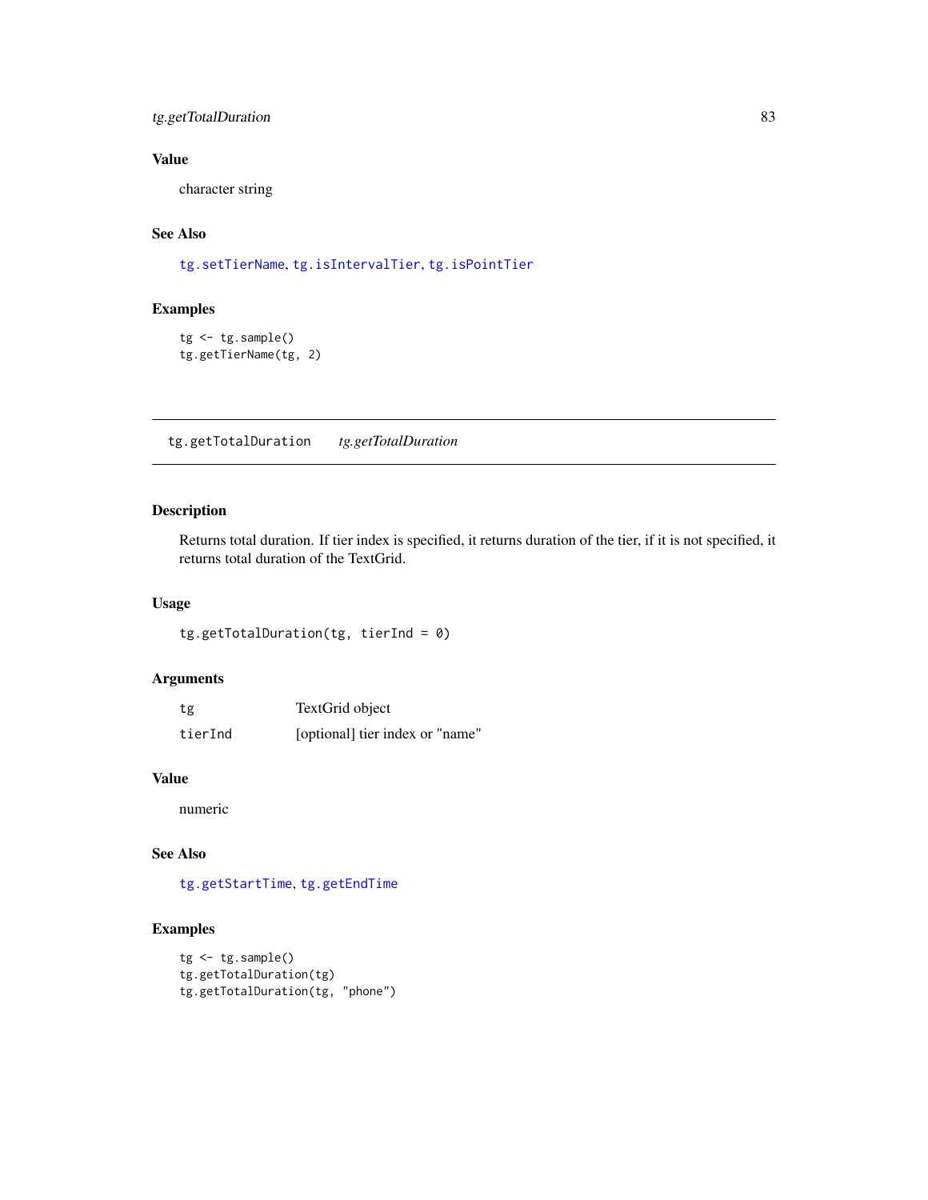## Value

character string

## See Also

tg.setTierName, tg.isIntervalTier, tg.isPointTier

## Examples

```
tg <- tg.sample()
tg.getTierName(tg, 2)
```

---

# tg.getTotalDuration &nbsp;&nbsp;&nbsp; *tg.getTotalDuration*

---

## Description

Returns total duration. If tier index is specified, it returns duration of the tier, if it is not specified, it returns total duration of the TextGrid.

## Usage

```
tg.getTotalDuration(tg, tierInd = 0)
```

## Arguments

| | |
|---|---|
| tg | TextGrid object |
| tierInd | [optional] tier index or "name" |

## Value

numeric

## See Also

tg.getStartTime, tg.getEndTime

## Examples

```
tg <- tg.sample()
tg.getTotalDuration(tg)
tg.getTotalDuration(tg, "phone")
```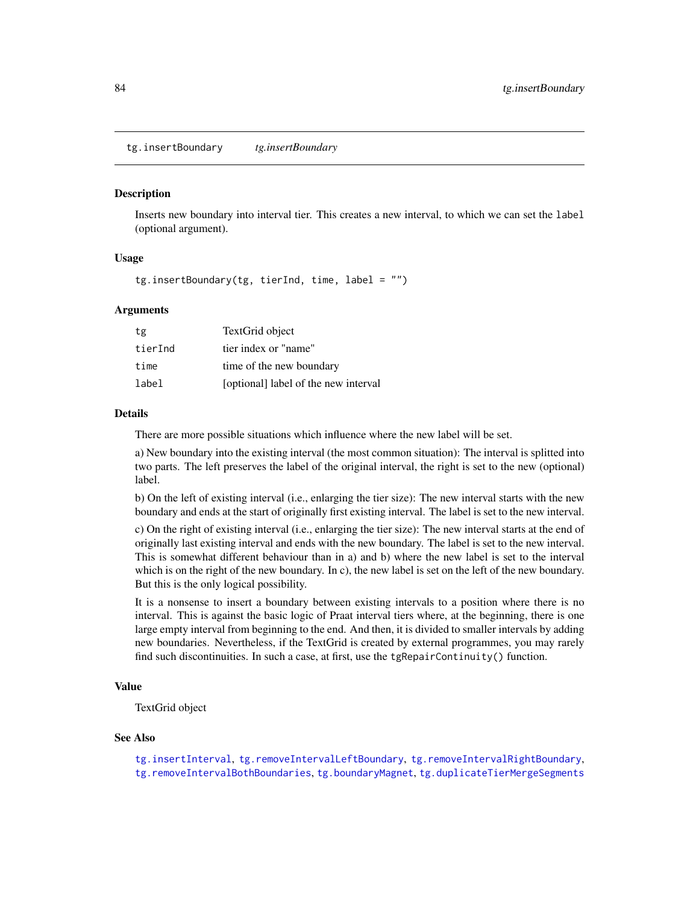## tg.insertBoundary *tg.insertBoundary*

### Description

Inserts new boundary into interval tier. This creates a new interval, to which we can set the `label` (optional argument).

### Usage

```
tg.insertBoundary(tg, tierInd, time, label = "")
```

### Arguments

| | |
|---|---|
| `tg` | TextGrid object |
| `tierInd` | tier index or "name" |
| `time` | time of the new boundary |
| `label` | [optional] label of the new interval |

### Details

There are more possible situations which influence where the new label will be set.

a) New boundary into the existing interval (the most common situation): The interval is splitted into two parts. The left preserves the label of the original interval, the right is set to the new (optional) label.

b) On the left of existing interval (i.e., enlarging the tier size): The new interval starts with the new boundary and ends at the start of originally first existing interval. The label is set to the new interval.

c) On the right of existing interval (i.e., enlarging the tier size): The new interval starts at the end of originally last existing interval and ends with the new boundary. The label is set to the new interval. This is somewhat different behaviour than in a) and b) where the new label is set to the interval which is on the right of the new boundary. In c), the new label is set on the left of the new boundary. But this is the only logical possibility.

It is a nonsense to insert a boundary between existing intervals to a position where there is no interval. This is against the basic logic of Praat interval tiers where, at the beginning, there is one large empty interval from beginning to the end. And then, it is divided to smaller intervals by adding new boundaries. Nevertheless, if the TextGrid is created by external programmes, you may rarely find such discontinuities. In such a case, at first, use the `tgRepairContinuity()` function.

### Value

TextGrid object

### See Also

`tg.insertInterval`, `tg.removeIntervalLeftBoundary`, `tg.removeIntervalRightBoundary`, `tg.removeIntervalBothBoundaries`, `tg.boundaryMagnet`, `tg.duplicateTierMergeSegments`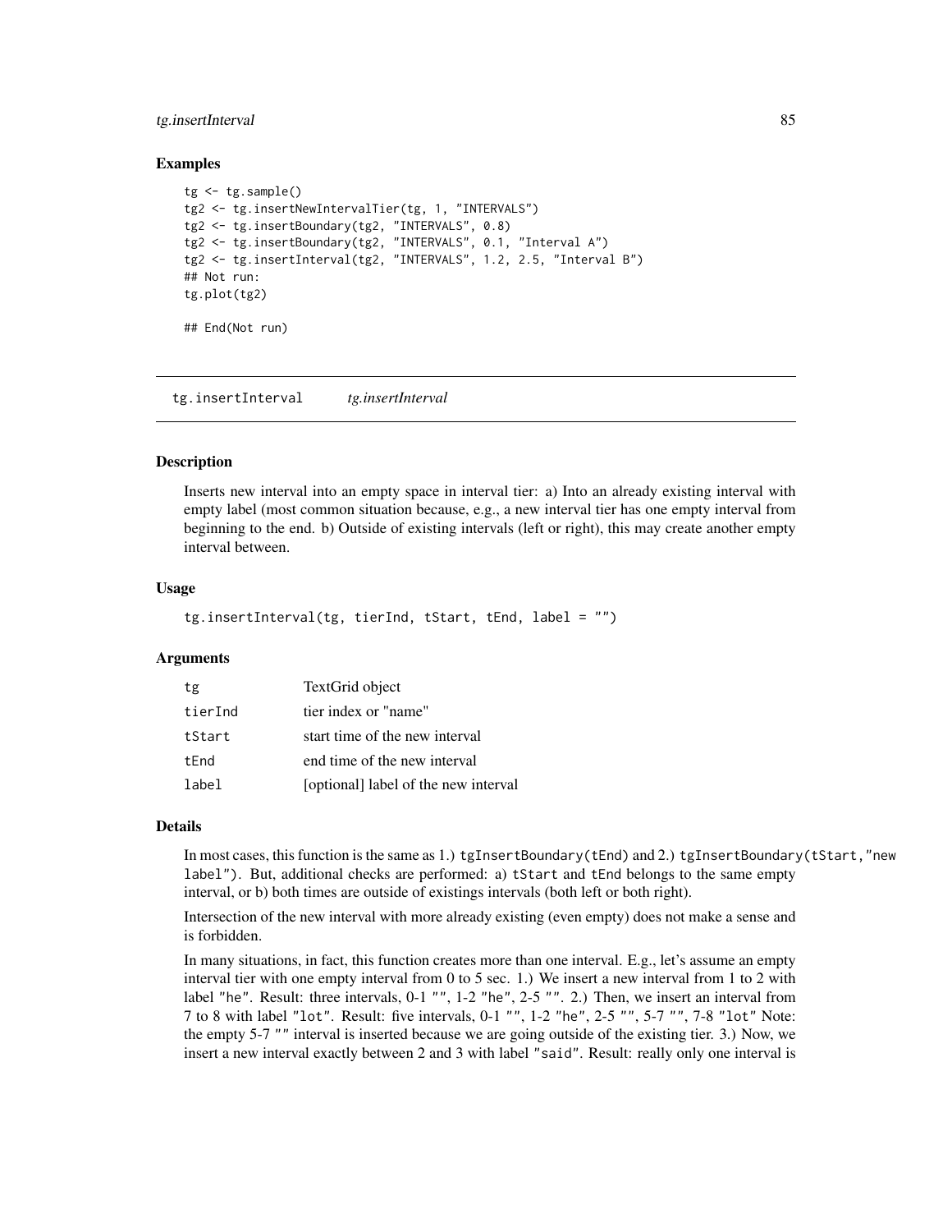### Examples

```
tg <- tg.sample()
tg2 <- tg.insertNewIntervalTier(tg, 1, "INTERVALS")
tg2 <- tg.insertBoundary(tg2, "INTERVALS", 0.8)
tg2 <- tg.insertBoundary(tg2, "INTERVALS", 0.1, "Interval A")
tg2 <- tg.insertInterval(tg2, "INTERVALS", 1.2, 2.5, "Interval B")
## Not run:
tg.plot(tg2)

## End(Not run)
```

---

## tg.insertInterval    *tg.insertInterval*

---

### Description

Inserts new interval into an empty space in interval tier: a) Into an already existing interval with empty label (most common situation because, e.g., a new interval tier has one empty interval from beginning to the end. b) Outside of existing intervals (left or right), this may create another empty interval between.

### Usage

```
tg.insertInterval(tg, tierInd, tStart, tEnd, label = "")
```

### Arguments

| | |
|---|---|
| tg | TextGrid object |
| tierInd | tier index or "name" |
| tStart | start time of the new interval |
| tEnd | end time of the new interval |
| label | [optional] label of the new interval |

### Details

In most cases, this function is the same as 1.) `tgInsertBoundary(tEnd)` and 2.) `tgInsertBoundary(tStart,"new label")`. But, additional checks are performed: a) `tStart` and `tEnd` belongs to the same empty interval, or b) both times are outside of existings intervals (both left or both right).

Intersection of the new interval with more already existing (even empty) does not make a sense and is forbidden.

In many situations, in fact, this function creates more than one interval. E.g., let's assume an empty interval tier with one empty interval from 0 to 5 sec. 1.) We insert a new interval from 1 to 2 with label `"he"`. Result: three intervals, 0-1 `""`, 1-2 `"he"`, 2-5 `""`. 2.) Then, we insert an interval from 7 to 8 with label `"lot"`. Result: five intervals, 0-1 `""`, 1-2 `"he"`, 2-5 `""`, 5-7 `""`, 7-8 `"lot"` Note: the empty 5-7 `""` interval is inserted because we are going outside of the existing tier. 3.) Now, we insert a new interval exactly between 2 and 3 with label `"said"`. Result: really only one interval is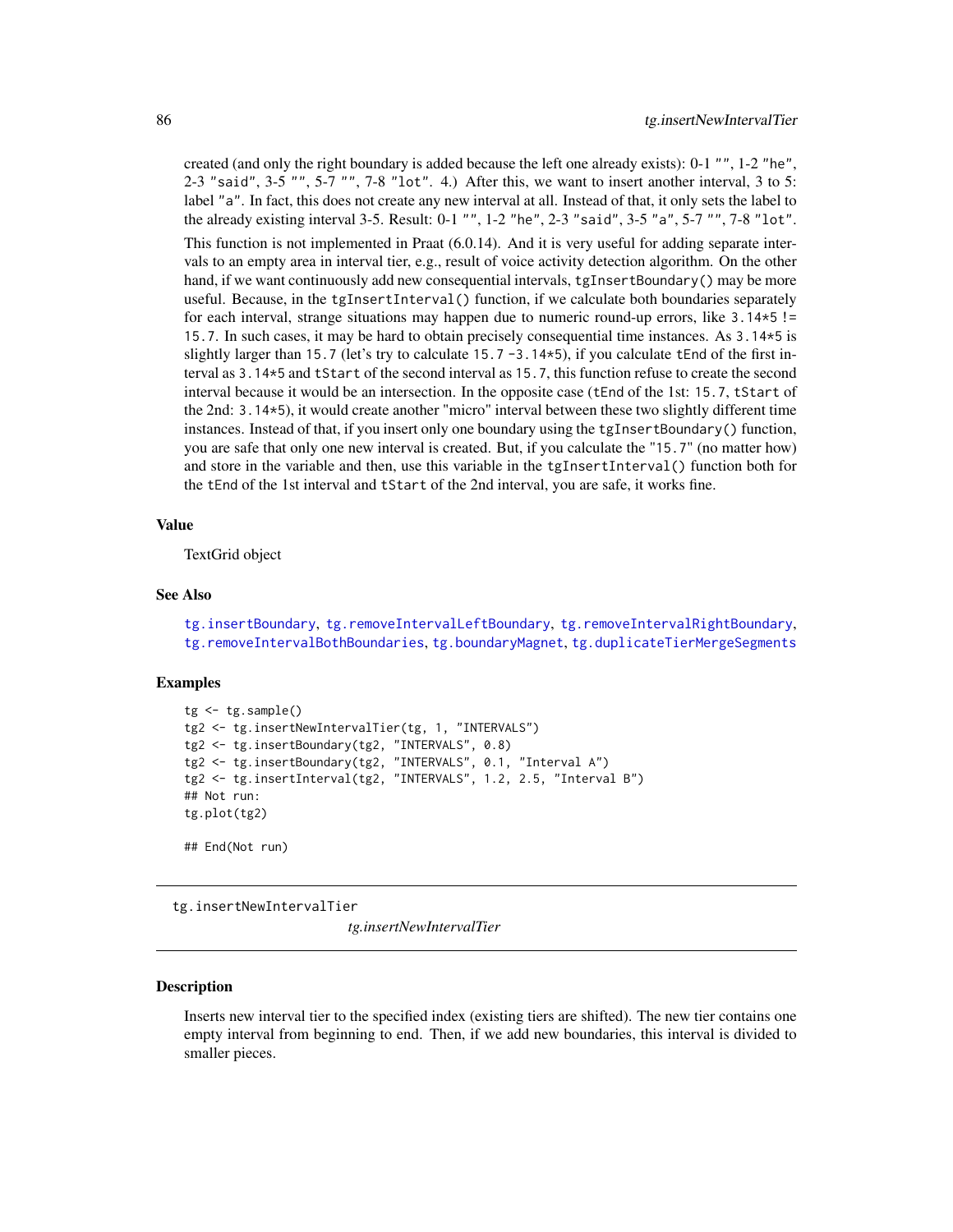created (and only the right boundary is added because the left one already exists): 0-1 "", 1-2 "he", 2-3 "said", 3-5 "", 5-7 "", 7-8 "lot". 4.) After this, we want to insert another interval, 3 to 5: label "a". In fact, this does not create any new interval at all. Instead of that, it only sets the label to the already existing interval 3-5. Result: 0-1 "", 1-2 "he", 2-3 "said", 3-5 "a", 5-7 "", 7-8 "lot".

This function is not implemented in Praat (6.0.14). And it is very useful for adding separate intervals to an empty area in interval tier, e.g., result of voice activity detection algorithm. On the other hand, if we want continuously add new consequential intervals, `tgInsertBoundary()` may be more useful. Because, in the `tgInsertInterval()` function, if we calculate both boundaries separately for each interval, strange situations may happen due to numeric round-up errors, like `3.14*5 != 15.7`. In such cases, it may be hard to obtain precisely consequential time instances. As `3.14*5` is slightly larger than `15.7` (let's try to calculate `15.7 - 3.14*5`), if you calculate `tEnd` of the first interval as `3.14*5` and `tStart` of the second interval as `15.7`, this function refuse to create the second interval because it would be an intersection. In the opposite case (`tEnd` of the 1st: `15.7`, `tStart` of the 2nd: `3.14*5`), it would create another "micro" interval between these two slightly different time instances. Instead of that, if you insert only one boundary using the `tgInsertBoundary()` function, you are safe that only one new interval is created. But, if you calculate the "`15.7`" (no matter how) and store in the variable and then, use this variable in the `tgInsertInterval()` function both for the `tEnd` of the 1st interval and `tStart` of the 2nd interval, you are safe, it works fine.

### Value

TextGrid object

### See Also

tg.insertBoundary, tg.removeIntervalLeftBoundary, tg.removeIntervalRightBoundary, tg.removeIntervalBothBoundaries, tg.boundaryMagnet, tg.duplicateTierMergeSegments

### Examples

```
tg <- tg.sample()
tg2 <- tg.insertNewIntervalTier(tg, 1, "INTERVALS")
tg2 <- tg.insertBoundary(tg2, "INTERVALS", 0.8)
tg2 <- tg.insertBoundary(tg2, "INTERVALS", 0.1, "Interval A")
tg2 <- tg.insertInterval(tg2, "INTERVALS", 1.2, 2.5, "Interval B")
## Not run:
tg.plot(tg2)

## End(Not run)
```

## tg.insertNewIntervalTier

*tg.insertNewIntervalTier*

### Description

Inserts new interval tier to the specified index (existing tiers are shifted). The new tier contains one empty interval from beginning to end. Then, if we add new boundaries, this interval is divided to smaller pieces.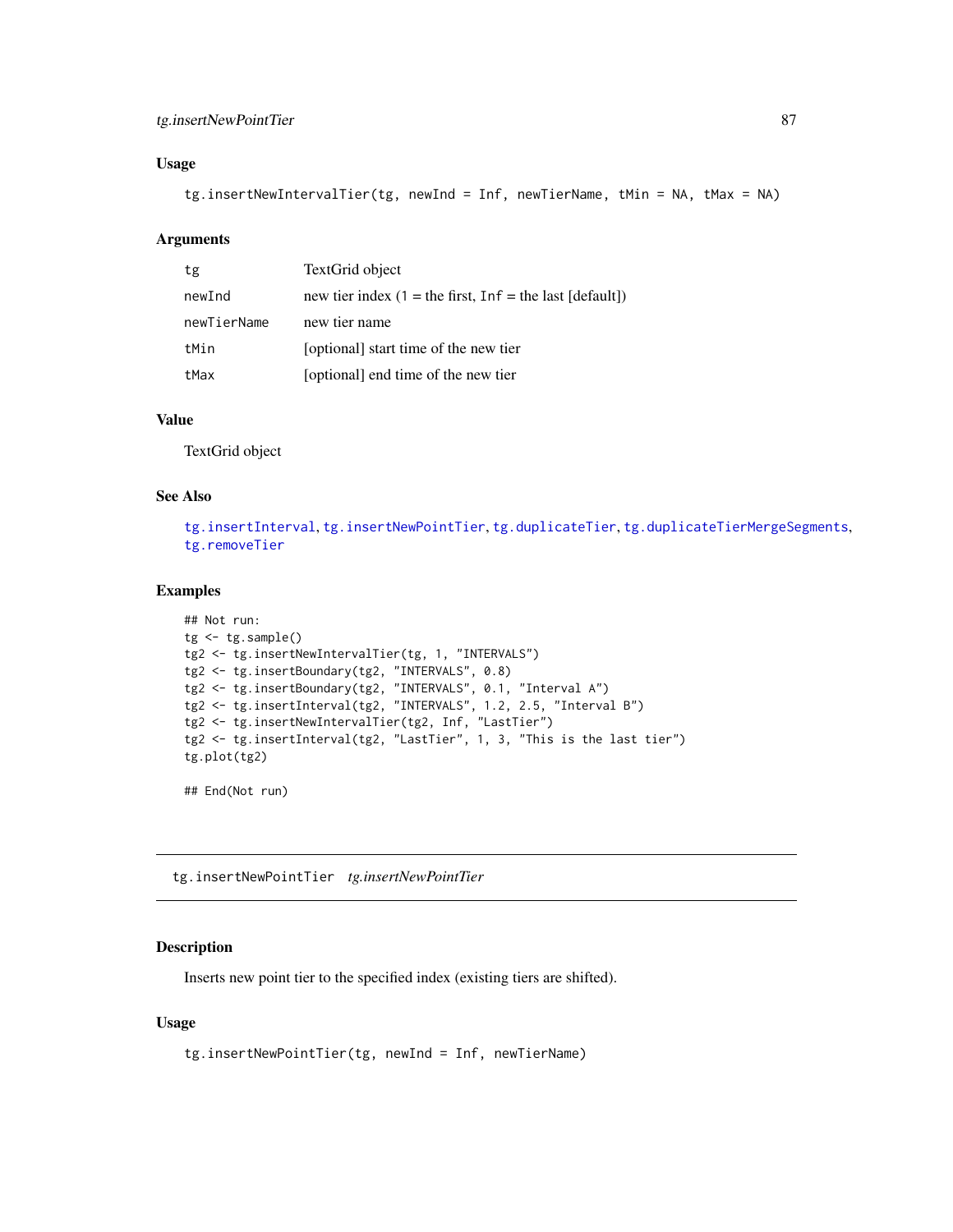### Usage

```
tg.insertNewIntervalTier(tg, newInd = Inf, newTierName, tMin = NA, tMax = NA)
```

### Arguments

| | |
|---|---|
| tg | TextGrid object |
| newInd | new tier index (1 = the first, Inf = the last [default]) |
| newTierName | new tier name |
| tMin | [optional] start time of the new tier |
| tMax | [optional] end time of the new tier |

### Value

TextGrid object

### See Also

tg.insertInterval, tg.insertNewPointTier, tg.duplicateTier, tg.duplicateTierMergeSegments, tg.removeTier

### Examples

```
## Not run:
tg <- tg.sample()
tg2 <- tg.insertNewIntervalTier(tg, 1, "INTERVALS")
tg2 <- tg.insertBoundary(tg2, "INTERVALS", 0.8)
tg2 <- tg.insertBoundary(tg2, "INTERVALS", 0.1, "Interval A")
tg2 <- tg.insertInterval(tg2, "INTERVALS", 1.2, 2.5, "Interval B")
tg2 <- tg.insertNewIntervalTier(tg2, Inf, "LastTier")
tg2 <- tg.insertInterval(tg2, "LastTier", 1, 3, "This is the last tier")
tg.plot(tg2)

## End(Not run)
```

---

## tg.insertNewPointTier *tg.insertNewPointTier*

---

### Description

Inserts new point tier to the specified index (existing tiers are shifted).

### Usage

```
tg.insertNewPointTier(tg, newInd = Inf, newTierName)
```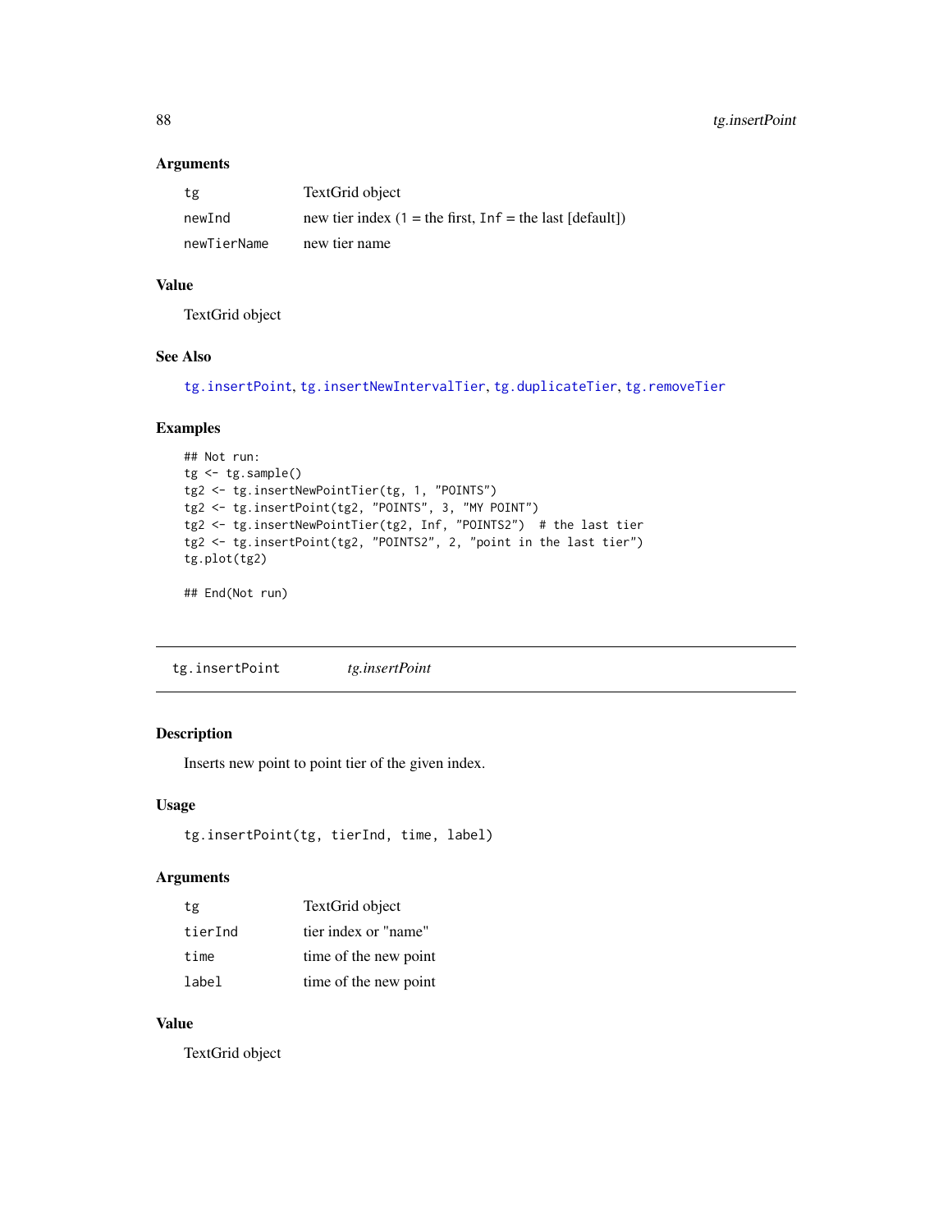### Arguments

| | |
|---|---|
| tg | TextGrid object |
| newInd | new tier index (1 = the first, Inf = the last [default]) |
| newTierName | new tier name |

### Value

TextGrid object

### See Also

tg.insertPoint, tg.insertNewIntervalTier, tg.duplicateTier, tg.removeTier

### Examples

```
## Not run:
tg <- tg.sample()
tg2 <- tg.insertNewPointTier(tg, 1, "POINTS")
tg2 <- tg.insertPoint(tg2, "POINTS", 3, "MY POINT")
tg2 <- tg.insertNewPointTier(tg2, Inf, "POINTS2")  # the last tier
tg2 <- tg.insertPoint(tg2, "POINTS2", 2, "point in the last tier")
tg.plot(tg2)

## End(Not run)
```

---

## tg.insertPoint &nbsp;&nbsp;&nbsp; *tg.insertPoint*

---

### Description

Inserts new point to point tier of the given index.

### Usage

```
tg.insertPoint(tg, tierInd, time, label)
```

### Arguments

| | |
|---|---|
| tg | TextGrid object |
| tierInd | tier index or "name" |
| time | time of the new point |
| label | time of the new point |

### Value

TextGrid object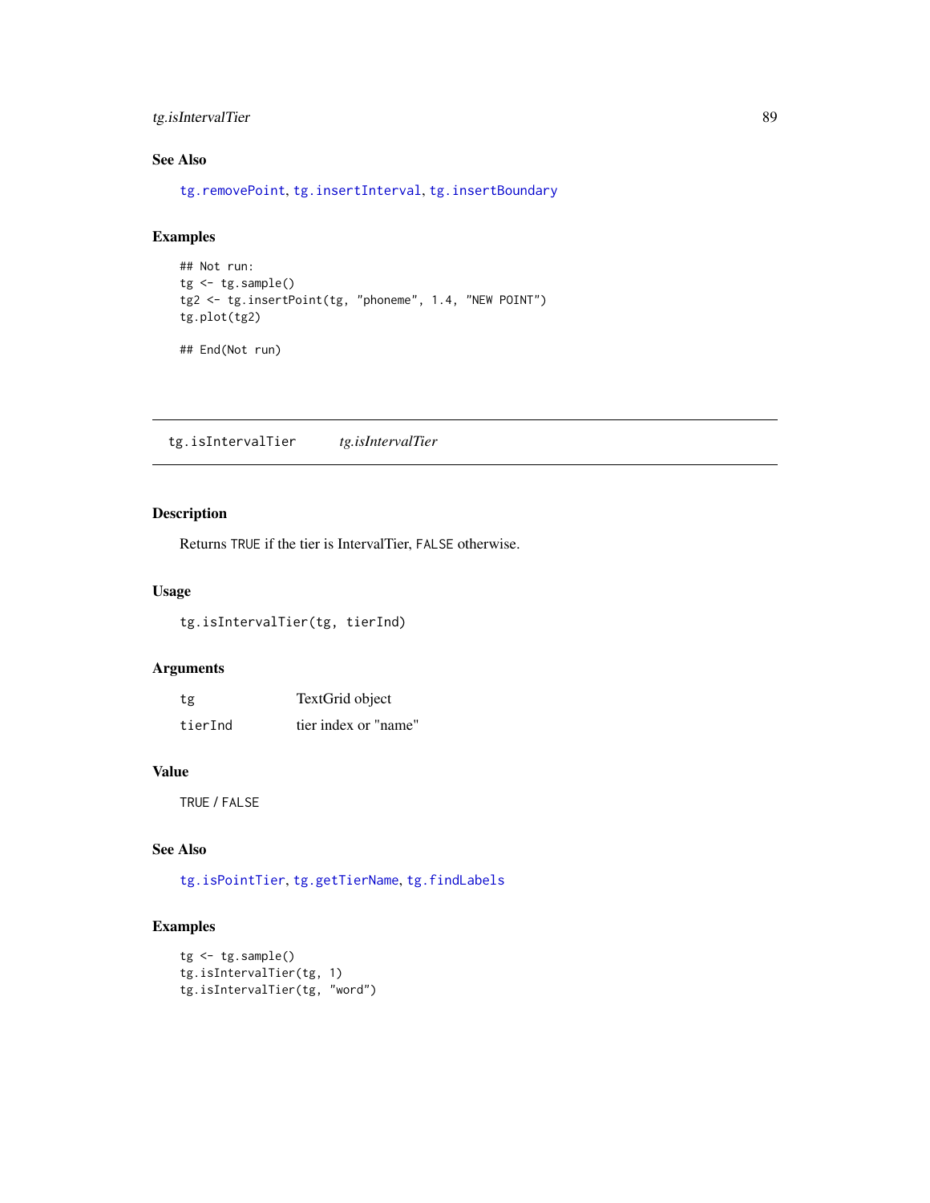### See Also

tg.removePoint, tg.insertInterval, tg.insertBoundary

### Examples

```
## Not run:
tg <- tg.sample()
tg2 <- tg.insertPoint(tg, "phoneme", 1.4, "NEW POINT")
tg.plot(tg2)

## End(Not run)
```

---

## tg.isIntervalTier    *tg.isIntervalTier*

---

### Description

Returns TRUE if the tier is IntervalTier, FALSE otherwise.

### Usage

```
tg.isIntervalTier(tg, tierInd)
```

### Arguments

| | |
|---|---|
| tg | TextGrid object |
| tierInd | tier index or "name" |

### Value

TRUE / FALSE

### See Also

tg.isPointTier, tg.getTierName, tg.findLabels

### Examples

```
tg <- tg.sample()
tg.isIntervalTier(tg, 1)
tg.isIntervalTier(tg, "word")
```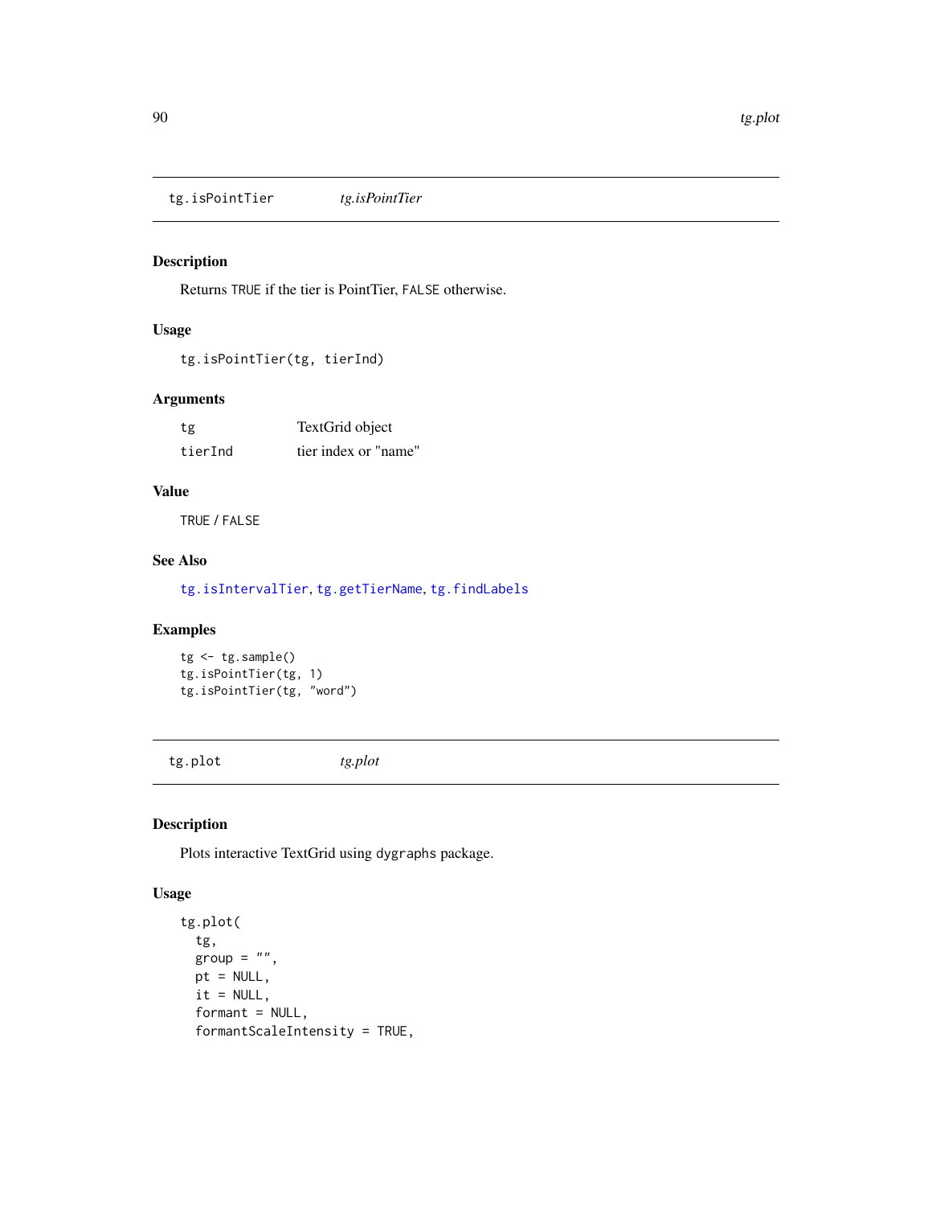## tg.isPointTier — *tg.isPointTier*

### Description

Returns TRUE if the tier is PointTier, FALSE otherwise.

### Usage

```
tg.isPointTier(tg, tierInd)
```

### Arguments

| | |
|---|---|
| tg | TextGrid object |
| tierInd | tier index or "name" |

### Value

TRUE / FALSE

### See Also

tg.isIntervalTier, tg.getTierName, tg.findLabels

### Examples

```
tg <- tg.sample()
tg.isPointTier(tg, 1)
tg.isPointTier(tg, "word")
```

## tg.plot — *tg.plot*

### Description

Plots interactive TextGrid using dygraphs package.

### Usage

```
tg.plot(
  tg,
  group = "",
  pt = NULL,
  it = NULL,
  formant = NULL,
  formantScaleIntensity = TRUE,
```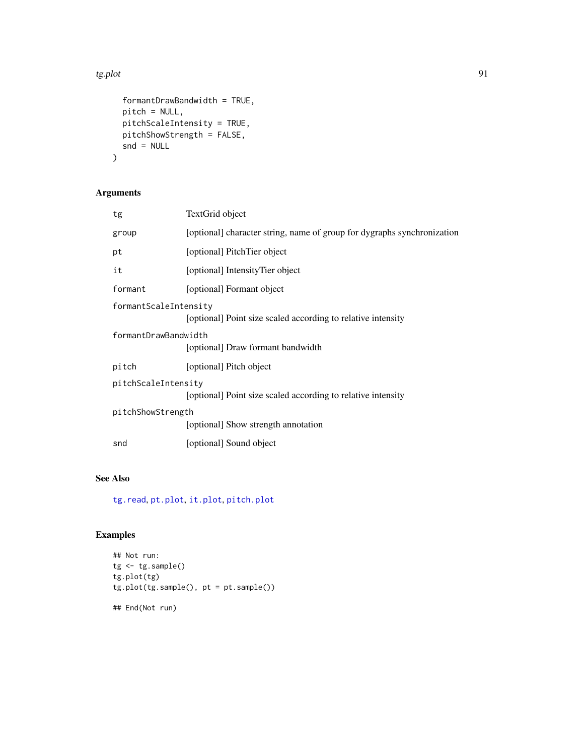```
  formantDrawBandwidth = TRUE,
  pitch = NULL,
  pitchScaleIntensity = TRUE,
  pitchShowStrength = FALSE,
  snd = NULL
)
```

## Arguments

| | |
|---|---|
| tg | TextGrid object |
| group | [optional] character string, name of group for dygraphs synchronization |
| pt | [optional] PitchTier object |
| it | [optional] IntensityTier object |
| formant | [optional] Formant object |
| formantScaleIntensity | [optional] Point size scaled according to relative intensity |
| formantDrawBandwidth | [optional] Draw formant bandwidth |
| pitch | [optional] Pitch object |
| pitchScaleIntensity | [optional] Point size scaled according to relative intensity |
| pitchShowStrength | [optional] Show strength annotation |
| snd | [optional] Sound object |

## See Also

tg.read, pt.plot, it.plot, pitch.plot

## Examples

```
## Not run:
tg <- tg.sample()
tg.plot(tg)
tg.plot(tg.sample(), pt = pt.sample())

## End(Not run)
```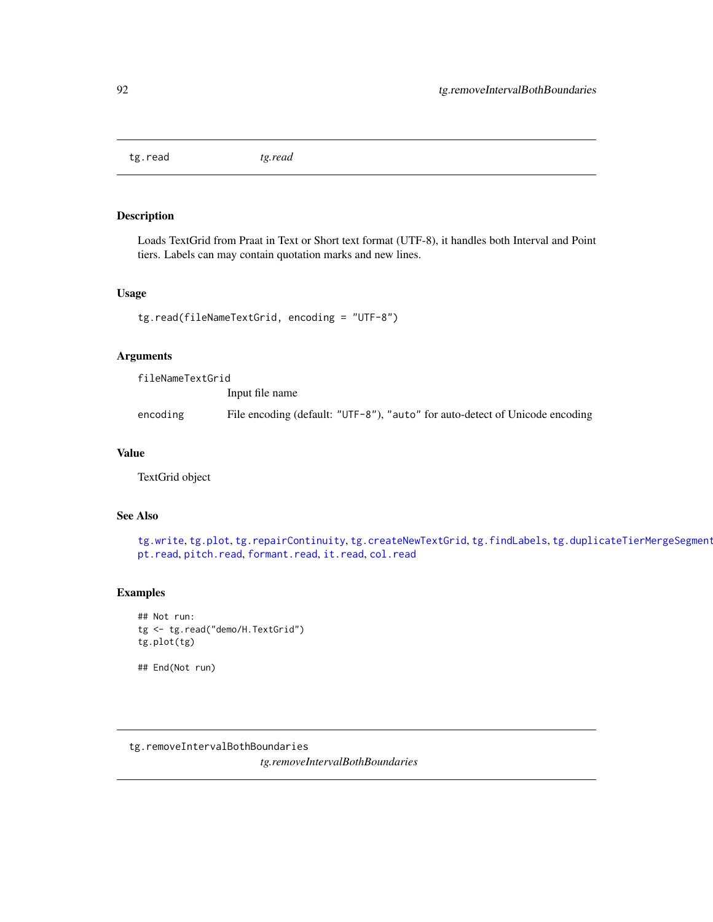## tg.read *tg.read*

### Description

Loads TextGrid from Praat in Text or Short text format (UTF-8), it handles both Interval and Point tiers. Labels can may contain quotation marks and new lines.

### Usage

```
tg.read(fileNameTextGrid, encoding = "UTF-8")
```

### Arguments

fileNameTextGrid
: Input file name

encoding
: File encoding (default: "UTF-8"), "auto" for auto-detect of Unicode encoding

### Value

TextGrid object

### See Also

tg.write, tg.plot, tg.repairContinuity, tg.createNewTextGrid, tg.findLabels, tg.duplicateTierMergeSegment pt.read, pitch.read, formant.read, it.read, col.read

### Examples

```
## Not run:
tg <- tg.read("demo/H.TextGrid")
tg.plot(tg)

## End(Not run)
```

## tg.removeIntervalBothBoundaries *tg.removeIntervalBothBoundaries*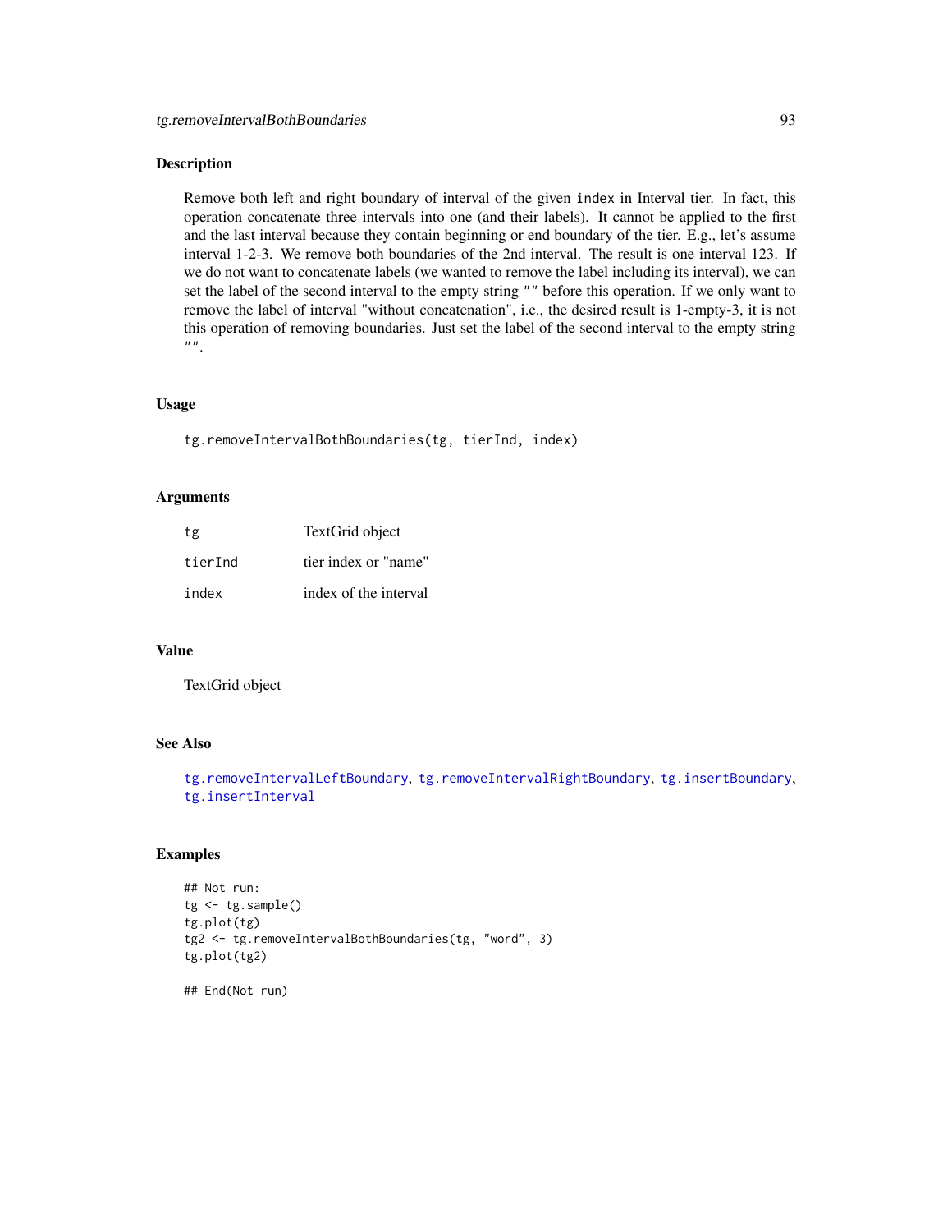## Description

Remove both left and right boundary of interval of the given `index` in Interval tier. In fact, this operation concatenate three intervals into one (and their labels). It cannot be applied to the first and the last interval because they contain beginning or end boundary of the tier. E.g., let's assume interval 1-2-3. We remove both boundaries of the 2nd interval. The result is one interval 123. If we do not want to concatenate labels (we wanted to remove the label including its interval), we can set the label of the second interval to the empty string `""` before this operation. If we only want to remove the label of interval "without concatenation", i.e., the desired result is 1-empty-3, it is not this operation of removing boundaries. Just set the label of the second interval to the empty string `""`.

## Usage

```
tg.removeIntervalBothBoundaries(tg, tierInd, index)
```

## Arguments

| | |
|---|---|
| `tg` | TextGrid object |
| `tierInd` | tier index or "name" |
| `index` | index of the interval |

## Value

TextGrid object

## See Also

`tg.removeIntervalLeftBoundary`, `tg.removeIntervalRightBoundary`, `tg.insertBoundary`, `tg.insertInterval`

## Examples

```
## Not run:
tg <- tg.sample()
tg.plot(tg)
tg2 <- tg.removeIntervalBothBoundaries(tg, "word", 3)
tg.plot(tg2)

## End(Not run)
```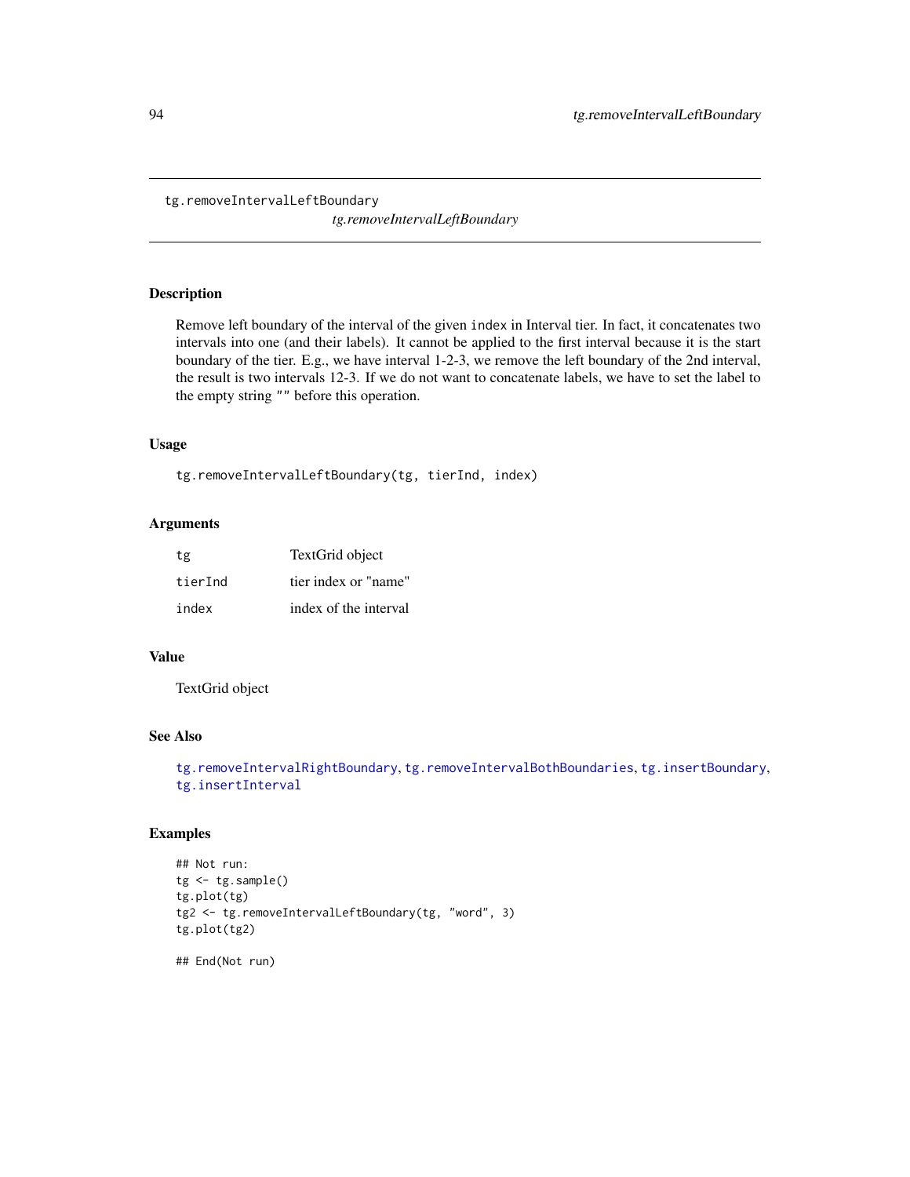# tg.removeIntervalLeftBoundary

*tg.removeIntervalLeftBoundary*

## Description

Remove left boundary of the interval of the given `index` in Interval tier. In fact, it concatenates two intervals into one (and their labels). It cannot be applied to the first interval because it is the start boundary of the tier. E.g., we have interval 1-2-3, we remove the left boundary of the 2nd interval, the result is two intervals 12-3. If we do not want to concatenate labels, we have to set the label to the empty string "" before this operation.

## Usage

```
tg.removeIntervalLeftBoundary(tg, tierInd, index)
```

## Arguments

| | |
|---|---|
| `tg` | TextGrid object |
| `tierInd` | tier index or "name" |
| `index` | index of the interval |

## Value

TextGrid object

## See Also

`tg.removeIntervalRightBoundary`, `tg.removeIntervalBothBoundaries`, `tg.insertBoundary`, `tg.insertInterval`

## Examples

```
## Not run:
tg <- tg.sample()
tg.plot(tg)
tg2 <- tg.removeIntervalLeftBoundary(tg, "word", 3)
tg.plot(tg2)

## End(Not run)
```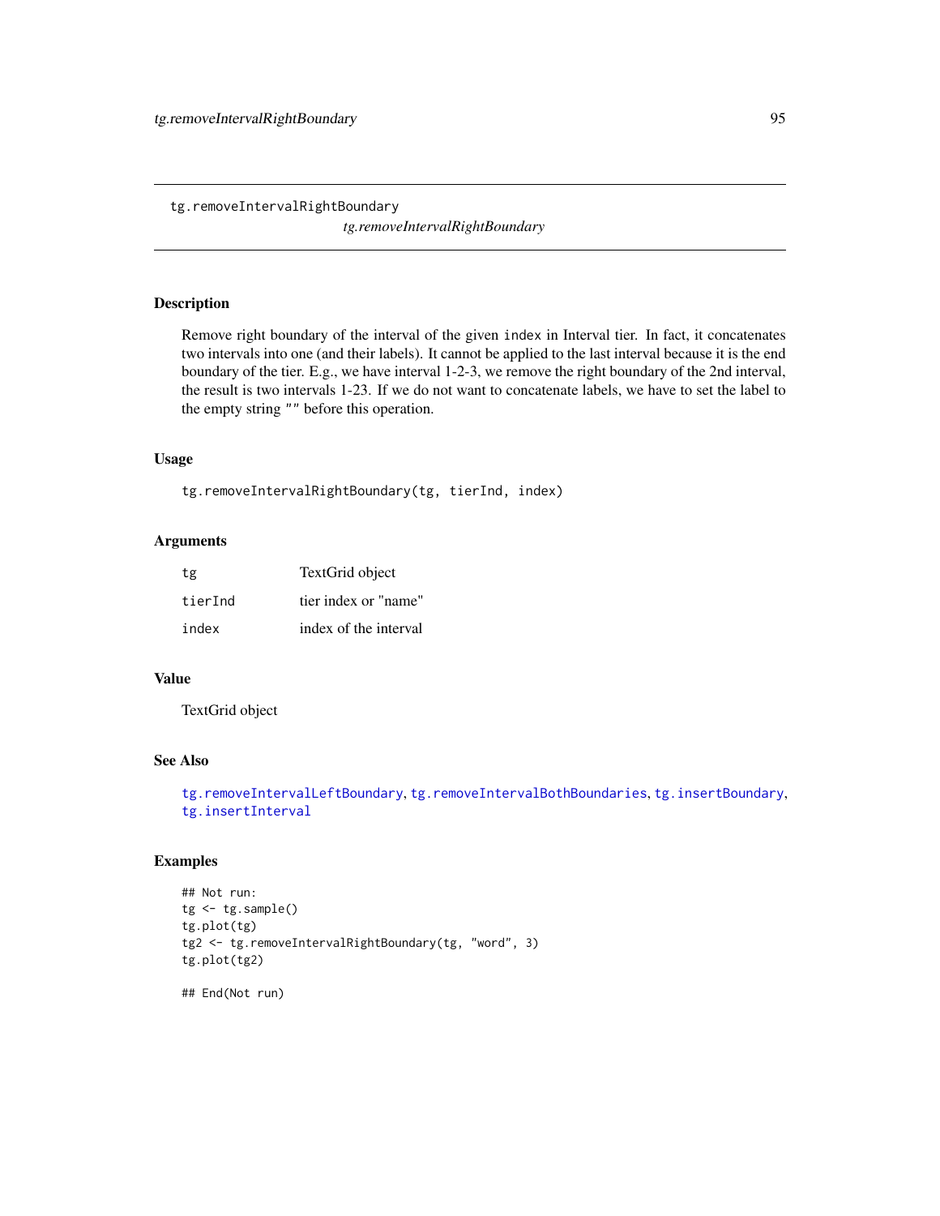# tg.removeIntervalRightBoundary

*tg.removeIntervalRightBoundary*

## Description

Remove right boundary of the interval of the given `index` in Interval tier. In fact, it concatenates two intervals into one (and their labels). It cannot be applied to the last interval because it is the end boundary of the tier. E.g., we have interval 1-2-3, we remove the right boundary of the 2nd interval, the result is two intervals 1-23. If we do not want to concatenate labels, we have to set the label to the empty string "" before this operation.

## Usage

```
tg.removeIntervalRightBoundary(tg, tierInd, index)
```

## Arguments

| | |
|---|---|
| `tg` | TextGrid object |
| `tierInd` | tier index or "name" |
| `index` | index of the interval |

## Value

TextGrid object

## See Also

`tg.removeIntervalLeftBoundary`, `tg.removeIntervalBothBoundaries`, `tg.insertBoundary`, `tg.insertInterval`

## Examples

```
## Not run:
tg <- tg.sample()
tg.plot(tg)
tg2 <- tg.removeIntervalRightBoundary(tg, "word", 3)
tg.plot(tg2)

## End(Not run)
```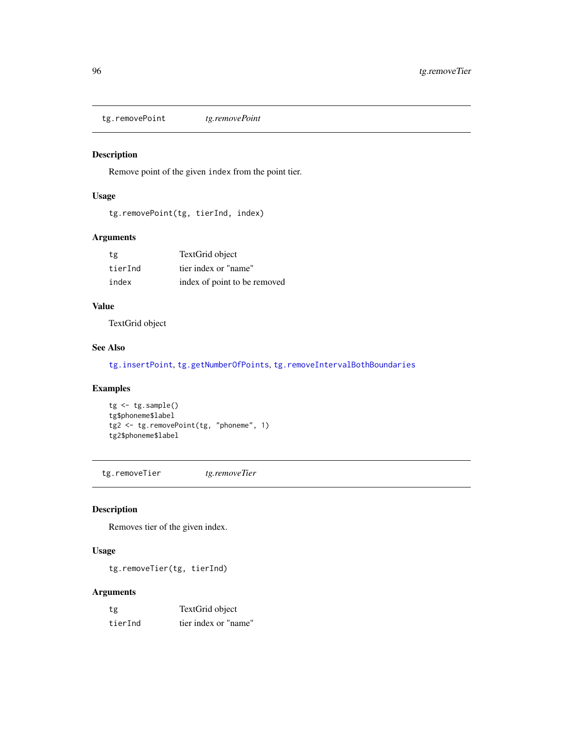## tg.removePoint *tg.removePoint*

### Description

Remove point of the given index from the point tier.

### Usage

```
tg.removePoint(tg, tierInd, index)
```

### Arguments

| | |
|---|---|
| tg | TextGrid object |
| tierInd | tier index or "name" |
| index | index of point to be removed |

### Value

TextGrid object

### See Also

tg.insertPoint, tg.getNumberOfPoints, tg.removeIntervalBothBoundaries

### Examples

```
tg <- tg.sample()
tg$phoneme$label
tg2 <- tg.removePoint(tg, "phoneme", 1)
tg2$phoneme$label
```

## tg.removeTier *tg.removeTier*

### Description

Removes tier of the given index.

### Usage

```
tg.removeTier(tg, tierInd)
```

### Arguments

| | |
|---|---|
| tg | TextGrid object |
| tierInd | tier index or "name" |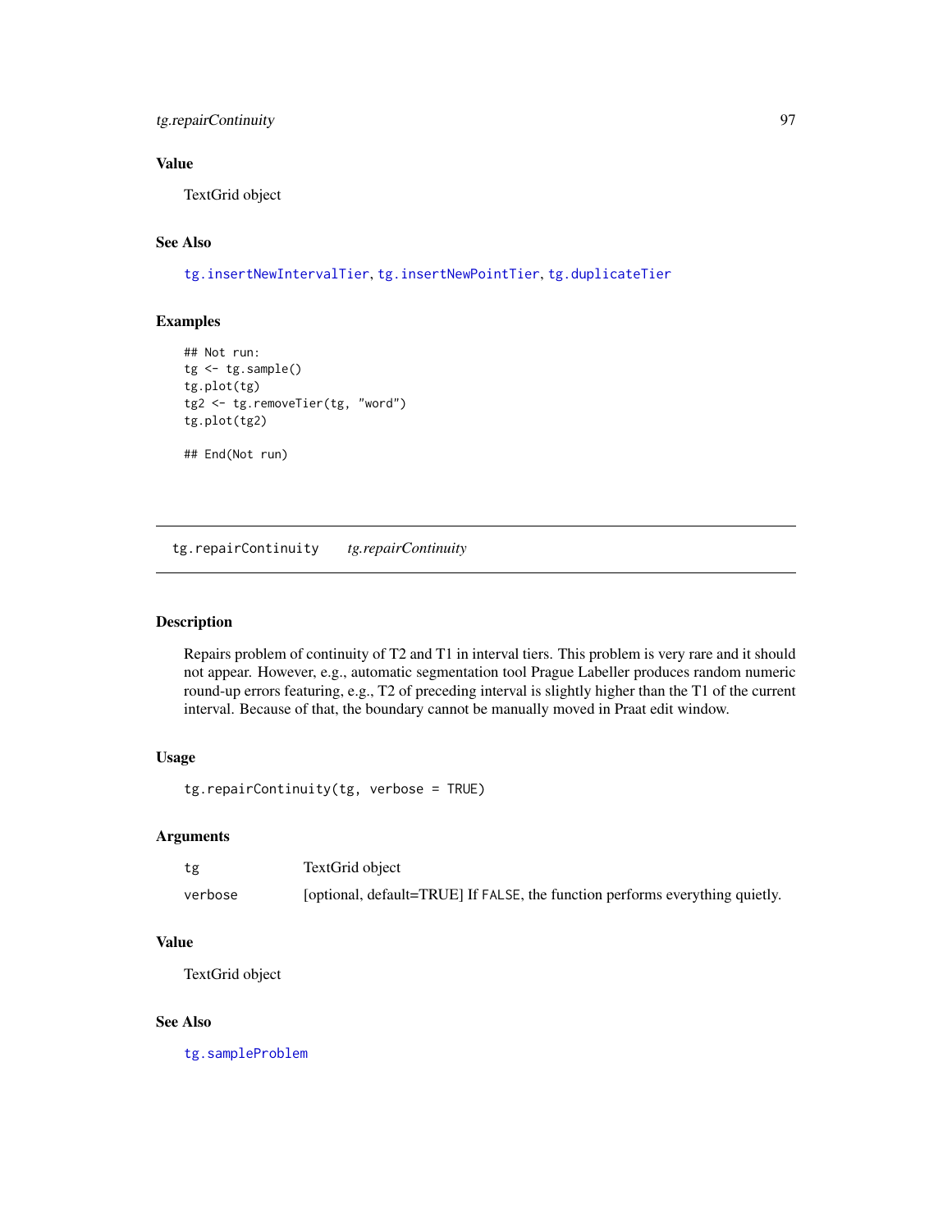### Value

TextGrid object

### See Also

tg.insertNewIntervalTier, tg.insertNewPointTier, tg.duplicateTier

### Examples

```
## Not run:
tg <- tg.sample()
tg.plot(tg)
tg2 <- tg.removeTier(tg, "word")
tg.plot(tg2)

## End(Not run)
```

---

## tg.repairContinuity    *tg.repairContinuity*

---

### Description

Repairs problem of continuity of T2 and T1 in interval tiers. This problem is very rare and it should not appear. However, e.g., automatic segmentation tool Prague Labeller produces random numeric round-up errors featuring, e.g., T2 of preceding interval is slightly higher than the T1 of the current interval. Because of that, the boundary cannot be manually moved in Praat edit window.

### Usage

```
tg.repairContinuity(tg, verbose = TRUE)
```

### Arguments

| | |
|---|---|
| tg | TextGrid object |
| verbose | [optional, default=TRUE] If FALSE, the function performs everything quietly. |

### Value

TextGrid object

### See Also

tg.sampleProblem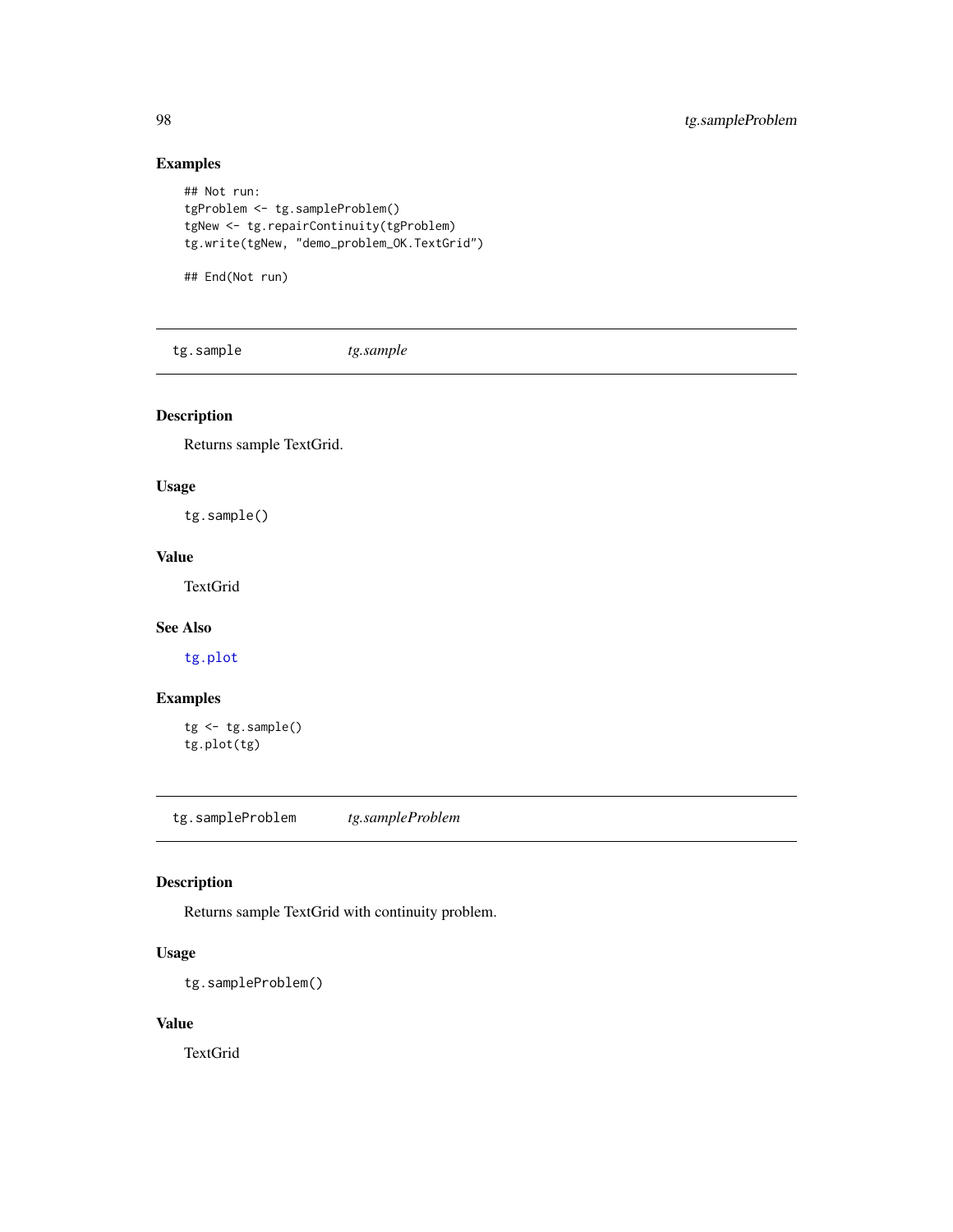## Examples

```
## Not run:
tgProblem <- tg.sampleProblem()
tgNew <- tg.repairContinuity(tgProblem)
tg.write(tgNew, "demo_problem_OK.TextGrid")

## End(Not run)
```

---

## tg.sample *tg.sample*

---

### Description

Returns sample TextGrid.

### Usage

```
tg.sample()
```

### Value

TextGrid

### See Also

`tg.plot`

### Examples

```
tg <- tg.sample()
tg.plot(tg)
```

---

## tg.sampleProblem *tg.sampleProblem*

---

### Description

Returns sample TextGrid with continuity problem.

### Usage

```
tg.sampleProblem()
```

### Value

TextGrid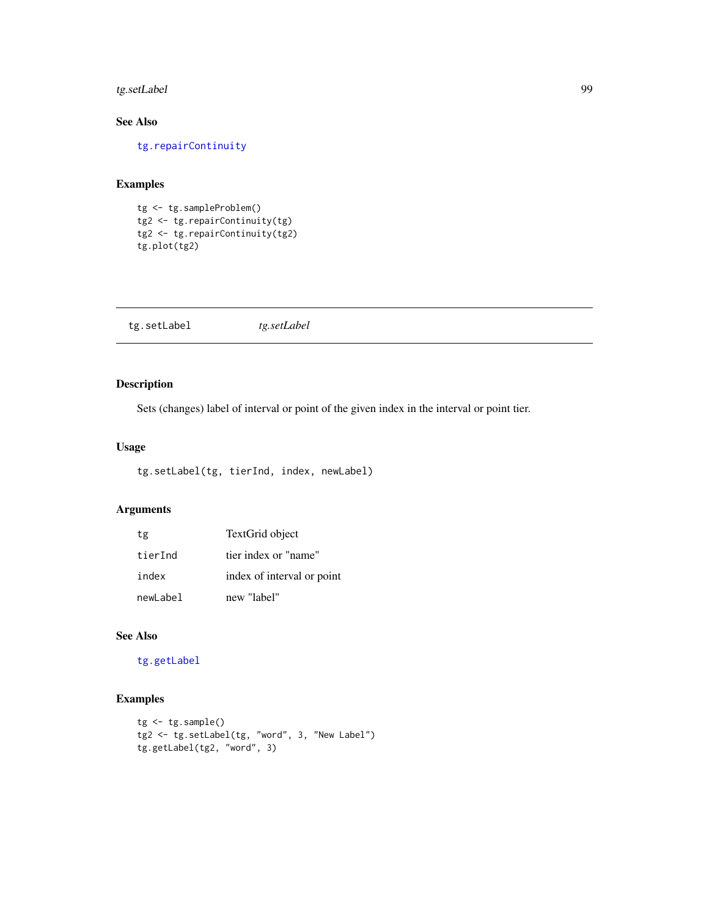### See Also

tg.repairContinuity

### Examples

```
tg <- tg.sampleProblem()
tg2 <- tg.repairContinuity(tg)
tg2 <- tg.repairContinuity(tg2)
tg.plot(tg2)
```

---

## tg.setLabel *tg.setLabel*

---

### Description

Sets (changes) label of interval or point of the given index in the interval or point tier.

### Usage

```
tg.setLabel(tg, tierInd, index, newLabel)
```

### Arguments

| | |
|---|---|
| tg | TextGrid object |
| tierInd | tier index or "name" |
| index | index of interval or point |
| newLabel | new "label" |

### See Also

tg.getLabel

### Examples

```
tg <- tg.sample()
tg2 <- tg.setLabel(tg, "word", 3, "New Label")
tg.getLabel(tg2, "word", 3)
```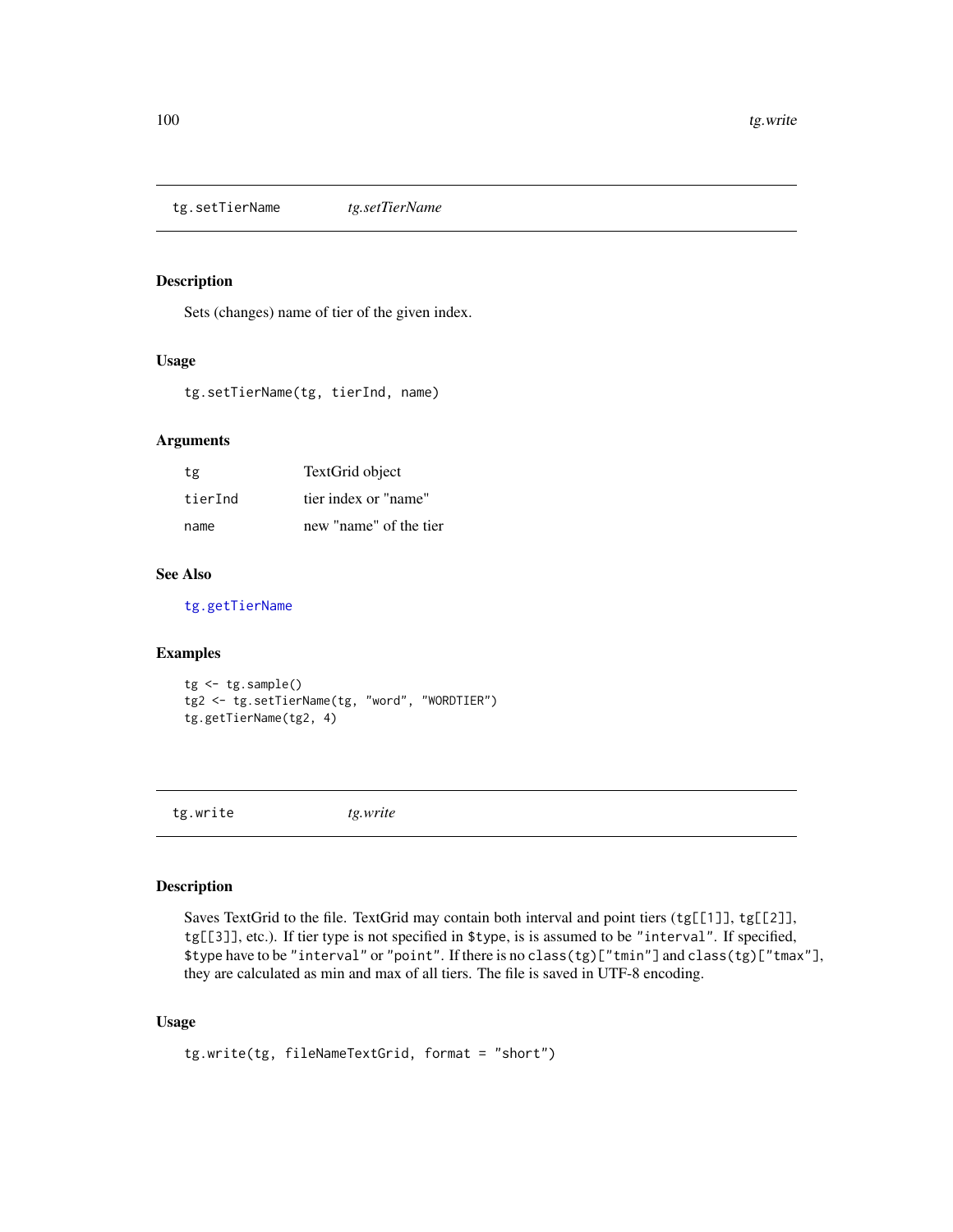## tg.setTierName *tg.setTierName*

### Description

Sets (changes) name of tier of the given index.

### Usage

```
tg.setTierName(tg, tierInd, name)
```

### Arguments

| | |
|---|---|
| tg | TextGrid object |
| tierInd | tier index or "name" |
| name | new "name" of the tier |

### See Also

tg.getTierName

### Examples

```
tg <- tg.sample()
tg2 <- tg.setTierName(tg, "word", "WORDTIER")
tg.getTierName(tg2, 4)
```

## tg.write *tg.write*

### Description

Saves TextGrid to the file. TextGrid may contain both interval and point tiers (`tg[[1]]`, `tg[[2]]`, `tg[[3]]`, etc.). If tier type is not specified in `$type`, is is assumed to be `"interval"`. If specified, `$type` have to be `"interval"` or `"point"`. If there is no `class(tg)["tmin"]` and `class(tg)["tmax"]`, they are calculated as min and max of all tiers. The file is saved in UTF-8 encoding.

### Usage

```
tg.write(tg, fileNameTextGrid, format = "short")
```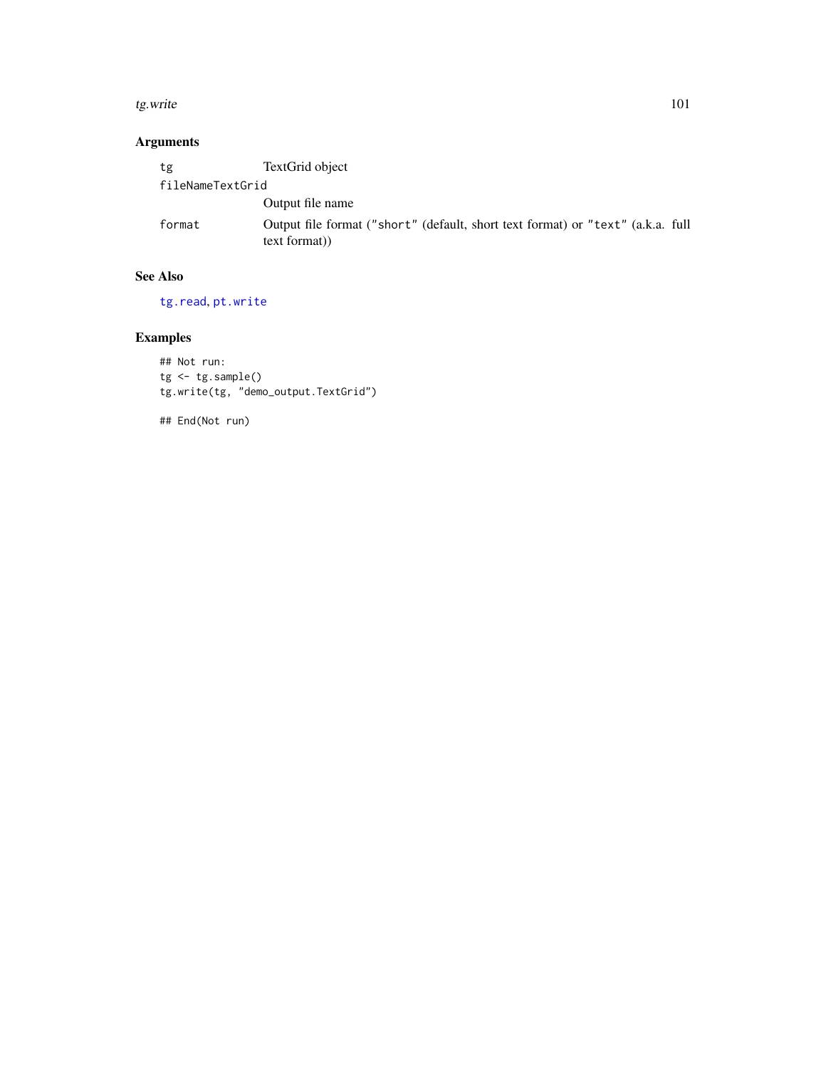### Arguments

| | |
|---|---|
| `tg` | TextGrid object |
| `fileNameTextGrid` | Output file name |
| `format` | Output file format (`"short"` (default, short text format) or `"text"` (a.k.a. full text format)) |

### See Also

`tg.read`, `pt.write`

### Examples

```
## Not run:
tg <- tg.sample()
tg.write(tg, "demo_output.TextGrid")

## End(Not run)
```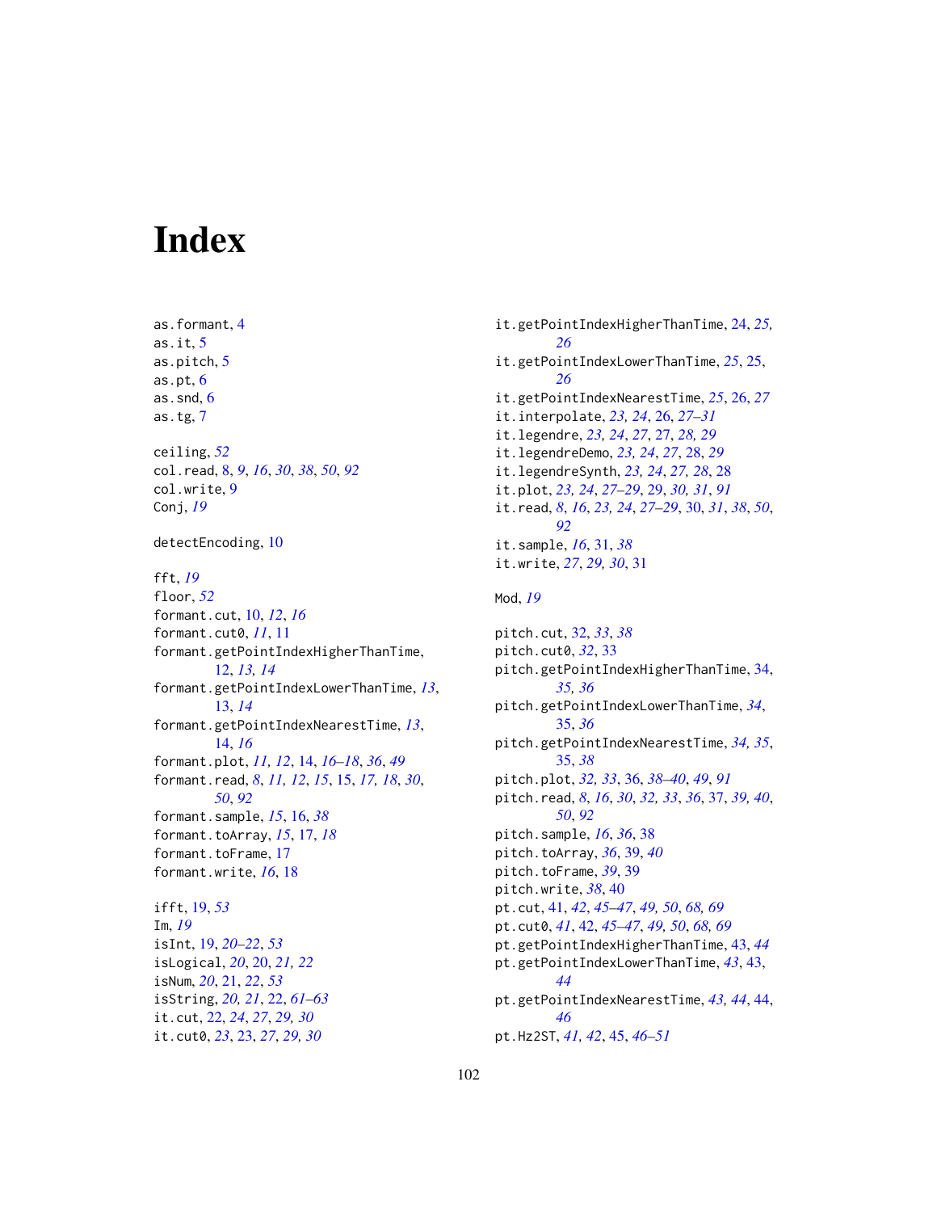# Index

as.formant, 4
as.it, 5
as.pitch, 5
as.pt, 6
as.snd, 6
as.tg, 7

ceiling, *52*
col.read, 8, *9*, *16*, *30*, *38*, *50*, *92*
col.write, 9
Conj, *19*

detectEncoding, 10

fft, *19*
floor, *52*
formant.cut, 10, *12*, *16*
formant.cut0, *11*, 11
formant.getPointIndexHigherThanTime, 12, *13*, *14*
formant.getPointIndexLowerThanTime, *13*, 13, *14*
formant.getPointIndexNearestTime, *13*, 14, *16*
formant.plot, *11*, *12*, 14, *16–18*, *36*, *49*
formant.read, *8*, *11*, *12*, *15*, 15, *17*, *18*, *30*, *50*, *92*
formant.sample, *15*, 16, *38*
formant.toArray, *15*, 17, *18*
formant.toFrame, 17
formant.write, *16*, 18

ifft, 19, *53*
Im, *19*
isInt, 19, *20–22*, *53*
isLogical, *20*, 20, *21*, *22*
isNum, *20*, 21, *22*, *53*
isString, *20*, *21*, 22, *61–63*
it.cut, 22, *24*, *27*, *29*, *30*
it.cut0, *23*, 23, *27*, *29*, *30*
it.getPointIndexHigherThanTime, 24, *25*, *26*
it.getPointIndexLowerThanTime, *25*, 25, *26*
it.getPointIndexNearestTime, *25*, 26, *27*
it.interpolate, *23*, *24*, 26, *27–31*
it.legendre, *23*, *24*, *27*, 27, *28*, *29*
it.legendreDemo, *23*, *24*, *27*, 28, *29*
it.legendreSynth, *23*, *24*, *27*, *28*, 28
it.plot, *23*, *24*, *27–29*, 29, *30*, *31*, *91*
it.read, *8*, *16*, *23*, *24*, *27–29*, 30, *31*, *38*, *50*, *92*
it.sample, *16*, 31, *38*
it.write, *27*, *29*, *30*, 31

Mod, *19*

pitch.cut, 32, *33*, *38*
pitch.cut0, *32*, 33
pitch.getPointIndexHigherThanTime, 34, *35*, *36*
pitch.getPointIndexLowerThanTime, *34*, 35, *36*
pitch.getPointIndexNearestTime, *34*, *35*, 35, *38*
pitch.plot, *32*, *33*, 36, *38–40*, *49*, *91*
pitch.read, *8*, *16*, *30*, *32*, *33*, *36*, 37, *39*, *40*, *50*, *92*
pitch.sample, *16*, *36*, 38
pitch.toArray, *36*, 39, *40*
pitch.toFrame, *39*, 39
pitch.write, *38*, 40
pt.cut, 41, *42*, *45–47*, *49*, *50*, *68*, *69*
pt.cut0, *41*, 42, *45–47*, *49*, *50*, *68*, *69*
pt.getPointIndexHigherThanTime, 43, *44*
pt.getPointIndexLowerThanTime, *43*, 43, *44*
pt.getPointIndexNearestTime, *43*, *44*, 44, *46*
pt.Hz2ST, *41*, *42*, 45, *46–51*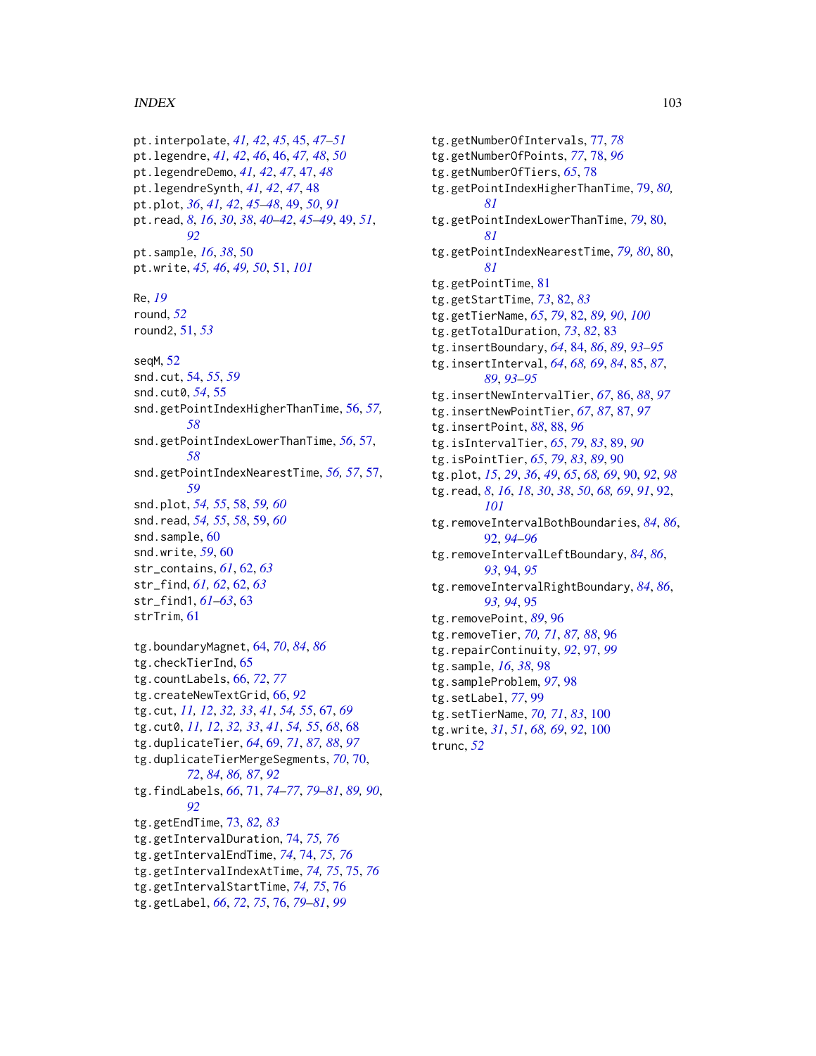pt.interpolate, *41, 42*, *45*, 45, *47–51*
pt.legendre, *41, 42*, *46*, 46, *47, 48*, *50*
pt.legendreDemo, *41, 42*, *47*, 47, *48*
pt.legendreSynth, *41, 42*, *47*, 48
pt.plot, *36*, *41, 42*, *45–48*, 49, *50*, *91*
pt.read, *8*, *16*, *30*, *38*, *40–42*, *45–49*, 49, *51*, *92*
pt.sample, *16*, *38*, 50
pt.write, *45, 46*, *49, 50*, 51, *101*

Re, *19*
round, *52*
round2, 51, *53*

seqM, 52
snd.cut, 54, *55*, *59*
snd.cut0, *54*, 55
snd.getPointIndexHigherThanTime, 56, *57, 58*
snd.getPointIndexLowerThanTime, *56*, 57, *58*
snd.getPointIndexNearestTime, *56, 57*, 57, *59*
snd.plot, *54, 55*, 58, *59, 60*
snd.read, *54, 55*, *58*, 59, *60*
snd.sample, 60
snd.write, *59*, 60
str_contains, *61*, 62, *63*
str_find, *61, 62*, 62, *63*
str_find1, *61–63*, 63
strTrim, 61

tg.boundaryMagnet, 64, *70*, *84*, *86*
tg.checkTierInd, 65
tg.countLabels, 66, *72*, *77*
tg.createNewTextGrid, 66, *92*
tg.cut, *11, 12*, *32, 33*, *41*, *54, 55*, 67, *69*
tg.cut0, *11, 12*, *32, 33*, *41*, *54, 55*, *68*, 68
tg.duplicateTier, *64*, 69, *71*, *87, 88*, *97*
tg.duplicateTierMergeSegments, *70*, 70, *72*, *84*, *86, 87*, *92*
tg.findLabels, *66*, 71, *74–77*, *79–81*, *89, 90*, *92*
tg.getEndTime, 73, *82, 83*
tg.getIntervalDuration, 74, *75, 76*
tg.getIntervalEndTime, *74*, 74, *75, 76*
tg.getIntervalIndexAtTime, *74, 75*, 75, *76*
tg.getIntervalStartTime, *74, 75*, 76
tg.getLabel, *66*, *72*, *75*, 76, *79–81*, *99*
tg.getNumberOfIntervals, 77, *78*
tg.getNumberOfPoints, *77*, 78, *96*
tg.getNumberOfTiers, *65*, 78
tg.getPointIndexHigherThanTime, 79, *80, 81*
tg.getPointIndexLowerThanTime, *79*, 80, *81*
tg.getPointIndexNearestTime, *79, 80*, 80, *81*
tg.getPointTime, 81
tg.getStartTime, *73*, 82, *83*
tg.getTierName, *65*, *79*, 82, *89, 90*, *100*
tg.getTotalDuration, *73*, *82*, 83
tg.insertBoundary, *64*, 84, *86*, *89*, *93–95*
tg.insertInterval, *64*, *68, 69*, *84*, 85, *87*, *89*, *93–95*
tg.insertNewIntervalTier, *67*, 86, *88*, *97*
tg.insertNewPointTier, *67*, *87*, 87, *97*
tg.insertPoint, *88*, 88, *96*
tg.isIntervalTier, *65*, *79*, *83*, 89, *90*
tg.isPointTier, *65*, *79*, *83*, *89*, 90
tg.plot, *15*, *29*, *36*, *49*, *65*, *68, 69*, 90, *92*, *98*
tg.read, *8*, *16*, *18*, *30*, *38*, *50*, *68, 69*, *91*, 92, *101*
tg.removeIntervalBothBoundaries, *84*, *86*, *92*, *94–96*
tg.removeIntervalLeftBoundary, *84*, *86*, *93*, 94, *95*
tg.removeIntervalRightBoundary, *84*, *86*, *93, 94*, 95
tg.removePoint, *89*, 96
tg.removeTier, *70, 71*, *87, 88*, 96
tg.repairContinuity, *92*, 97, *99*
tg.sample, *16*, *38*, 98
tg.sampleProblem, *97*, 98
tg.setLabel, *77*, 99
tg.setTierName, *70, 71*, *83*, 100
tg.write, *31*, *51*, *68, 69*, *92*, 100
trunc, *52*